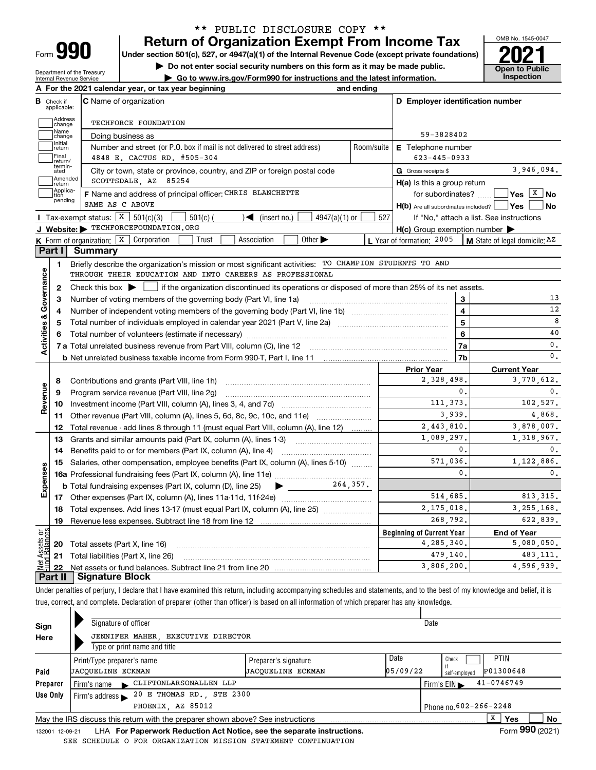** PUBLIC DISCLOSURE COPY **

# Form 990 — Return of Organization Exempt From Income Tax (2021)

Under section 501(c), 527, or 4947(a)(1) of the Internal Revenue Code (except private foundations)

▶ Do not enter social security numbers on this form as it may be made public.

▶ Go to www.irs.gov/Form990 for instructions and the latest information.

Department of the Treasury, Internal Revenue Service

OMB No. 1545-0047 — Open to Public Inspection

**A** For the 2021 calendar year, or tax year beginning and ending

**B** Check if applicable: Address change, Name change, Initial return, Final return/terminated, Amended return, Application pending

**C** Name of organization: TECHFORCE FOUNDATION

Doing business as

Number and street (or P.O. box if mail is not delivered to street address): 4848 E. CACTUS RD. #505-304 — Room/suite

City or town, state or province, country, and ZIP or foreign postal code: SCOTTSDALE, AZ 85254

**D** Employer identification number: 59-3828402

**E** Telephone number: 623-445-0933

**G** Gross receipts $ 3,946,094.

**F** Name and address of principal officer: CHRIS BLANCHETTE, SAME AS C ABOVE

**H(a)** Is this a group return for subordinates? Yes [ ] No [X]

**H(b)** Are all subordinates included? Yes [ ] No [ ] If "No," attach a list. See instructions

**H(c)** Group exemption number ▶

**I** Tax-exempt status: [X] 501(c)(3) [ ] 501(c) ( ) ◀ (insert no.) [ ] 4947(a)(1) or [ ] 527

**J** Website: ▶ TECHFORCEFOUNDATION.ORG

**K** Form of organization: [X] Corporation [ ] Trust [ ] Association [ ] Other ▶

**L** Year of formation: 2005 **M** State of legal domicile: AZ

## Part I Summary

**Activities & Governance**

1. Briefly describe the organization's mission or most significant activities: TO CHAMPION STUDENTS TO AND THROUGH THEIR EDUCATION AND INTO CAREERS AS PROFESSIONAL
2. Check this box ▶ [ ] if the organization discontinued its operations or disposed of more than 25% of its net assets.

| Line | Description | No. | Value |
|---|---|---|---|
| 3 | Number of voting members of the governing body (Part VI, line 1a) | 3 | 13 |
| 4 | Number of independent voting members of the governing body (Part VI, line 1b) | 4 | 12 |
| 5 | Total number of individuals employed in calendar year 2021 (Part V, line 2a) | 5 | 8 |
| 6 | Total number of volunteers (estimate if necessary) | 6 | 40 |
| 7a | Total unrelated business revenue from Part VIII, column (C), line 12 | 7a | 0. |
| 7b | Net unrelated business taxable income from Form 990-T, Part I, line 11 | 7b | 0. |

| Line | Description | Prior Year | Current Year |
|---|---|---|---|
| **Revenue** | | | |
| 8 | Contributions and grants (Part VIII, line 1h) | 2,328,498. | 3,770,612. |
| 9 | Program service revenue (Part VIII, line 2g) | 0. | 0. |
| 10 | Investment income (Part VIII, column (A), lines 3, 4, and 7d) | 111,373. | 102,527. |
| 11 | Other revenue (Part VIII, column (A), lines 5, 6d, 8c, 9c, 10c, and 11e) | 3,939. | 4,868. |
| 12 | Total revenue - add lines 8 through 11 (must equal Part VIII, column (A), line 12) | 2,443,810. | 3,878,007. |
| **Expenses** | | | |
| 13 | Grants and similar amounts paid (Part IX, column (A), lines 1-3) | 1,089,297. | 1,318,967. |
| 14 | Benefits paid to or for members (Part IX, column (A), line 4) | 0. | 0. |
| 15 | Salaries, other compensation, employee benefits (Part IX, column (A), lines 5-10) | 571,036. | 1,122,886. |
| 16a | Professional fundraising fees (Part IX, column (A), line 11e) | 0. | 0. |
| b | Total fundraising expenses (Part IX, column (D), line 25) ▶ 264,357. | | |
| 17 | Other expenses (Part IX, column (A), lines 11a-11d, 11f-24e) | 514,685. | 813,315. |
| 18 | Total expenses. Add lines 13-17 (must equal Part IX, column (A), line 25) | 2,175,018. | 3,255,168. |
| 19 | Revenue less expenses. Subtract line 18 from line 12 | 268,792. | 622,839. |

| Line | Net Assets or Fund Balances | Beginning of Current Year | End of Year |
|---|---|---|---|
| 20 | Total assets (Part X, line 16) | 4,285,340. | 5,080,050. |
| 21 | Total liabilities (Part X, line 26) | 479,140. | 483,111. |
| 22 | Net assets or fund balances. Subtract line 21 from line 20 | 3,806,200. | 4,596,939. |

## Part II Signature Block

Under penalties of perjury, I declare that I have examined this return, including accompanying schedules and statements, and to the best of my knowledge and belief, it is true, correct, and complete. Declaration of preparer (other than officer) is based on all information of which preparer has any knowledge.

**Sign Here**

Signature of officer — Date

JENNIFER MAHER, EXECUTIVE DIRECTOR

Type or print name and title

**Paid Preparer Use Only**

| Print/Type preparer's name | Preparer's signature | Date | Check if self-employed | PTIN |
|---|---|---|---|---|
| JACQUELINE ECKMAN | JACQUELINE ECKMAN | 05/09/22 | [ ] | P01300648 |

Firm's name ▶ CLIFTONLARSONALLEN LLP — Firm's EIN ▶ 41-0746749

Firm's address ▶ 20 E THOMAS RD., STE 2300, PHOENIX, AZ 85012 — Phone no. 602-266-2248

May the IRS discuss this return with the preparer shown above? See instructions [X] Yes [ ] No

132001 12-09-21 LHA For Paperwork Reduction Act Notice, see the separate instructions. Form **990** (2021)

SEE SCHEDULE O FOR ORGANIZATION MISSION STATEMENT CONTINUATION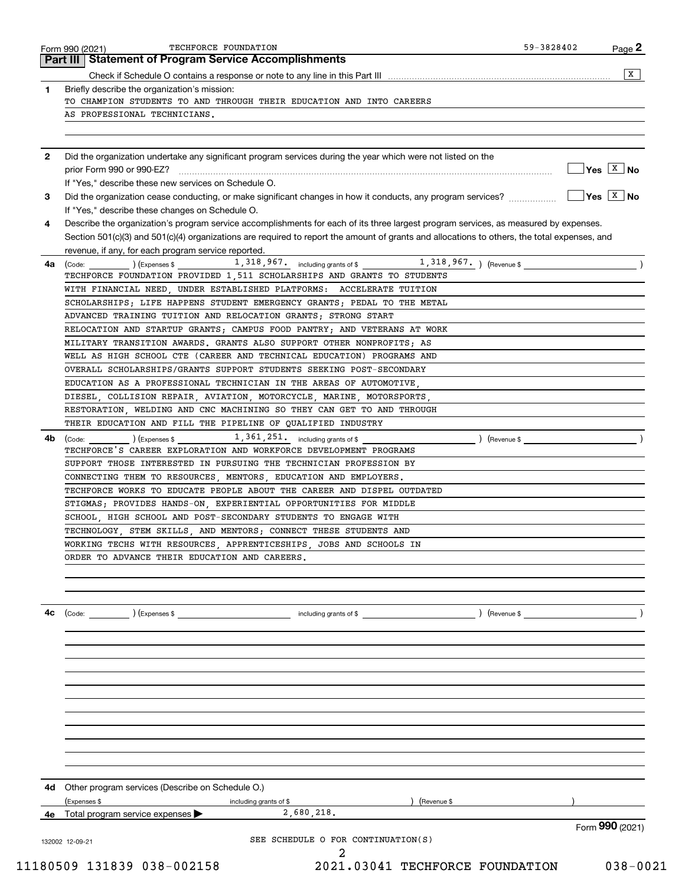Form 990 (2021) TECHFORCE FOUNDATION 59-3828402 Page **2**

## Part III Statement of Program Service Accomplishments

Check if Schedule O contains a response or note to any line in this Part III [X]

**1** Briefly describe the organization's mission:

TO CHAMPION STUDENTS TO AND THROUGH THEIR EDUCATION AND INTO CAREERS AS PROFESSIONAL TECHNICIANS.

**2** Did the organization undertake any significant program services during the year which were not listed on the prior Form 990 or 990-EZ? [ ] Yes [X] No

If "Yes," describe these new services on Schedule O.

**3** Did the organization cease conducting, or make significant changes in how it conducts, any program services? [ ] Yes [X] No

If "Yes," describe these changes on Schedule O.

**4** Describe the organization's program service accomplishments for each of its three largest program services, as measured by expenses. Section 501(c)(3) and 501(c)(4) organizations are required to report the amount of grants and allocations to others, the total expenses, and revenue, if any, for each program service reported.

**4a** (Code: ) (Expenses $ 1,318,967. including grants of $ 1,318,967. ) (Revenue $ )

TECHFORCE FOUNDATION PROVIDED 1,511 SCHOLARSHIPS AND GRANTS TO STUDENTS WITH FINANCIAL NEED, UNDER ESTABLISHED PLATFORMS: ACCELERATE TUITION SCHOLARSHIPS; LIFE HAPPENS STUDENT EMERGENCY GRANTS; PEDAL TO THE METAL ADVANCED TRAINING TUITION AND RELOCATION GRANTS; STRONG START RELOCATION AND STARTUP GRANTS; CAMPUS FOOD PANTRY; AND VETERANS AT WORK MILITARY TRANSITION AWARDS. GRANTS ALSO SUPPORT OTHER NONPROFITS; AS WELL AS HIGH SCHOOL CTE (CAREER AND TECHNICAL EDUCATION) PROGRAMS AND OVERALL SCHOLARSHIPS/GRANTS SUPPORT STUDENTS SEEKING POST-SECONDARY EDUCATION AS A PROFESSIONAL TECHNICIAN IN THE AREAS OF AUTOMOTIVE, DIESEL, COLLISION REPAIR, AVIATION, MOTORCYCLE, MARINE, MOTORSPORTS, RESTORATION, WELDING AND CNC MACHINING SO THEY CAN GET TO AND THROUGH THEIR EDUCATION AND FILL THE PIPELINE OF QUALIFIED INDUSTRY

**4b** (Code: ) (Expenses $ 1,361,251. including grants of $ ) (Revenue $ )

TECHFORCE'S CAREER EXPLORATION AND WORKFORCE DEVELOPMENT PROGRAMS SUPPORT THOSE INTERESTED IN PURSUING THE TECHNICIAN PROFESSION BY CONNECTING THEM TO RESOURCES, MENTORS, EDUCATION AND EMPLOYERS. TECHFORCE WORKS TO EDUCATE PEOPLE ABOUT THE CAREER AND DISPEL OUTDATED STIGMAS; PROVIDES HANDS-ON, EXPERIENTIAL OPPORTUNITIES FOR MIDDLE SCHOOL, HIGH SCHOOL AND POST-SECONDARY STUDENTS TO ENGAGE WITH TECHNOLOGY, STEM SKILLS, AND MENTORS; CONNECT THESE STUDENTS AND WORKING TECHS WITH RESOURCES, APPRENTICESHIPS, JOBS AND SCHOOLS IN ORDER TO ADVANCE THEIR EDUCATION AND CAREERS.

**4c** (Code: ) (Expenses $ including grants of $ ) (Revenue $ )

**4d** Other program services (Describe on Schedule O.)

(Expenses $ including grants of $ ) (Revenue $ )

**4e** Total program service expenses ▶ 2,680,218.

Form **990** (2021)

SEE SCHEDULE O FOR CONTINUATION(S)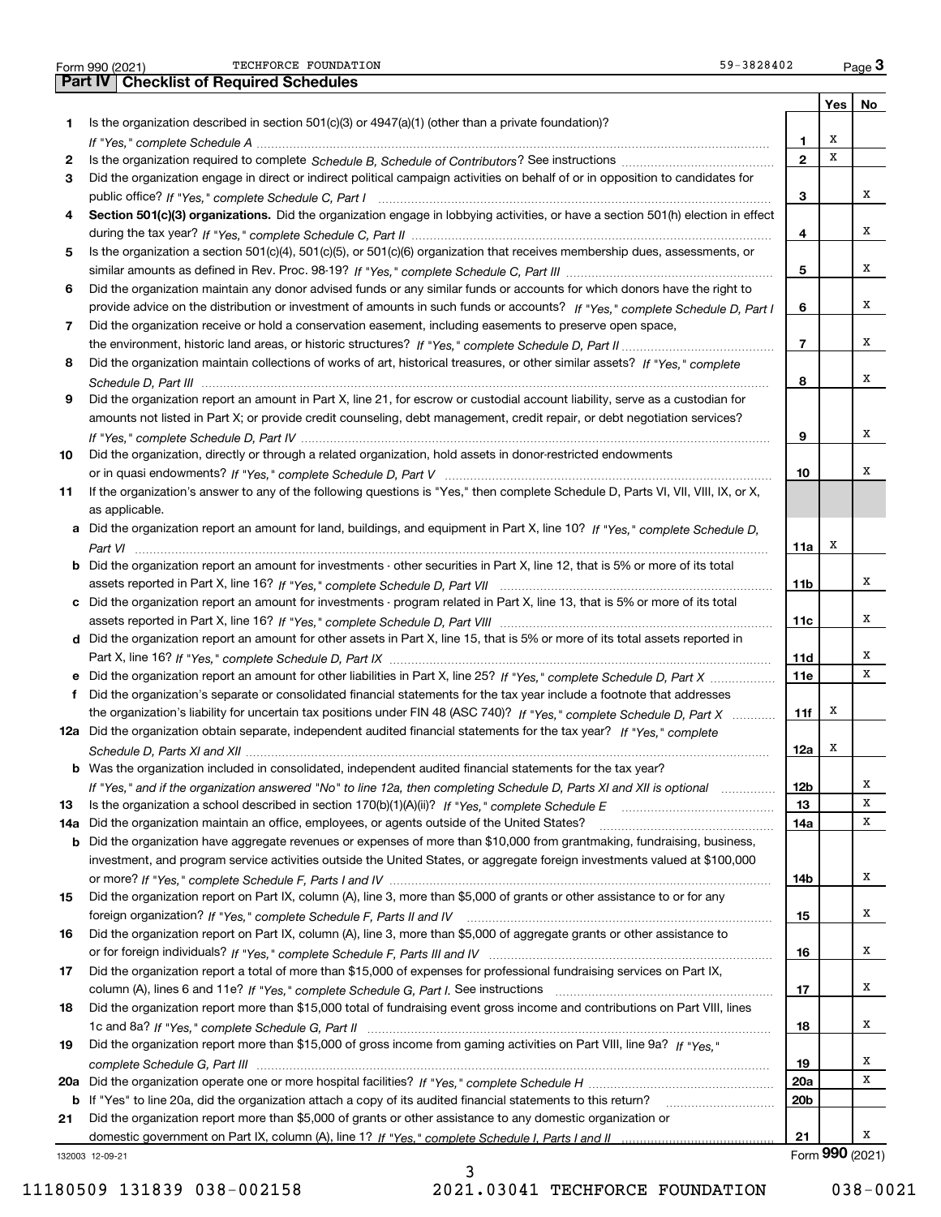Form 990 (2021) TECHFORCE FOUNDATION 59-3828402 Page 3

## Part IV Checklist of Required Schedules

| | | | Yes | No |
|---|---|---|---|---|
| 1 | Is the organization described in section 501(c)(3) or 4947(a)(1) (other than a private foundation)? *If "Yes," complete Schedule A* | 1 | X | |
| 2 | Is the organization required to complete *Schedule B, Schedule of Contributors*? See instructions | 2 | X | |
| 3 | Did the organization engage in direct or indirect political campaign activities on behalf of or in opposition to candidates for public office? *If "Yes," complete Schedule C, Part I* | 3 | | X |
| 4 | **Section 501(c)(3) organizations.** Did the organization engage in lobbying activities, or have a section 501(h) election in effect during the tax year? *If "Yes," complete Schedule C, Part II* | 4 | | X |
| 5 | Is the organization a section 501(c)(4), 501(c)(5), or 501(c)(6) organization that receives membership dues, assessments, or similar amounts as defined in Rev. Proc. 98-19? *If "Yes," complete Schedule C, Part III* | 5 | | X |
| 6 | Did the organization maintain any donor advised funds or any similar funds or accounts for which donors have the right to provide advice on the distribution or investment of amounts in such funds or accounts? *If "Yes," complete Schedule D, Part I* | 6 | | X |
| 7 | Did the organization receive or hold a conservation easement, including easements to preserve open space, the environment, historic land areas, or historic structures? *If "Yes," complete Schedule D, Part II* | 7 | | X |
| 8 | Did the organization maintain collections of works of art, historical treasures, or other similar assets? *If "Yes," complete Schedule D, Part III* | 8 | | X |
| 9 | Did the organization report an amount in Part X, line 21, for escrow or custodial account liability, serve as a custodian for amounts not listed in Part X; or provide credit counseling, debt management, credit repair, or debt negotiation services? *If "Yes," complete Schedule D, Part IV* | 9 | | X |
| 10 | Did the organization, directly or through a related organization, hold assets in donor-restricted endowments or in quasi endowments? *If "Yes," complete Schedule D, Part V* | 10 | | X |
| 11 | If the organization's answer to any of the following questions is "Yes," then complete Schedule D, Parts VI, VII, VIII, IX, or X, as applicable. | | | |
| a | Did the organization report an amount for land, buildings, and equipment in Part X, line 10? *If "Yes," complete Schedule D, Part VI* | 11a | X | |
| b | Did the organization report an amount for investments - other securities in Part X, line 12, that is 5% or more of its total assets reported in Part X, line 16? *If "Yes," complete Schedule D, Part VII* | 11b | | X |
| c | Did the organization report an amount for investments - program related in Part X, line 13, that is 5% or more of its total assets reported in Part X, line 16? *If "Yes," complete Schedule D, Part VIII* | 11c | | X |
| d | Did the organization report an amount for other assets in Part X, line 15, that is 5% or more of its total assets reported in Part X, line 16? *If "Yes," complete Schedule D, Part IX* | 11d | | X |
| e | Did the organization report an amount for other liabilities in Part X, line 25? *If "Yes," complete Schedule D, Part X* | 11e | | X |
| f | Did the organization's separate or consolidated financial statements for the tax year include a footnote that addresses the organization's liability for uncertain tax positions under FIN 48 (ASC 740)? *If "Yes," complete Schedule D, Part X* | 11f | X | |
| 12a | Did the organization obtain separate, independent audited financial statements for the tax year? *If "Yes," complete Schedule D, Parts XI and XII* | 12a | X | |
| b | Was the organization included in consolidated, independent audited financial statements for the tax year? *If "Yes," and if the organization answered "No" to line 12a, then completing Schedule D, Parts XI and XII is optional* | 12b | | X |
| 13 | Is the organization a school described in section 170(b)(1)(A)(ii)? *If "Yes," complete Schedule E* | 13 | | X |
| 14a | Did the organization maintain an office, employees, or agents outside of the United States? | 14a | | X |
| b | Did the organization have aggregate revenues or expenses of more than $10,000 from grantmaking, fundraising, business, investment, and program service activities outside the United States, or aggregate foreign investments valued at $100,000 or more? *If "Yes," complete Schedule F, Parts I and IV* | 14b | | X |
| 15 | Did the organization report on Part IX, column (A), line 3, more than $5,000 of grants or other assistance to or for any foreign organization? *If "Yes," complete Schedule F, Parts II and IV* | 15 | | X |
| 16 | Did the organization report on Part IX, column (A), line 3, more than $5,000 of aggregate grants or other assistance to or for foreign individuals? *If "Yes," complete Schedule F, Parts III and IV* | 16 | | X |
| 17 | Did the organization report a total of more than $15,000 of expenses for professional fundraising services on Part IX, column (A), lines 6 and 11e? *If "Yes," complete Schedule G, Part I.* See instructions | 17 | | X |
| 18 | Did the organization report more than $15,000 total of fundraising event gross income and contributions on Part VIII, lines 1c and 8a? *If "Yes," complete Schedule G, Part II* | 18 | | X |
| 19 | Did the organization report more than $15,000 of gross income from gaming activities on Part VIII, line 9a? *If "Yes," complete Schedule G, Part III* | 19 | | X |
| 20a | Did the organization operate one or more hospital facilities? *If "Yes," complete Schedule H* | 20a | | X |
| b | If "Yes" to line 20a, did the organization attach a copy of its audited financial statements to this return? | 20b | | |
| 21 | Did the organization report more than $5,000 of grants or other assistance to any domestic organization or domestic government on Part IX, column (A), line 1? *If "Yes," complete Schedule I, Parts I and II* | 21 | | X |

132003 12-09-21 Form 990 (2021)

11180509 131839 038-002158 2021.03041 TECHFORCE FOUNDATION 038-0021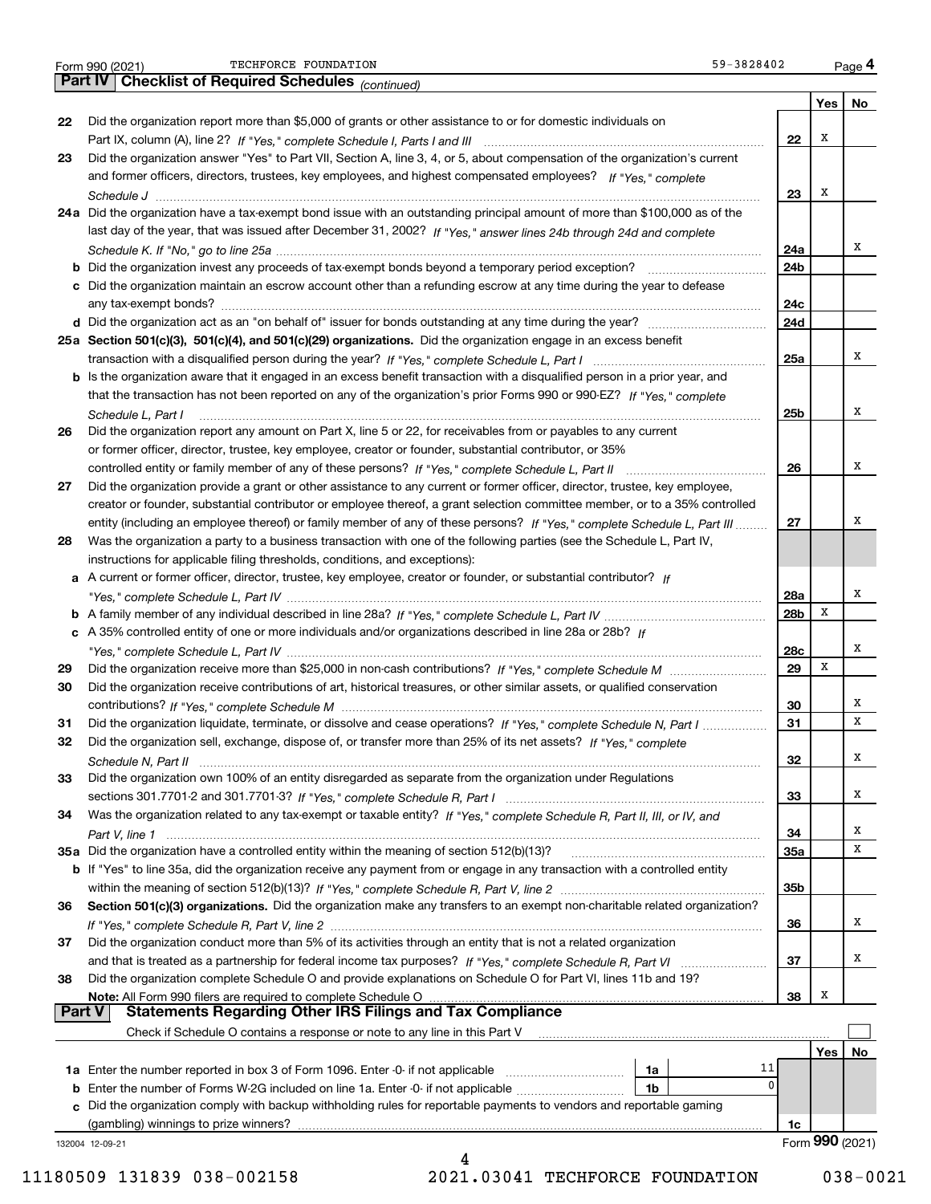Form 990 (2021) TECHFORCE FOUNDATION 59-3828402 Page 4

## Part IV Checklist of Required Schedules *(continued)*

| | | | Yes | No |
|---|---|---|---|---|
| 22 | Did the organization report more than $5,000 of grants or other assistance to or for domestic individuals on Part IX, column (A), line 2? *If "Yes," complete Schedule I, Parts I and III* | 22 | X | |
| 23 | Did the organization answer "Yes" to Part VII, Section A, line 3, 4, or 5, about compensation of the organization's current and former officers, directors, trustees, key employees, and highest compensated employees? *If "Yes," complete Schedule J* | 23 | X | |
| 24a | Did the organization have a tax-exempt bond issue with an outstanding principal amount of more than $100,000 as of the last day of the year, that was issued after December 31, 2002? *If "Yes," answer lines 24b through 24d and complete Schedule K. If "No," go to line 25a* | 24a | | X |
| b | Did the organization invest any proceeds of tax-exempt bonds beyond a temporary period exception? | 24b | | |
| c | Did the organization maintain an escrow account other than a refunding escrow at any time during the year to defease any tax-exempt bonds? | 24c | | |
| d | Did the organization act as an "on behalf of" issuer for bonds outstanding at any time during the year? | 24d | | |
| 25a | **Section 501(c)(3), 501(c)(4), and 501(c)(29) organizations.** Did the organization engage in an excess benefit transaction with a disqualified person during the year? *If "Yes," complete Schedule L, Part I* | 25a | | X |
| b | Is the organization aware that it engaged in an excess benefit transaction with a disqualified person in a prior year, and that the transaction has not been reported on any of the organization's prior Forms 990 or 990-EZ? *If "Yes," complete Schedule L, Part I* | 25b | | X |
| 26 | Did the organization report any amount on Part X, line 5 or 22, for receivables from or payables to any current or former officer, director, trustee, key employee, creator or founder, substantial contributor, or 35% controlled entity or family member of any of these persons? *If "Yes," complete Schedule L, Part II* | 26 | | X |
| 27 | Did the organization provide a grant or other assistance to any current or former officer, director, trustee, key employee, creator or founder, substantial contributor or employee thereof, a grant selection committee member, or to a 35% controlled entity (including an employee thereof) or family member of any of these persons? *If "Yes," complete Schedule L, Part III* | 27 | | X |
| 28 | Was the organization a party to a business transaction with one of the following parties (see the Schedule L, Part IV, instructions for applicable filing thresholds, conditions, and exceptions): | | | |
| a | A current or former officer, director, trustee, key employee, creator or founder, or substantial contributor? *If "Yes," complete Schedule L, Part IV* | 28a | | X |
| b | A family member of any individual described in line 28a? *If "Yes," complete Schedule L, Part IV* | 28b | X | |
| c | A 35% controlled entity of one or more individuals and/or organizations described in line 28a or 28b? *If "Yes," complete Schedule L, Part IV* | 28c | | X |
| 29 | Did the organization receive more than $25,000 in non-cash contributions? *If "Yes," complete Schedule M* | 29 | X | |
| 30 | Did the organization receive contributions of art, historical treasures, or other similar assets, or qualified conservation contributions? *If "Yes," complete Schedule M* | 30 | | X |
| 31 | Did the organization liquidate, terminate, or dissolve and cease operations? *If "Yes," complete Schedule N, Part I* | 31 | | X |
| 32 | Did the organization sell, exchange, dispose of, or transfer more than 25% of its net assets? *If "Yes," complete Schedule N, Part II* | 32 | | X |
| 33 | Did the organization own 100% of an entity disregarded as separate from the organization under Regulations sections 301.7701-2 and 301.7701-3? *If "Yes," complete Schedule R, Part I* | 33 | | X |
| 34 | Was the organization related to any tax-exempt or taxable entity? *If "Yes," complete Schedule R, Part II, III, or IV, and Part V, line 1* | 34 | | X |
| 35a | Did the organization have a controlled entity within the meaning of section 512(b)(13)? | 35a | | X |
| b | If "Yes" to line 35a, did the organization receive any payment from or engage in any transaction with a controlled entity within the meaning of section 512(b)(13)? *If "Yes," complete Schedule R, Part V, line 2* | 35b | | |
| 36 | **Section 501(c)(3) organizations.** Did the organization make any transfers to an exempt non-charitable related organization? *If "Yes," complete Schedule R, Part V, line 2* | 36 | | X |
| 37 | Did the organization conduct more than 5% of its activities through an entity that is not a related organization and that is treated as a partnership for federal income tax purposes? *If "Yes," complete Schedule R, Part VI* | 37 | | X |
| 38 | Did the organization complete Schedule O and provide explanations on Schedule O for Part VI, lines 11b and 19? **Note:** All Form 990 filers are required to complete Schedule O | 38 | X | |

## Part V Statements Regarding Other IRS Filings and Tax Compliance

Check if Schedule O contains a response or note to any line in this Part V ☐

| | | | | | Yes | No |
|---|---|---|---|---|---|---|
| 1a | Enter the number reported in box 3 of Form 1096. Enter -0- if not applicable | 1a | 11 | | | |
| b | Enter the number of Forms W-2G included on line 1a. Enter -0- if not applicable | 1b | 0 | | | |
| c | Did the organization comply with backup withholding rules for reportable payments to vendors and reportable gaming (gambling) winnings to prize winners? | | | 1c | | |

132004 12-09-21 Form **990** (2021)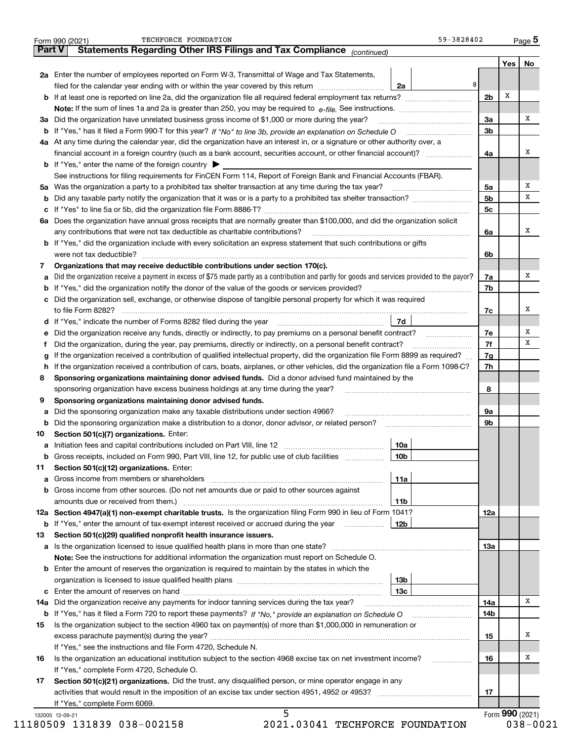Form 990 (2021) TECHFORCE FOUNDATION 59-3828402 Page 5

## Part V Statements Regarding Other IRS Filings and Tax Compliance *(continued)*

| | | | | Yes | No |
|---|---|---|---|---|---|
| **2a** | Enter the number of employees reported on Form W-3, Transmittal of Wage and Tax Statements, filed for the calendar year ending with or within the year covered by this return | 2a | 8 | | |
| **b** | If at least one is reported on line 2a, did the organization file all required federal employment tax returns? | | 2b | X | |
| | **Note:** If the sum of lines 1a and 2a is greater than 250, you may be required to *e-file.* See instructions. | | | | |
| **3a** | Did the organization have unrelated business gross income of $1,000 or more during the year? | | 3a | | X |
| **b** | If "Yes," has it filed a Form 990-T for this year? *If "No" to line 3b, provide an explanation on Schedule O* | | 3b | | |
| **4a** | At any time during the calendar year, did the organization have an interest in, or a signature or other authority over, a financial account in a foreign country (such as a bank account, securities account, or other financial account)? | | 4a | | X |
| **b** | If "Yes," enter the name of the foreign country ▶ | | | | |
| | See instructions for filing requirements for FinCEN Form 114, Report of Foreign Bank and Financial Accounts (FBAR). | | | | |
| **5a** | Was the organization a party to a prohibited tax shelter transaction at any time during the tax year? | | 5a | | X |
| **b** | Did any taxable party notify the organization that it was or is a party to a prohibited tax shelter transaction? | | 5b | | X |
| **c** | If "Yes" to line 5a or 5b, did the organization file Form 8886-T? | | 5c | | |
| **6a** | Does the organization have annual gross receipts that are normally greater than $100,000, and did the organization solicit any contributions that were not tax deductible as charitable contributions? | | 6a | | X |
| **b** | If "Yes," did the organization include with every solicitation an express statement that such contributions or gifts were not tax deductible? | | 6b | | |
| **7** | **Organizations that may receive deductible contributions under section 170(c).** | | | | |
| **a** | Did the organization receive a payment in excess of $75 made partly as a contribution and partly for goods and services provided to the payor? | | 7a | | X |
| **b** | If "Yes," did the organization notify the donor of the value of the goods or services provided? | | 7b | | |
| **c** | Did the organization sell, exchange, or otherwise dispose of tangible personal property for which it was required to file Form 8282? | | 7c | | X |
| **d** | If "Yes," indicate the number of Forms 8282 filed during the year | 7d | | | |
| **e** | Did the organization receive any funds, directly or indirectly, to pay premiums on a personal benefit contract? | | 7e | | X |
| **f** | Did the organization, during the year, pay premiums, directly or indirectly, on a personal benefit contract? | | 7f | | X |
| **g** | If the organization received a contribution of qualified intellectual property, did the organization file Form 8899 as required? | | 7g | | |
| **h** | If the organization received a contribution of cars, boats, airplanes, or other vehicles, did the organization file a Form 1098-C? | | 7h | | |
| **8** | **Sponsoring organizations maintaining donor advised funds.** Did a donor advised fund maintained by the sponsoring organization have excess business holdings at any time during the year? | | 8 | | |
| **9** | **Sponsoring organizations maintaining donor advised funds.** | | | | |
| **a** | Did the sponsoring organization make any taxable distributions under section 4966? | | 9a | | |
| **b** | Did the sponsoring organization make a distribution to a donor, donor advisor, or related person? | | 9b | | |
| **10** | **Section 501(c)(7) organizations.** Enter: | | | | |
| **a** | Initiation fees and capital contributions included on Part VIII, line 12 | 10a | | | |
| **b** | Gross receipts, included on Form 990, Part VIII, line 12, for public use of club facilities | 10b | | | |
| **11** | **Section 501(c)(12) organizations.** Enter: | | | | |
| **a** | Gross income from members or shareholders | 11a | | | |
| **b** | Gross income from other sources. (Do not net amounts due or paid to other sources against amounts due or received from them.) | 11b | | | |
| **12a** | **Section 4947(a)(1) non-exempt charitable trusts.** Is the organization filing Form 990 in lieu of Form 1041? | | 12a | | |
| **b** | If "Yes," enter the amount of tax-exempt interest received or accrued during the year | 12b | | | |
| **13** | **Section 501(c)(29) qualified nonprofit health insurance issuers.** | | | | |
| **a** | Is the organization licensed to issue qualified health plans in more than one state? | | 13a | | |
| | **Note:** See the instructions for additional information the organization must report on Schedule O. | | | | |
| **b** | Enter the amount of reserves the organization is required to maintain by the states in which the organization is licensed to issue qualified health plans | 13b | | | |
| **c** | Enter the amount of reserves on hand | 13c | | | |
| **14a** | Did the organization receive any payments for indoor tanning services during the tax year? | | 14a | | X |
| **b** | If "Yes," has it filed a Form 720 to report these payments? *If "No," provide an explanation on Schedule O* | | 14b | | |
| **15** | Is the organization subject to the section 4960 tax on payment(s) of more than $1,000,000 in remuneration or excess parachute payment(s) during the year? | | 15 | | X |
| | If "Yes," see the instructions and file Form 4720, Schedule N. | | | | |
| **16** | Is the organization an educational institution subject to the section 4968 excise tax on net investment income? | | 16 | | X |
| | If "Yes," complete Form 4720, Schedule O. | | | | |
| **17** | **Section 501(c)(21) organizations.** Did the trust, any disqualified person, or mine operator engage in any activities that would result in the imposition of an excise tax under section 4951, 4952 or 4953? | | 17 | | |
| | If "Yes," complete Form 6069. | | | | |

Form **990** (2021)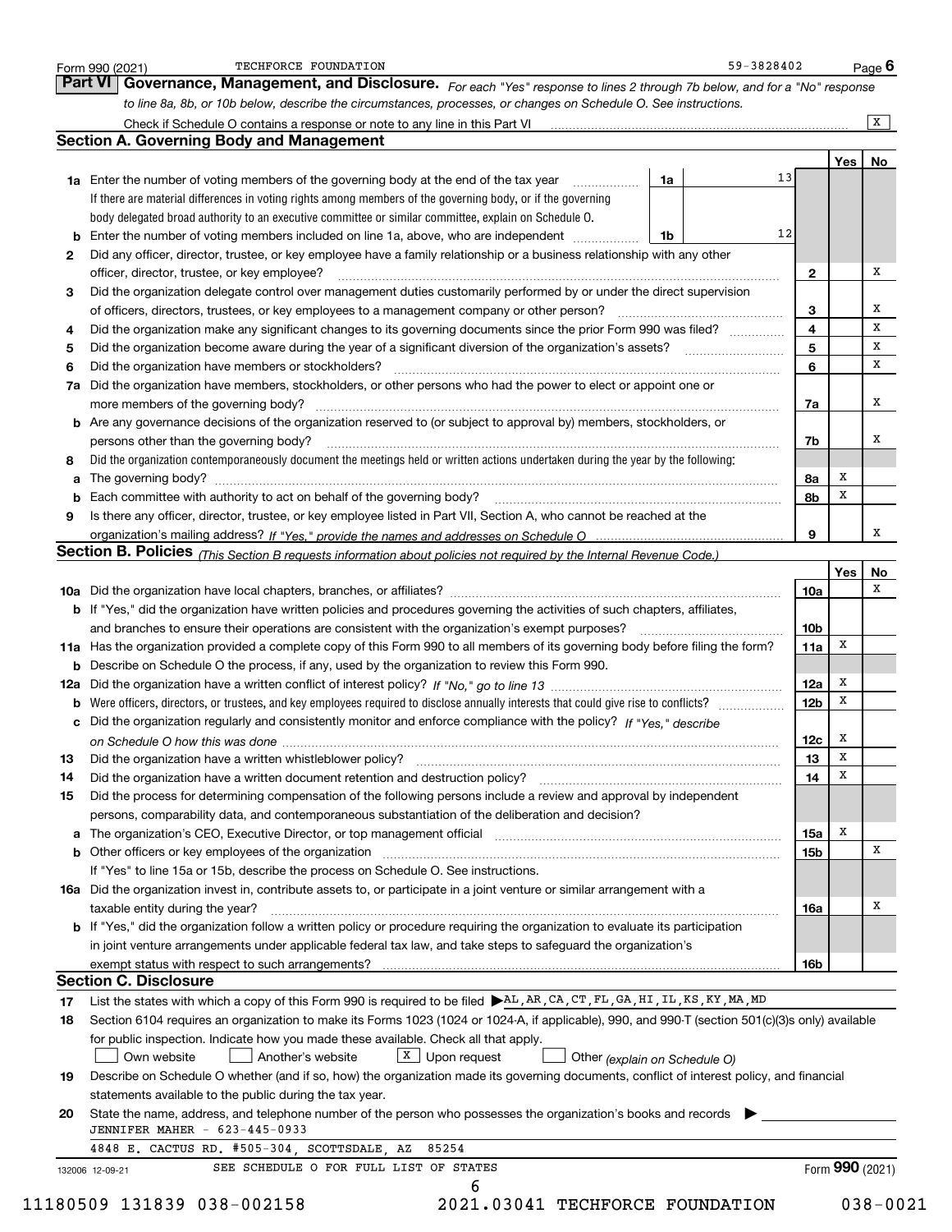Form 990 (2021) TECHFORCE FOUNDATION 59-3828402 Page 6

## Part VI Governance, Management, and Disclosure.

*For each "Yes" response to lines 2 through 7b below, and for a "No" response to line 8a, 8b, or 10b below, describe the circumstances, processes, or changes on Schedule O. See instructions.*

Check if Schedule O contains a response or note to any line in this Part VI [X]

### Section A. Governing Body and Management

| | | | Yes | No |
|---|---|---|---|---|
| **1a** | Enter the number of voting members of the governing body at the end of the tax year — **1a** 13. If there are material differences in voting rights among members of the governing body, or if the governing body delegated broad authority to an executive committee or similar committee, explain on Schedule O. | | | |
| **b** | Enter the number of voting members included on line 1a, above, who are independent — **1b** 12 | | | |
| **2** | Did any officer, director, trustee, or key employee have a family relationship or a business relationship with any other officer, director, trustee, or key employee? | 2 | | X |
| **3** | Did the organization delegate control over management duties customarily performed by or under the direct supervision of officers, directors, trustees, or key employees to a management company or other person? | 3 | | X |
| **4** | Did the organization make any significant changes to its governing documents since the prior Form 990 was filed? | 4 | | X |
| **5** | Did the organization become aware during the year of a significant diversion of the organization's assets? | 5 | | X |
| **6** | Did the organization have members or stockholders? | 6 | | X |
| **7a** | Did the organization have members, stockholders, or other persons who had the power to elect or appoint one or more members of the governing body? | 7a | | X |
| **b** | Are any governance decisions of the organization reserved to (or subject to approval by) members, stockholders, or persons other than the governing body? | 7b | | X |
| **8** | Did the organization contemporaneously document the meetings held or written actions undertaken during the year by the following: | | | |
| **a** | The governing body? | 8a | X | |
| **b** | Each committee with authority to act on behalf of the governing body? | 8b | X | |
| **9** | Is there any officer, director, trustee, or key employee listed in Part VII, Section A, who cannot be reached at the organization's mailing address? *If "Yes," provide the names and addresses on Schedule O* | 9 | | X |

### Section B. Policies *(This Section B requests information about policies not required by the Internal Revenue Code.)*

| | | | Yes | No |
|---|---|---|---|---|
| **10a** | Did the organization have local chapters, branches, or affiliates? | 10a | | X |
| **b** | If "Yes," did the organization have written policies and procedures governing the activities of such chapters, affiliates, and branches to ensure their operations are consistent with the organization's exempt purposes? | 10b | | |
| **11a** | Has the organization provided a complete copy of this Form 990 to all members of its governing body before filing the form? | 11a | X | |
| **b** | Describe on Schedule O the process, if any, used by the organization to review this Form 990. | | | |
| **12a** | Did the organization have a written conflict of interest policy? *If "No," go to line 13* | 12a | X | |
| **b** | Were officers, directors, or trustees, and key employees required to disclose annually interests that could give rise to conflicts? | 12b | X | |
| **c** | Did the organization regularly and consistently monitor and enforce compliance with the policy? *If "Yes," describe on Schedule O how this was done* | 12c | X | |
| **13** | Did the organization have a written whistleblower policy? | 13 | X | |
| **14** | Did the organization have a written document retention and destruction policy? | 14 | X | |
| **15** | Did the process for determining compensation of the following persons include a review and approval by independent persons, comparability data, and contemporaneous substantiation of the deliberation and decision? | | | |
| **a** | The organization's CEO, Executive Director, or top management official | 15a | X | |
| **b** | Other officers or key employees of the organization | 15b | | X |
| | If "Yes" to line 15a or 15b, describe the process on Schedule O. See instructions. | | | |
| **16a** | Did the organization invest in, contribute assets to, or participate in a joint venture or similar arrangement with a taxable entity during the year? | 16a | | X |
| **b** | If "Yes," did the organization follow a written policy or procedure requiring the organization to evaluate its participation in joint venture arrangements under applicable federal tax law, and take steps to safeguard the organization's exempt status with respect to such arrangements? | 16b | | |

### Section C. Disclosure

**17** List the states with which a copy of this Form 990 is required to be filed ▶ AL,AR,CA,CT,FL,GA,HI,IL,KS,KY,MA,MD

**18** Section 6104 requires an organization to make its Forms 1023 (1024 or 1024-A, if applicable), 990, and 990-T (section 501(c)(3)s only) available for public inspection. Indicate how you made these available. Check all that apply.

[ ] Own website [ ] Another's website [X] Upon request [ ] Other *(explain on Schedule O)*

**19** Describe on Schedule O whether (and if so, how) the organization made its governing documents, conflict of interest policy, and financial statements available to the public during the tax year.

**20** State the name, address, and telephone number of the person who possesses the organization's books and records ▶

JENNIFER MAHER - 623-445-0933

4848 E. CACTUS RD. #505-304, SCOTTSDALE, AZ 85254

SEE SCHEDULE O FOR FULL LIST OF STATES

Form **990** (2021)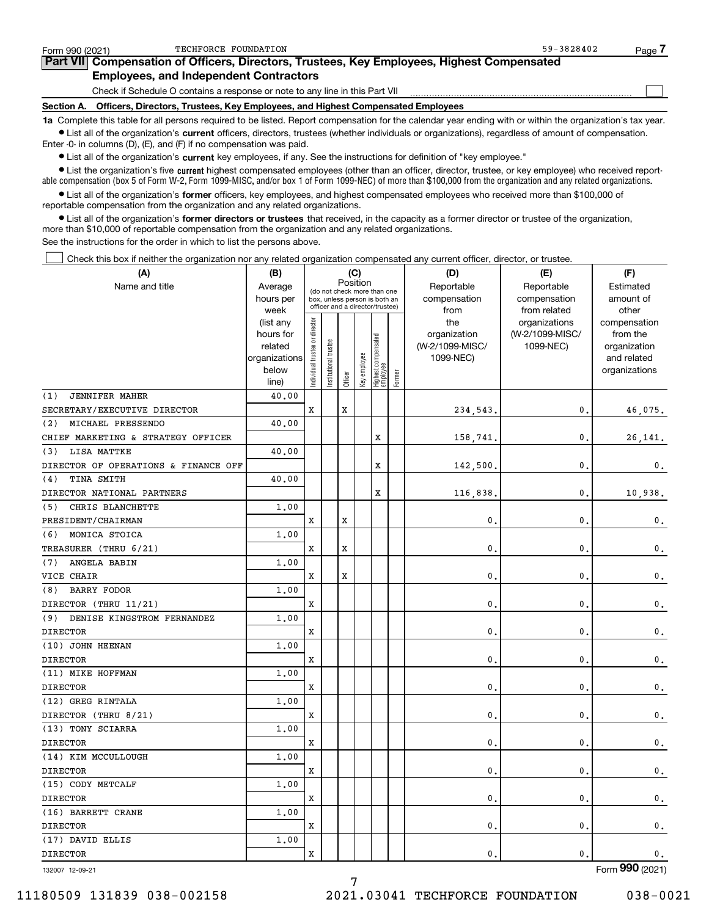Form 990 (2021) TECHFORCE FOUNDATION 59-3828402 Page 7

## Part VII Compensation of Officers, Directors, Trustees, Key Employees, Highest Compensated Employees, and Independent Contractors

Check if Schedule O contains a response or note to any line in this Part VII ☐

### Section A. Officers, Directors, Trustees, Key Employees, and Highest Compensated Employees

**1a** Complete this table for all persons required to be listed. Report compensation for the calendar year ending with or within the organization's tax year.

- List all of the organization's **current** officers, directors, trustees (whether individuals or organizations), regardless of amount of compensation. Enter -0- in columns (D), (E), and (F) if no compensation was paid.
- List all of the organization's **current** key employees, if any. See the instructions for definition of "key employee."
- List the organization's five **current** highest compensated employees (other than an officer, director, trustee, or key employee) who received reportable compensation (box 5 of Form W-2, Form 1099-MISC, and/or box 1 of Form 1099-NEC) of more than $100,000 from the organization and any related organizations.
- List all of the organization's **former** officers, key employees, and highest compensated employees who received more than $100,000 of reportable compensation from the organization and any related organizations.
- List all of the organization's **former directors or trustees** that received, in the capacity as a former director or trustee of the organization, more than $10,000 of reportable compensation from the organization and any related organizations.

See the instructions for the order in which to list the persons above.

☐ Check this box if neither the organization nor any related organization compensated any current officer, director, or trustee.

| (A) Name and title | (B) Average hours per week (list any hours for related organizations below line) | (C) Position: Individual trustee or director | Institutional trustee | Officer | Key employee | Highest compensated employee | Former | (D) Reportable compensation from the organization (W-2/1099-MISC/1099-NEC) | (E) Reportable compensation from related organizations (W-2/1099-MISC/1099-NEC) | (F) Estimated amount of other compensation from the organization and related organizations |
|---|---|---|---|---|---|---|---|---|---|---|
| (1) JENNIFER MAHER<br>SECRETARY/EXECUTIVE DIRECTOR | 40.00 | X | | X | | | | 234,543. | 0. | 46,075. |
| (2) MICHAEL PRESSENDO<br>CHIEF MARKETING & STRATEGY OFFICER | 40.00 | | | | | X | | 158,741. | 0. | 26,141. |
| (3) LISA MATTKE<br>DIRECTOR OF OPERATIONS & FINANCE OFF | 40.00 | | | | | X | | 142,500. | 0. | 0. |
| (4) TINA SMITH<br>DIRECTOR NATIONAL PARTNERS | 40.00 | | | | | X | | 116,838. | 0. | 10,938. |
| (5) CHRIS BLANCHETTE<br>PRESIDENT/CHAIRMAN | 1.00 | X | | X | | | | 0. | 0. | 0. |
| (6) MONICA STOICA<br>TREASURER (THRU 6/21) | 1.00 | X | | X | | | | 0. | 0. | 0. |
| (7) ANGELA BABIN<br>VICE CHAIR | 1.00 | X | | X | | | | 0. | 0. | 0. |
| (8) BARRY FODOR<br>DIRECTOR (THRU 11/21) | 1.00 | X | | | | | | 0. | 0. | 0. |
| (9) DENISE KINGSTROM FERNANDEZ<br>DIRECTOR | 1.00 | X | | | | | | 0. | 0. | 0. |
| (10) JOHN HEENAN<br>DIRECTOR | 1.00 | X | | | | | | 0. | 0. | 0. |
| (11) MIKE HOFFMAN<br>DIRECTOR | 1.00 | X | | | | | | 0. | 0. | 0. |
| (12) GREG RINTALA<br>DIRECTOR (THRU 8/21) | 1.00 | X | | | | | | 0. | 0. | 0. |
| (13) TONY SCIARRA<br>DIRECTOR | 1.00 | X | | | | | | 0. | 0. | 0. |
| (14) KIM MCCULLOUGH<br>DIRECTOR | 1.00 | X | | | | | | 0. | 0. | 0. |
| (15) CODY METCALF<br>DIRECTOR | 1.00 | X | | | | | | 0. | 0. | 0. |
| (16) BARRETT CRANE<br>DIRECTOR | 1.00 | X | | | | | | 0. | 0. | 0. |
| (17) DAVID ELLIS<br>DIRECTOR | 1.00 | X | | | | | | 0. | 0. | 0. |

132007 12-09-21 Form 990 (2021)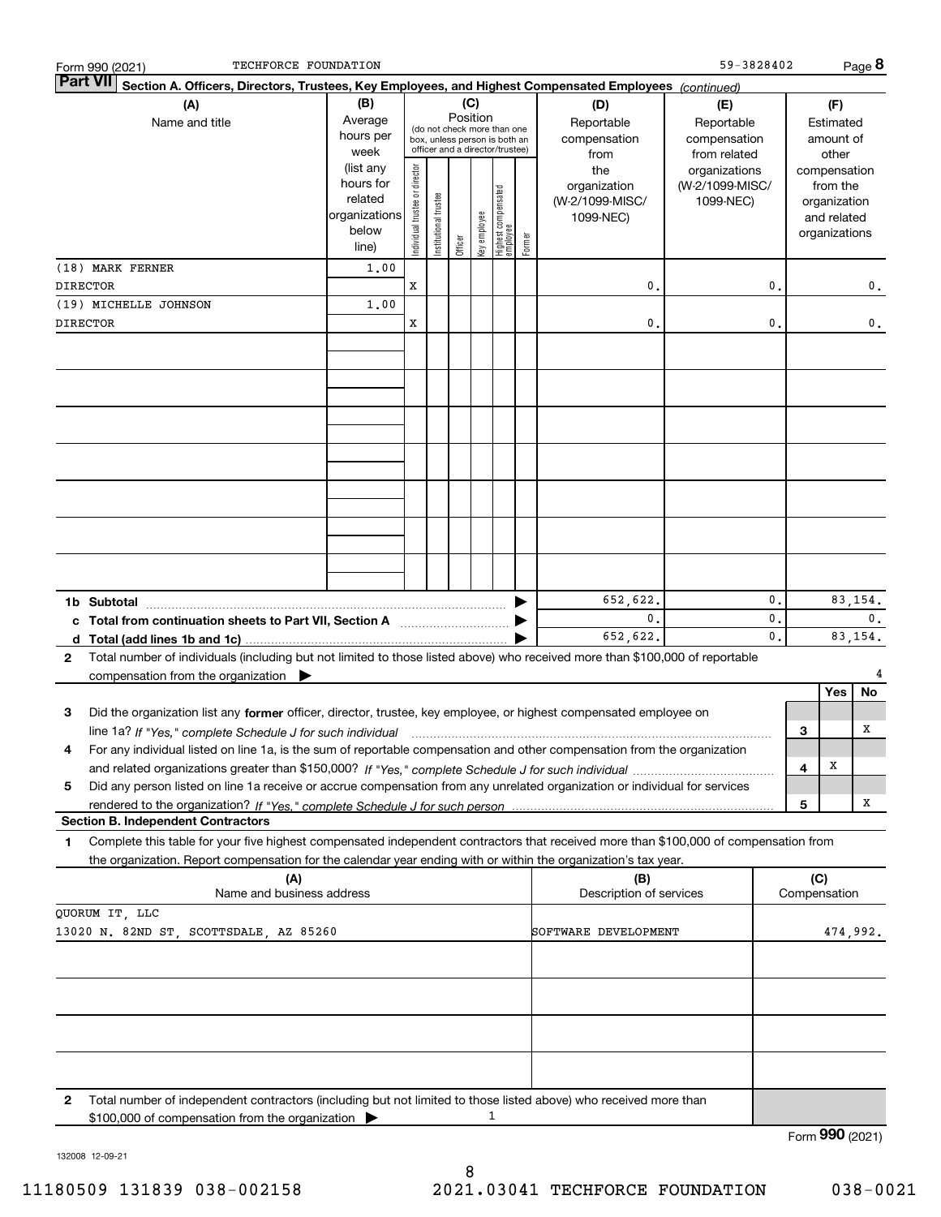Form 990 (2021) TECHFORCE FOUNDATION 59-3828402 Page 8

**Part VII** **Section A. Officers, Directors, Trustees, Key Employees, and Highest Compensated Employees** *(continued)*

| (A) Name and title | (B) Average hours per week (list any hours for related organizations below line) | (C) Position: Individual trustee or director | Institutional trustee | Officer | Key employee | Highest compensated employee | Former | (D) Reportable compensation from the organization (W-2/1099-MISC/ 1099-NEC) | (E) Reportable compensation from related organizations (W-2/1099-MISC/ 1099-NEC) | (F) Estimated amount of other compensation from the organization and related organizations |
|---|---|---|---|---|---|---|---|---|---|---|
| (18) MARK FERNER<br>DIRECTOR | 1.00 | X | | | | | | 0. | 0. | 0. |
| (19) MICHELLE JOHNSON<br>DIRECTOR | 1.00 | X | | | | | | 0. | 0. | 0. |

| | (D) | (E) | (F) |
|---|---|---|---|
| **1b Subtotal** | 652,622. | 0. | 83,154. |
| **c Total from continuation sheets to Part VII, Section A** | 0. | 0. | 0. |
| **d Total (add lines 1b and 1c)** | 652,622. | 0. | 83,154. |

**2** Total number of individuals (including but not limited to those listed above) who received more than $100,000 of reportable compensation from the organization ▶ 4

| | | Yes | No |
|---|---|---|---|
| **3** Did the organization list any **former** officer, director, trustee, key employee, or highest compensated employee on line 1a? *If "Yes," complete Schedule J for such individual* | 3 | | X |
| **4** For any individual listed on line 1a, is the sum of reportable compensation and other compensation from the organization and related organizations greater than $150,000? *If "Yes," complete Schedule J for such individual* | 4 | X | |
| **5** Did any person listed on line 1a receive or accrue compensation from any unrelated organization or individual for services rendered to the organization? *If "Yes," complete Schedule J for such person* | 5 | | X |

**Section B. Independent Contractors**

**1** Complete this table for your five highest compensated independent contractors that received more than $100,000 of compensation from the organization. Report compensation for the calendar year ending with or within the organization's tax year.

| (A) Name and business address | (B) Description of services | (C) Compensation |
|---|---|---|
| QUORUM IT, LLC<br>13020 N. 82ND ST, SCOTTSDALE, AZ 85260 | SOFTWARE DEVELOPMENT | 474,992. |

**2** Total number of independent contractors (including but not limited to those listed above) who received more than $100,000 of compensation from the organization ▶ 1

Form **990** (2021)

132008 12-09-21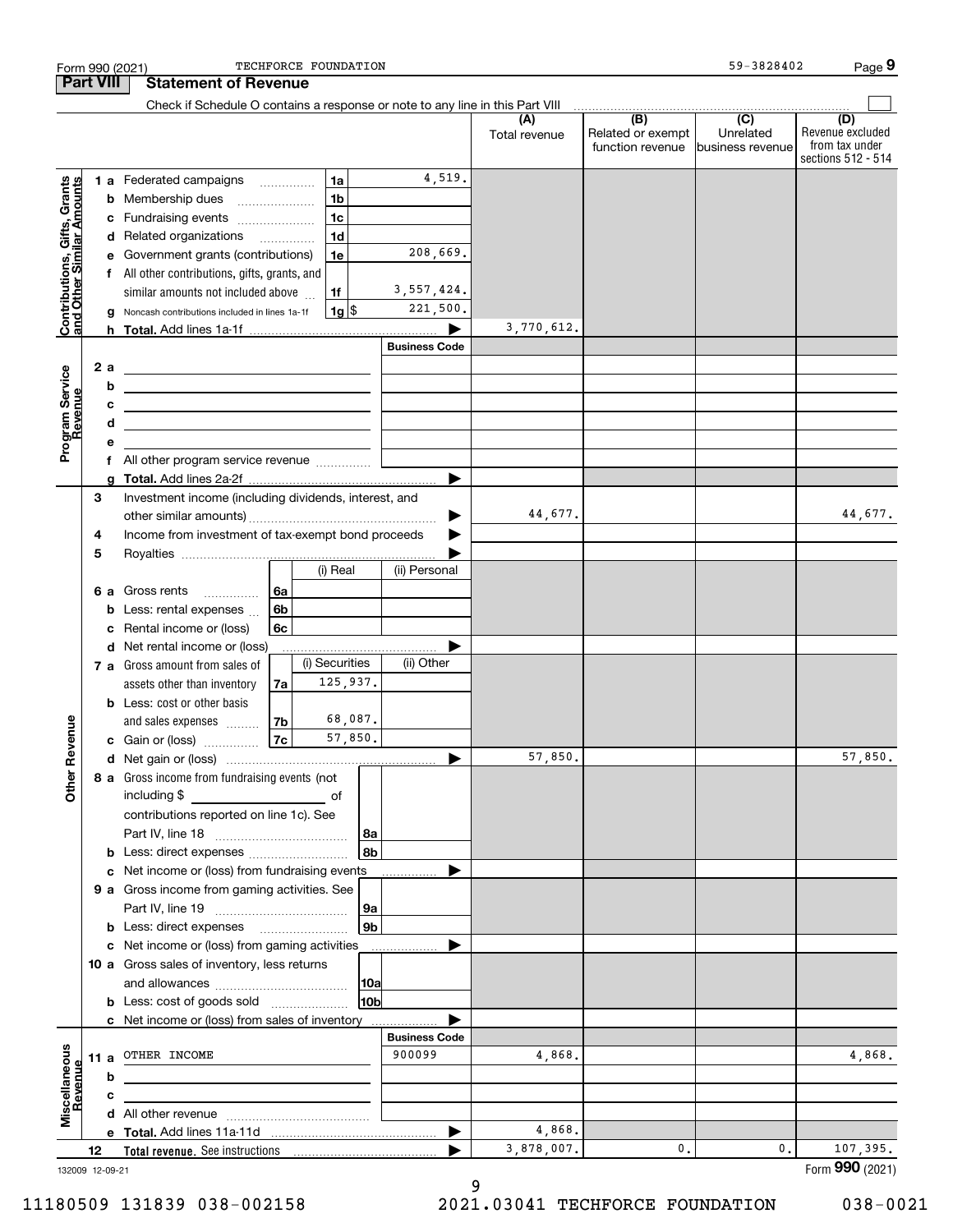Form 990 (2021) TECHFORCE FOUNDATION 59-3828402 Page **9**

## Part VIII Statement of Revenue

Check if Schedule O contains a response or note to any line in this Part VIII ☐

| | | | | (A) Total revenue | (B) Related or exempt function revenue | (C) Unrelated business revenue | (D) Revenue excluded from tax under sections 512 - 514 |
|---|---|---|---|---|---|---|---|
| **Contributions, Gifts, Grants and Other Similar Amounts** | 1 a Federated campaigns | 1a | 4,519. | | | | |
| | b Membership dues | 1b | | | | | |
| | c Fundraising events | 1c | | | | | |
| | d Related organizations | 1d | | | | | |
| | e Government grants (contributions) | 1e | 208,669. | | | | |
| | f All other contributions, gifts, grants, and similar amounts not included above | 1f | 3,557,424. | | | | |
| | g Noncash contributions included in lines 1a-1f | 1g | $ 221,500. | | | | |
| | h **Total.** Add lines 1a-1f | | ▶ | 3,770,612. | | | |
| **Program Service Revenue** | | | **Business Code** | | | | |
| | 2 a | | | | | | |
| | b | | | | | | |
| | c | | | | | | |
| | d | | | | | | |
| | e | | | | | | |
| | f All other program service revenue | | | | | | |
| | g **Total.** Add lines 2a-2f | | ▶ | | | | |
| **Other Revenue** | 3 Investment income (including dividends, interest, and other similar amounts) | | ▶ | 44,677. | | | 44,677. |
| | 4 Income from investment of tax-exempt bond proceeds | | ▶ | | | | |
| | 5 Royalties | | ▶ | | | | |
| | | | (i) Real / (ii) Personal | | | | |
| | 6 a Gross rents | 6a | | | | | |
| | b Less: rental expenses | 6b | | | | | |
| | c Rental income or (loss) | 6c | | | | | |
| | d Net rental income or (loss) | | ▶ | | | | |
| | | | (i) Securities / (ii) Other | | | | |
| | 7 a Gross amount from sales of assets other than inventory | 7a | 125,937. | | | | |
| | b Less: cost or other basis and sales expenses | 7b | 68,087. | | | | |
| | c Gain or (loss) | 7c | 57,850. | | | | |
| | d Net gain or (loss) | | ▶ | 57,850. | | | 57,850. |
| | 8 a Gross income from fundraising events (not including $ ______ of contributions reported on line 1c). See Part IV, line 18 | 8a | | | | | |
| | b Less: direct expenses | 8b | | | | | |
| | c Net income or (loss) from fundraising events | | ▶ | | | | |
| | 9 a Gross income from gaming activities. See Part IV, line 19 | 9a | | | | | |
| | b Less: direct expenses | 9b | | | | | |
| | c Net income or (loss) from gaming activities | | ▶ | | | | |
| | 10 a Gross sales of inventory, less returns and allowances | 10a | | | | | |
| | b Less: cost of goods sold | 10b | | | | | |
| | c Net income or (loss) from sales of inventory | | ▶ | | | | |
| **Miscellaneous Revenue** | | | **Business Code** | | | | |
| | 11 a OTHER INCOME | | 900099 | 4,868. | | | 4,868. |
| | b | | | | | | |
| | c | | | | | | |
| | d All other revenue | | | | | | |
| | e **Total.** Add lines 11a-11d | | ▶ | 4,868. | | | |
| | 12 **Total revenue.** See instructions | | ▶ | 3,878,007. | 0. | 0. | 107,395. |

132009 12-09-21 Form **990** (2021)

11180509 131839 038-002158 2021.03041 TECHFORCE FOUNDATION 038-0021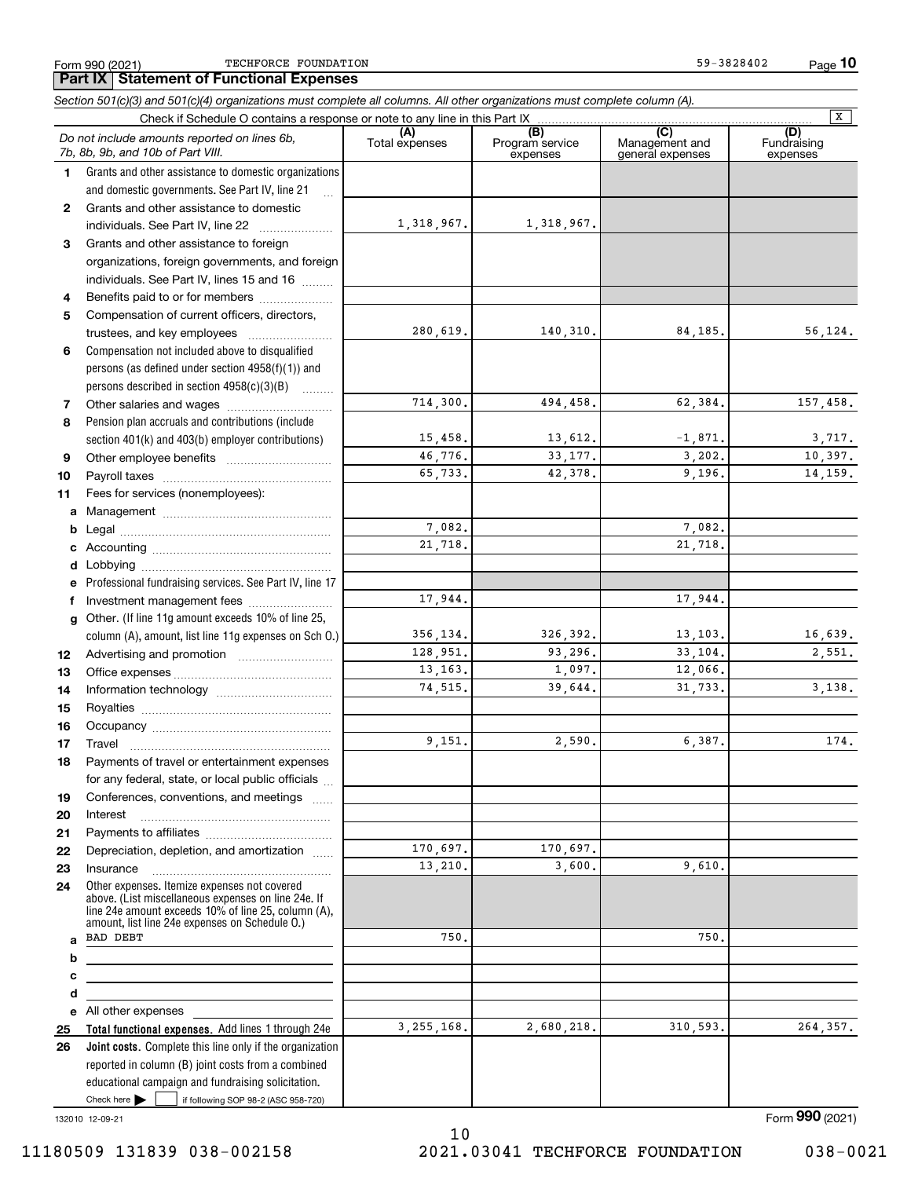Form 990 (2021) TECHFORCE FOUNDATION 59-3828402 Page 10

## Part IX Statement of Functional Expenses

*Section 501(c)(3) and 501(c)(4) organizations must complete all columns. All other organizations must complete column (A).*

Check if Schedule O contains a response or note to any line in this Part IX [X]

| | *Do not include amounts reported on lines 6b, 7b, 8b, 9b, and 10b of Part VIII.* | (A) Total expenses | (B) Program service expenses | (C) Management and general expenses | (D) Fundraising expenses |
|---|---|---|---|---|---|
| 1 | Grants and other assistance to domestic organizations and domestic governments. See Part IV, line 21 | | | | |
| 2 | Grants and other assistance to domestic individuals. See Part IV, line 22 | 1,318,967. | 1,318,967. | | |
| 3 | Grants and other assistance to foreign organizations, foreign governments, and foreign individuals. See Part IV, lines 15 and 16 | | | | |
| 4 | Benefits paid to or for members | | | | |
| 5 | Compensation of current officers, directors, trustees, and key employees | 280,619. | 140,310. | 84,185. | 56,124. |
| 6 | Compensation not included above to disqualified persons (as defined under section 4958(f)(1)) and persons described in section 4958(c)(3)(B) | | | | |
| 7 | Other salaries and wages | 714,300. | 494,458. | 62,384. | 157,458. |
| 8 | Pension plan accruals and contributions (include section 401(k) and 403(b) employer contributions) | 15,458. | 13,612. | -1,871. | 3,717. |
| 9 | Other employee benefits | 46,776. | 33,177. | 3,202. | 10,397. |
| 10 | Payroll taxes | 65,733. | 42,378. | 9,196. | 14,159. |
| 11 | Fees for services (nonemployees): | | | | |
| a | Management | | | | |
| b | Legal | 7,082. | | 7,082. | |
| c | Accounting | 21,718. | | 21,718. | |
| d | Lobbying | | | | |
| e | Professional fundraising services. See Part IV, line 17 | | | | |
| f | Investment management fees | 17,944. | | 17,944. | |
| g | Other. (If line 11g amount exceeds 10% of line 25, column (A), amount, list line 11g expenses on Sch O.) | 356,134. | 326,392. | 13,103. | 16,639. |
| 12 | Advertising and promotion | 128,951. | 93,296. | 33,104. | 2,551. |
| 13 | Office expenses | 13,163. | 1,097. | 12,066. | |
| 14 | Information technology | 74,515. | 39,644. | 31,733. | 3,138. |
| 15 | Royalties | | | | |
| 16 | Occupancy | | | | |
| 17 | Travel | 9,151. | 2,590. | 6,387. | 174. |
| 18 | Payments of travel or entertainment expenses for any federal, state, or local public officials | | | | |
| 19 | Conferences, conventions, and meetings | | | | |
| 20 | Interest | | | | |
| 21 | Payments to affiliates | | | | |
| 22 | Depreciation, depletion, and amortization | 170,697. | 170,697. | | |
| 23 | Insurance | 13,210. | 3,600. | 9,610. | |
| 24 | Other expenses. Itemize expenses not covered above. (List miscellaneous expenses on line 24e. If line 24e amount exceeds 10% of line 25, column (A), amount, list line 24e expenses on Schedule O.) | | | | |
| a | BAD DEBT | 750. | | 750. | |
| b | | | | | |
| c | | | | | |
| d | | | | | |
| e | All other expenses | | | | |
| 25 | **Total functional expenses.** Add lines 1 through 24e | 3,255,168. | 2,680,218. | 310,593. | 264,357. |
| 26 | **Joint costs.** Complete this line only if the organization reported in column (B) joint costs from a combined educational campaign and fundraising solicitation. Check here [ ] if following SOP 98-2 (ASC 958-720) | | | | |

132010 12-09-21

Form **990** (2021)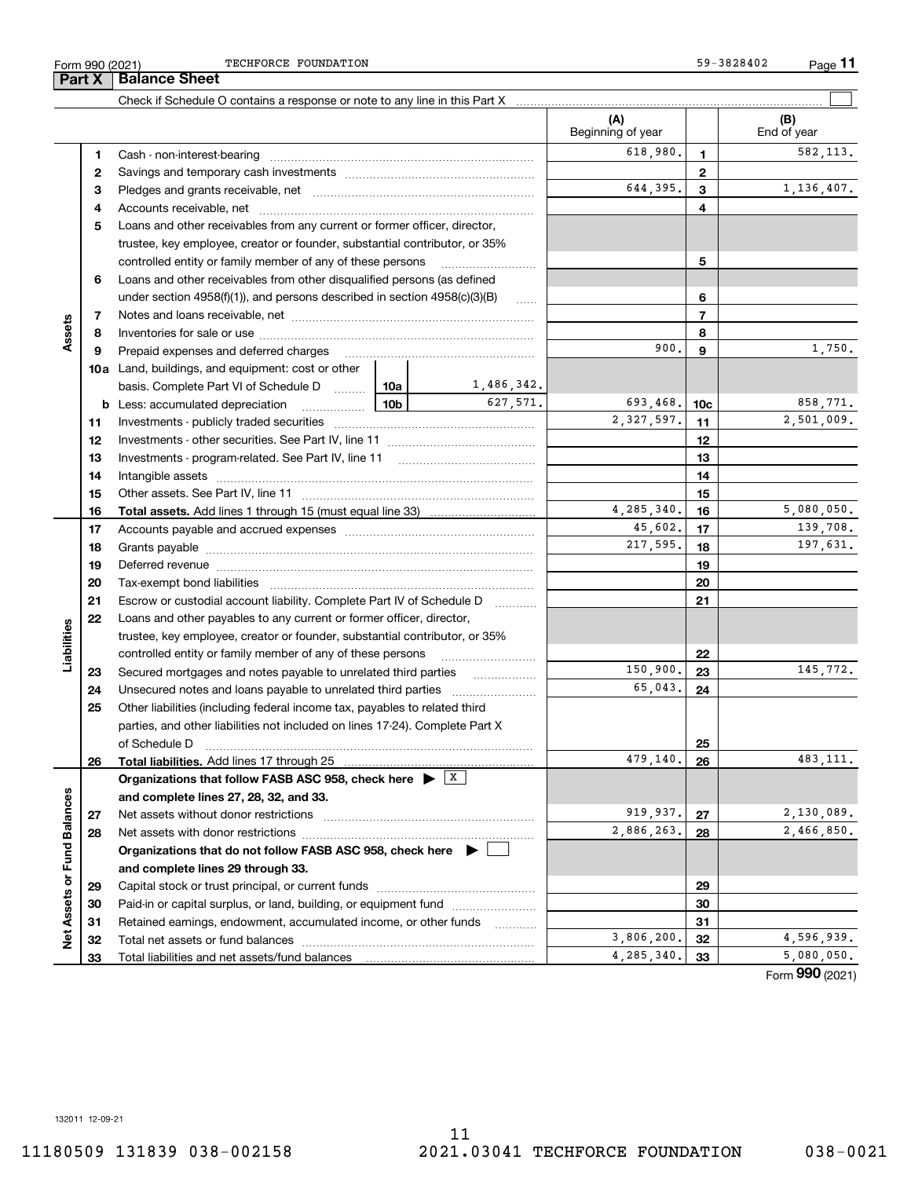Form 990 (2021) TECHFORCE FOUNDATION 59-3828402

## Part X Balance Sheet

Check if Schedule O contains a response or note to any line in this Part X ☐

| | | | | (A) Beginning of year | | (B) End of year |
|---|---|---|---|---|---|---|
| Assets | 1 | Cash - non-interest-bearing | | 618,980. | 1 | 582,113. |
| | 2 | Savings and temporary cash investments | | | 2 | |
| | 3 | Pledges and grants receivable, net | | 644,395. | 3 | 1,136,407. |
| | 4 | Accounts receivable, net | | | 4 | |
| | 5 | Loans and other receivables from any current or former officer, director, trustee, key employee, creator or founder, substantial contributor, or 35% controlled entity or family member of any of these persons | | | 5 | |
| | 6 | Loans and other receivables from other disqualified persons (as defined under section 4958(f)(1)), and persons described in section 4958(c)(3)(B) | | | 6 | |
| | 7 | Notes and loans receivable, net | | | 7 | |
| | 8 | Inventories for sale or use | | | 8 | |
| | 9 | Prepaid expenses and deferred charges | | 900. | 9 | 1,750. |
| | 10a | Land, buildings, and equipment: cost or other basis. Complete Part VI of Schedule D | 10a 1,486,342. | | | |
| | b | Less: accumulated depreciation | 10b 627,571. | 693,468. | 10c | 858,771. |
| | 11 | Investments - publicly traded securities | | 2,327,597. | 11 | 2,501,009. |
| | 12 | Investments - other securities. See Part IV, line 11 | | | 12 | |
| | 13 | Investments - program-related. See Part IV, line 11 | | | 13 | |
| | 14 | Intangible assets | | | 14 | |
| | 15 | Other assets. See Part IV, line 11 | | | 15 | |
| | 16 | **Total assets.** Add lines 1 through 15 (must equal line 33) | | 4,285,340. | 16 | 5,080,050. |
| Liabilities | 17 | Accounts payable and accrued expenses | | 45,602. | 17 | 139,708. |
| | 18 | Grants payable | | 217,595. | 18 | 197,631. |
| | 19 | Deferred revenue | | | 19 | |
| | 20 | Tax-exempt bond liabilities | | | 20 | |
| | 21 | Escrow or custodial account liability. Complete Part IV of Schedule D | | | 21 | |
| | 22 | Loans and other payables to any current or former officer, director, trustee, key employee, creator or founder, substantial contributor, or 35% controlled entity or family member of any of these persons | | | 22 | |
| | 23 | Secured mortgages and notes payable to unrelated third parties | | 150,900. | 23 | 145,772. |
| | 24 | Unsecured notes and loans payable to unrelated third parties | | 65,043. | 24 | |
| | 25 | Other liabilities (including federal income tax, payables to related third parties, and other liabilities not included on lines 17-24). Complete Part X of Schedule D | | | 25 | |
| | 26 | **Total liabilities.** Add lines 17 through 25 | | 479,140. | 26 | 483,111. |
| Net Assets or Fund Balances | | **Organizations that follow FASB ASC 958, check here ▶ ☒ and complete lines 27, 28, 32, and 33.** | | | | |
| | 27 | Net assets without donor restrictions | | 919,937. | 27 | 2,130,089. |
| | 28 | Net assets with donor restrictions | | 2,886,263. | 28 | 2,466,850. |
| | | **Organizations that do not follow FASB ASC 958, check here ▶ ☐ and complete lines 29 through 33.** | | | | |
| | 29 | Capital stock or trust principal, or current funds | | | 29 | |
| | 30 | Paid-in or capital surplus, or land, building, or equipment fund | | | 30 | |
| | 31 | Retained earnings, endowment, accumulated income, or other funds | | | 31 | |
| | 32 | Total net assets or fund balances | | 3,806,200. | 32 | 4,596,939. |
| | 33 | Total liabilities and net assets/fund balances | | 4,285,340. | 33 | 5,080,050. |

Form **990** (2021)

132011 12-09-21

11180509 131839 038-002158 2021.03041 TECHFORCE FOUNDATION 038-0021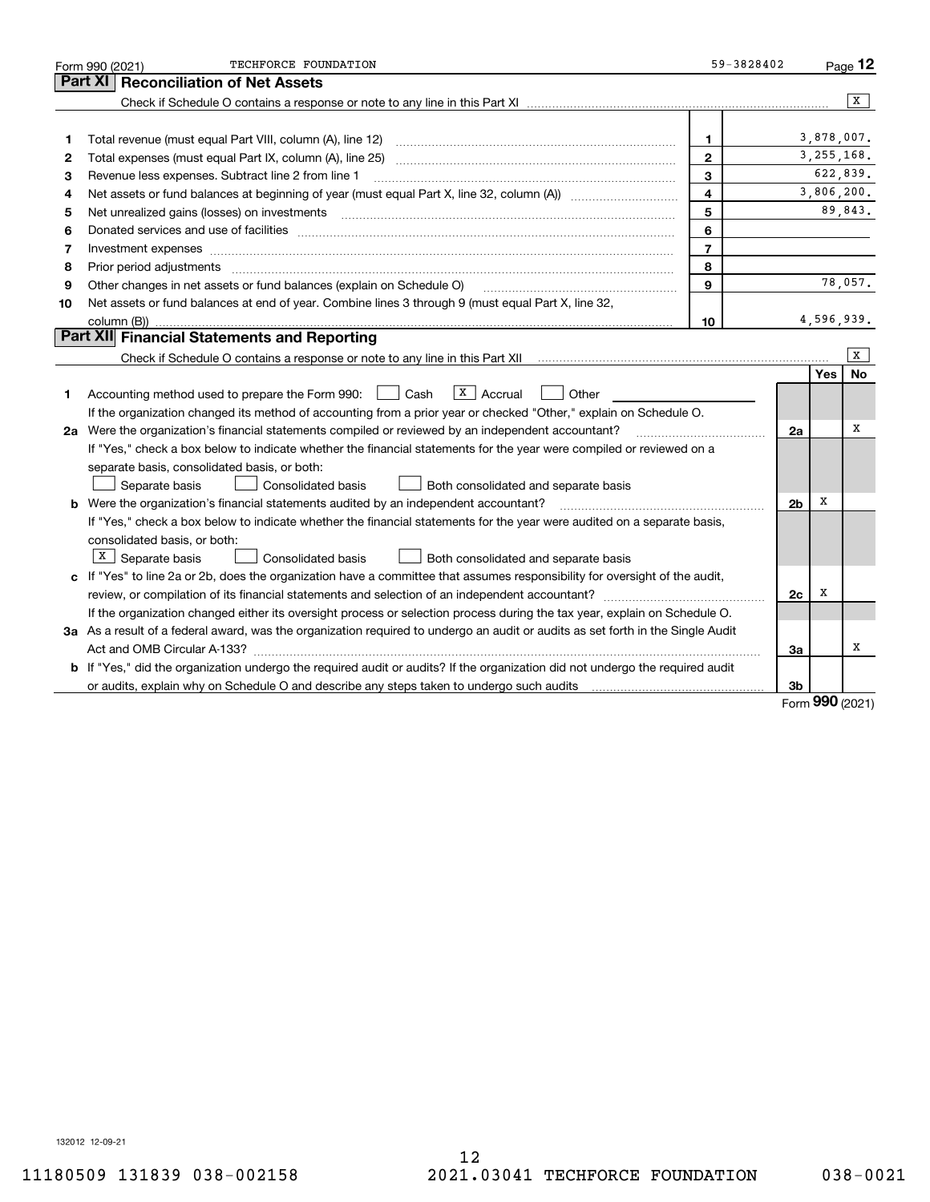Form 990 (2021) TECHFORCE FOUNDATION 59-3828402 Page 12

## Part XI Reconciliation of Net Assets

Check if Schedule O contains a response or note to any line in this Part XI .......... [X]

| | | | |
|---|---|---|---|
| 1 | Total revenue (must equal Part VIII, column (A), line 12) | 1 | 3,878,007. |
| 2 | Total expenses (must equal Part IX, column (A), line 25) | 2 | 3,255,168. |
| 3 | Revenue less expenses. Subtract line 2 from line 1 | 3 | 622,839. |
| 4 | Net assets or fund balances at beginning of year (must equal Part X, line 32, column (A)) | 4 | 3,806,200. |
| 5 | Net unrealized gains (losses) on investments | 5 | 89,843. |
| 6 | Donated services and use of facilities | 6 | |
| 7 | Investment expenses | 7 | |
| 8 | Prior period adjustments | 8 | |
| 9 | Other changes in net assets or fund balances (explain on Schedule O) | 9 | 78,057. |
| 10 | Net assets or fund balances at end of year. Combine lines 3 through 9 (must equal Part X, line 32, column (B)) | 10 | 4,596,939. |

## Part XII Financial Statements and Reporting

Check if Schedule O contains a response or note to any line in this Part XII .......... [X]

| | | | Yes | No |
|---|---|---|---|---|
| 1 | Accounting method used to prepare the Form 990: [ ] Cash [X] Accrual [ ] Other<br>If the organization changed its method of accounting from a prior year or checked "Other," explain on Schedule O. | | | |
| 2a | Were the organization's financial statements compiled or reviewed by an independent accountant?<br>If "Yes," check a box below to indicate whether the financial statements for the year were compiled or reviewed on a separate basis, consolidated basis, or both:<br>[ ] Separate basis [ ] Consolidated basis [ ] Both consolidated and separate basis | 2a | | X |
| b | Were the organization's financial statements audited by an independent accountant?<br>If "Yes," check a box below to indicate whether the financial statements for the year were audited on a separate basis, consolidated basis, or both:<br>[X] Separate basis [ ] Consolidated basis [ ] Both consolidated and separate basis | 2b | X | |
| c | If "Yes" to line 2a or 2b, does the organization have a committee that assumes responsibility for oversight of the audit, review, or compilation of its financial statements and selection of an independent accountant?<br>If the organization changed either its oversight process or selection process during the tax year, explain on Schedule O. | 2c | X | |
| 3a | As a result of a federal award, was the organization required to undergo an audit or audits as set forth in the Single Audit Act and OMB Circular A-133? | 3a | | X |
| b | If "Yes," did the organization undergo the required audit or audits? If the organization did not undergo the required audit or audits, explain why on Schedule O and describe any steps taken to undergo such audits | 3b | | |

Form 990 (2021)

132012 12-09-21

11180509 131839 038-002158 2021.03041 TECHFORCE FOUNDATION 038-0021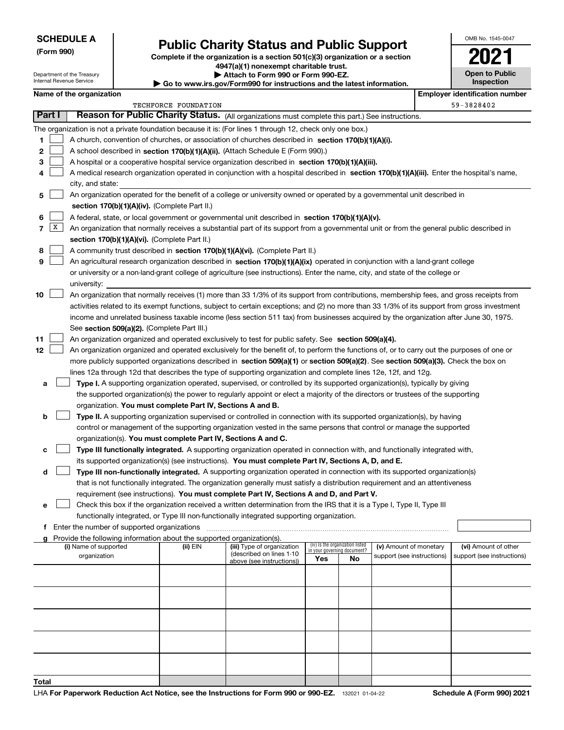**SCHEDULE A**
**(Form 990)**

Department of the Treasury
Internal Revenue Service

# Public Charity Status and Public Support

**Complete if the organization is a section 501(c)(3) organization or a section 4947(a)(1) nonexempt charitable trust.**
**▶ Attach to Form 990 or Form 990-EZ.**
**▶ Go to www.irs.gov/Form990 for instructions and the latest information.**

OMB No. 1545-0047

**2021**

**Open to Public Inspection**

**Name of the organization**
TECHFORCE FOUNDATION

**Employer identification number**
59-3828402

**Part I** **Reason for Public Charity Status.** (All organizations must complete this part.) See instructions.

The organization is not a private foundation because it is: (For lines 1 through 12, check only one box.)

1 ☐ A church, convention of churches, or association of churches described in **section 170(b)(1)(A)(i).**

2 ☐ A school described in **section 170(b)(1)(A)(ii).** (Attach Schedule E (Form 990).)

3 ☐ A hospital or a cooperative hospital service organization described in **section 170(b)(1)(A)(iii).**

4 ☐ A medical research organization operated in conjunction with a hospital described in **section 170(b)(1)(A)(iii).** Enter the hospital's name, city, and state:

5 ☐ An organization operated for the benefit of a college or university owned or operated by a governmental unit described in **section 170(b)(1)(A)(iv).** (Complete Part II.)

6 ☐ A federal, state, or local government or governmental unit described in **section 170(b)(1)(A)(v).**

7 ☒ An organization that normally receives a substantial part of its support from a governmental unit or from the general public described in **section 170(b)(1)(A)(vi).** (Complete Part II.)

8 ☐ A community trust described in **section 170(b)(1)(A)(vi).** (Complete Part II.)

9 ☐ An agricultural research organization described in **section 170(b)(1)(A)(ix)** operated in conjunction with a land-grant college or university or a non-land-grant college of agriculture (see instructions). Enter the name, city, and state of the college or university:

10 ☐ An organization that normally receives (1) more than 33 1/3% of its support from contributions, membership fees, and gross receipts from activities related to its exempt functions, subject to certain exceptions; and (2) no more than 33 1/3% of its support from gross investment income and unrelated business taxable income (less section 511 tax) from businesses acquired by the organization after June 30, 1975. See **section 509(a)(2).** (Complete Part III.)

11 ☐ An organization organized and operated exclusively to test for public safety. See **section 509(a)(4).**

12 ☐ An organization organized and operated exclusively for the benefit of, to perform the functions of, or to carry out the purposes of one or more publicly supported organizations described in **section 509(a)(1)** or **section 509(a)(2)**. See **section 509(a)(3).** Check the box on lines 12a through 12d that describes the type of supporting organization and complete lines 12e, 12f, and 12g.

a ☐ **Type I.** A supporting organization operated, supervised, or controlled by its supported organization(s), typically by giving the supported organization(s) the power to regularly appoint or elect a majority of the directors or trustees of the supporting organization. **You must complete Part IV, Sections A and B.**

b ☐ **Type II.** A supporting organization supervised or controlled in connection with its supported organization(s), by having control or management of the supporting organization vested in the same persons that control or manage the supported organization(s). **You must complete Part IV, Sections A and C.**

c ☐ **Type III functionally integrated.** A supporting organization operated in connection with, and functionally integrated with, its supported organization(s) (see instructions). **You must complete Part IV, Sections A, D, and E.**

d ☐ **Type III non-functionally integrated.** A supporting organization operated in connection with its supported organization(s) that is not functionally integrated. The organization generally must satisfy a distribution requirement and an attentiveness requirement (see instructions). **You must complete Part IV, Sections A and D, and Part V.**

e ☐ Check this box if the organization received a written determination from the IRS that it is a Type I, Type II, Type III functionally integrated, or Type III non-functionally integrated supporting organization.

f Enter the number of supported organizations

g Provide the following information about the supported organization(s).

| (i) Name of supported organization | (ii) EIN | (iii) Type of organization (described on lines 1-10 above (see instructions)) | (iv) Is the organization listed in your governing document? Yes | No | (v) Amount of monetary support (see instructions) | (vi) Amount of other support (see instructions) |
|---|---|---|---|---|---|---|
| | | | | | | |
| | | | | | | |
| | | | | | | |
| | | | | | | |
| | | | | | | |
| **Total** | | | | | | |

LHA **For Paperwork Reduction Act Notice, see the Instructions for Form 990 or 990-EZ.** 132021 01-04-22 **Schedule A (Form 990) 2021**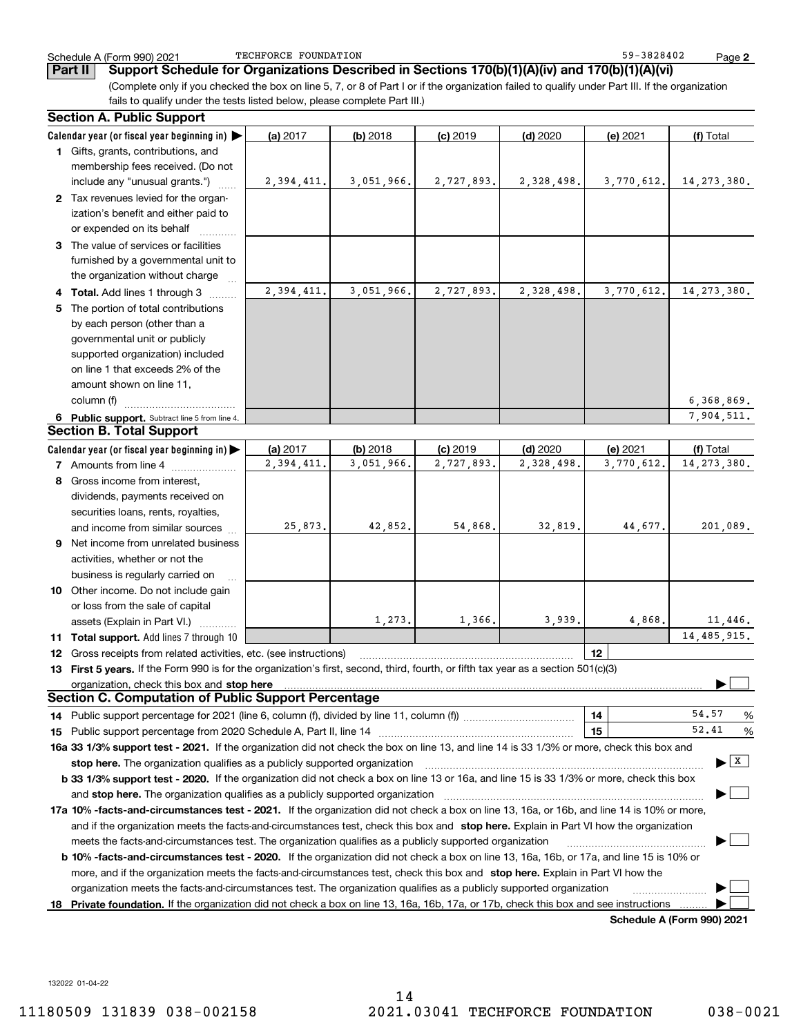Schedule A (Form 990) 2021 TECHFORCE FOUNDATION 59-3828402 Page **2**

**Part II** **Support Schedule for Organizations Described in Sections 170(b)(1)(A)(iv) and 170(b)(1)(A)(vi)**

(Complete only if you checked the box on line 5, 7, or 8 of Part I or if the organization failed to qualify under Part III. If the organization fails to qualify under the tests listed below, please complete Part III.)

### Section A. Public Support

| Calendar year (or fiscal year beginning in) ▶ | (a) 2017 | (b) 2018 | (c) 2019 | (d) 2020 | (e) 2021 | (f) Total |
|---|---|---|---|---|---|---|
| **1** Gifts, grants, contributions, and membership fees received. (Do not include any "unusual grants.") | 2,394,411. | 3,051,966. | 2,727,893. | 2,328,498. | 3,770,612. | 14,273,380. |
| **2** Tax revenues levied for the organization's benefit and either paid to or expended on its behalf | | | | | | |
| **3** The value of services or facilities furnished by a governmental unit to the organization without charge | | | | | | |
| **4 Total.** Add lines 1 through 3 | 2,394,411. | 3,051,966. | 2,727,893. | 2,328,498. | 3,770,612. | 14,273,380. |
| **5** The portion of total contributions by each person (other than a governmental unit or publicly supported organization) included on line 1 that exceeds 2% of the amount shown on line 11, column (f) | | | | | | 6,368,869. |
| **6 Public support.** Subtract line 5 from line 4. | | | | | | 7,904,511. |

### Section B. Total Support

| Calendar year (or fiscal year beginning in) ▶ | (a) 2017 | (b) 2018 | (c) 2019 | (d) 2020 | (e) 2021 | (f) Total |
|---|---|---|---|---|---|---|
| **7** Amounts from line 4 | 2,394,411. | 3,051,966. | 2,727,893. | 2,328,498. | 3,770,612. | 14,273,380. |
| **8** Gross income from interest, dividends, payments received on securities loans, rents, royalties, and income from similar sources | 25,873. | 42,852. | 54,868. | 32,819. | 44,677. | 201,089. |
| **9** Net income from unrelated business activities, whether or not the business is regularly carried on | | | | | | |
| **10** Other income. Do not include gain or loss from the sale of capital assets (Explain in Part VI.) | | 1,273. | 1,366. | 3,939. | 4,868. | 11,446. |
| **11 Total support.** Add lines 7 through 10 | | | | | | 14,485,915. |

**12** Gross receipts from related activities, etc. (see instructions) | **12** |

**13 First 5 years.** If the Form 990 is for the organization's first, second, third, fourth, or fifth tax year as a section 501(c)(3) organization, check this box and **stop here** ▶ ☐

### Section C. Computation of Public Support Percentage

**14** Public support percentage for 2021 (line 6, column (f), divided by line 11, column (f)) | **14** | 54.57 %

**15** Public support percentage from 2020 Schedule A, Part II, line 14 | **15** | 52.41 %

**16a 33 1/3% support test - 2021.** If the organization did not check the box on line 13, and line 14 is 33 1/3% or more, check this box and **stop here.** The organization qualifies as a publicly supported organization ▶ ☒

**b 33 1/3% support test - 2020.** If the organization did not check a box on line 13 or 16a, and line 15 is 33 1/3% or more, check this box and **stop here.** The organization qualifies as a publicly supported organization ▶ ☐

**17a 10% -facts-and-circumstances test - 2021.** If the organization did not check a box on line 13, 16a, or 16b, and line 14 is 10% or more, and if the organization meets the facts-and-circumstances test, check this box and **stop here.** Explain in Part VI how the organization meets the facts-and-circumstances test. The organization qualifies as a publicly supported organization ▶ ☐

**b 10% -facts-and-circumstances test - 2020.** If the organization did not check a box on line 13, 16a, 16b, or 17a, and line 15 is 10% or more, and if the organization meets the facts-and-circumstances test, check this box and **stop here.** Explain in Part VI how the organization meets the facts-and-circumstances test. The organization qualifies as a publicly supported organization ▶ ☐

**18 Private foundation.** If the organization did not check a box on line 13, 16a, 16b, 17a, or 17b, check this box and see instructions ▶ ☐

**Schedule A (Form 990) 2021**

132022 01-04-22

11180509 131839 038-002158 2021.03041 TECHFORCE FOUNDATION 038-0021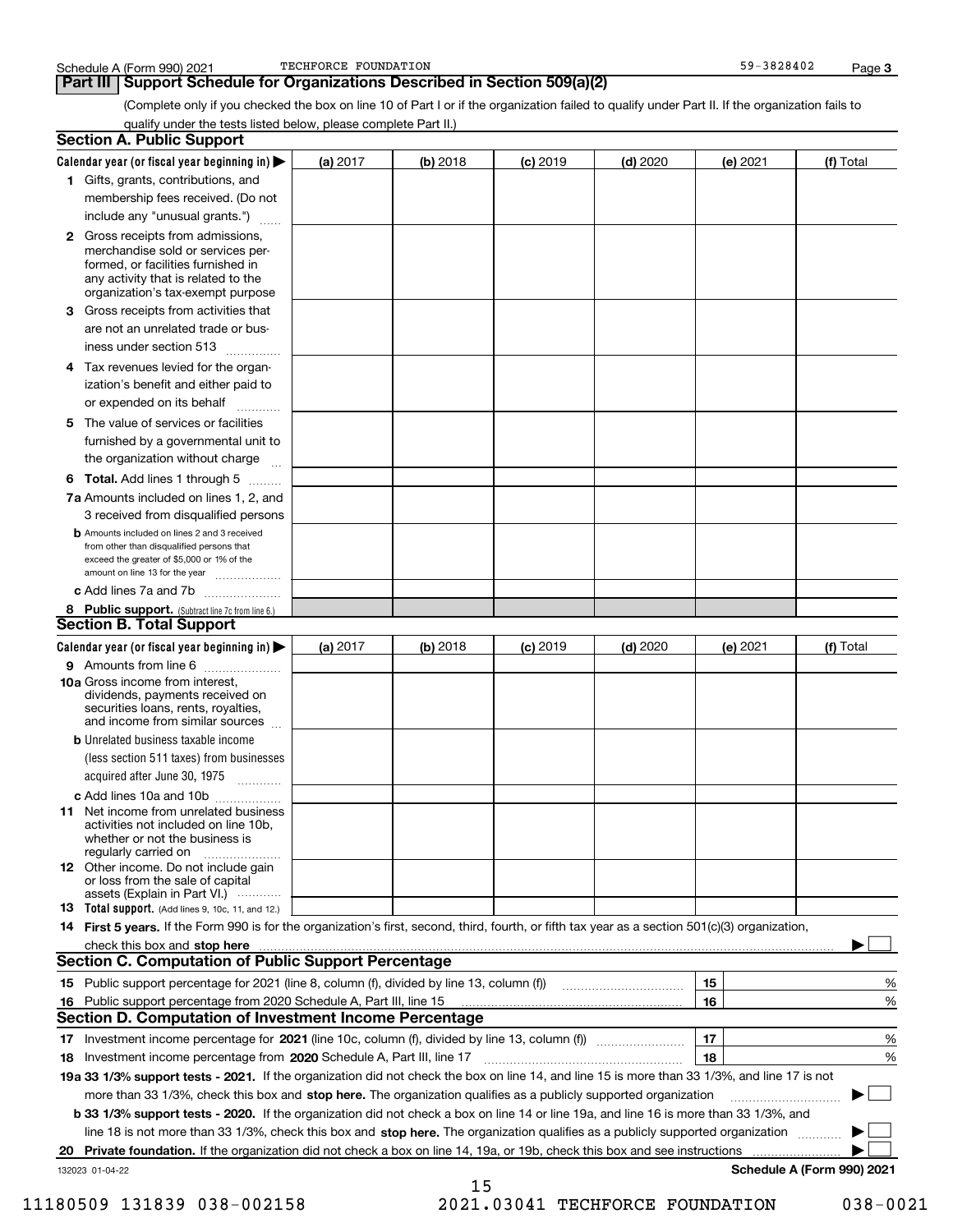Schedule A (Form 990) 2021 TECHFORCE FOUNDATION 59-3828402

## Part III Support Schedule for Organizations Described in Section 509(a)(2)

(Complete only if you checked the box on line 10 of Part I or if the organization failed to qualify under Part II. If the organization fails to qualify under the tests listed below, please complete Part II.)

### Section A. Public Support

| Calendar year (or fiscal year beginning in) ▶ | (a) 2017 | (b) 2018 | (c) 2019 | (d) 2020 | (e) 2021 | (f) Total |
|---|---|---|---|---|---|---|
| 1 Gifts, grants, contributions, and membership fees received. (Do not include any "unusual grants.") | | | | | | |
| 2 Gross receipts from admissions, merchandise sold or services performed, or facilities furnished in any activity that is related to the organization's tax-exempt purpose | | | | | | |
| 3 Gross receipts from activities that are not an unrelated trade or business under section 513 | | | | | | |
| 4 Tax revenues levied for the organization's benefit and either paid to or expended on its behalf | | | | | | |
| 5 The value of services or facilities furnished by a governmental unit to the organization without charge | | | | | | |
| 6 **Total.** Add lines 1 through 5 | | | | | | |
| 7a Amounts included on lines 1, 2, and 3 received from disqualified persons | | | | | | |
| b Amounts included on lines 2 and 3 received from other than disqualified persons that exceed the greater of $5,000 or 1% of the amount on line 13 for the year | | | | | | |
| c Add lines 7a and 7b | | | | | | |
| 8 **Public support.** (Subtract line 7c from line 6.) | | | | | | |

### Section B. Total Support

| Calendar year (or fiscal year beginning in) ▶ | (a) 2017 | (b) 2018 | (c) 2019 | (d) 2020 | (e) 2021 | (f) Total |
|---|---|---|---|---|---|---|
| 9 Amounts from line 6 | | | | | | |
| 10a Gross income from interest, dividends, payments received on securities loans, rents, royalties, and income from similar sources | | | | | | |
| b Unrelated business taxable income (less section 511 taxes) from businesses acquired after June 30, 1975 | | | | | | |
| c Add lines 10a and 10b | | | | | | |
| 11 Net income from unrelated business activities not included on line 10b, whether or not the business is regularly carried on | | | | | | |
| 12 Other income. Do not include gain or loss from the sale of capital assets (Explain in Part VI.) | | | | | | |
| 13 **Total support.** (Add lines 9, 10c, 11, and 12.) | | | | | | |

14 **First 5 years.** If the Form 990 is for the organization's first, second, third, fourth, or fifth tax year as a section 501(c)(3) organization, check this box and **stop here** ▶ ☐

### Section C. Computation of Public Support Percentage

| | | | |
|---|---|---|---|
| 15 | Public support percentage for 2021 (line 8, column (f), divided by line 13, column (f)) | 15 | % |
| 16 | Public support percentage from 2020 Schedule A, Part III, line 15 | 16 | % |

### Section D. Computation of Investment Income Percentage

| | | | |
|---|---|---|---|
| 17 | Investment income percentage for **2021** (line 10c, column (f), divided by line 13, column (f)) | 17 | % |
| 18 | Investment income percentage from **2020** Schedule A, Part III, line 17 | 18 | % |

**19a 33 1/3% support tests - 2021.** If the organization did not check the box on line 14, and line 15 is more than 33 1/3%, and line 17 is not more than 33 1/3%, check this box and **stop here.** The organization qualifies as a publicly supported organization ▶ ☐

**b 33 1/3% support tests - 2020.** If the organization did not check a box on line 14 or line 19a, and line 16 is more than 33 1/3%, and line 18 is not more than 33 1/3%, check this box and **stop here.** The organization qualifies as a publicly supported organization ▶ ☐

**20 Private foundation.** If the organization did not check a box on line 14, 19a, or 19b, check this box and see instructions ▶ ☐

132023 01-04-22 **Schedule A (Form 990) 2021**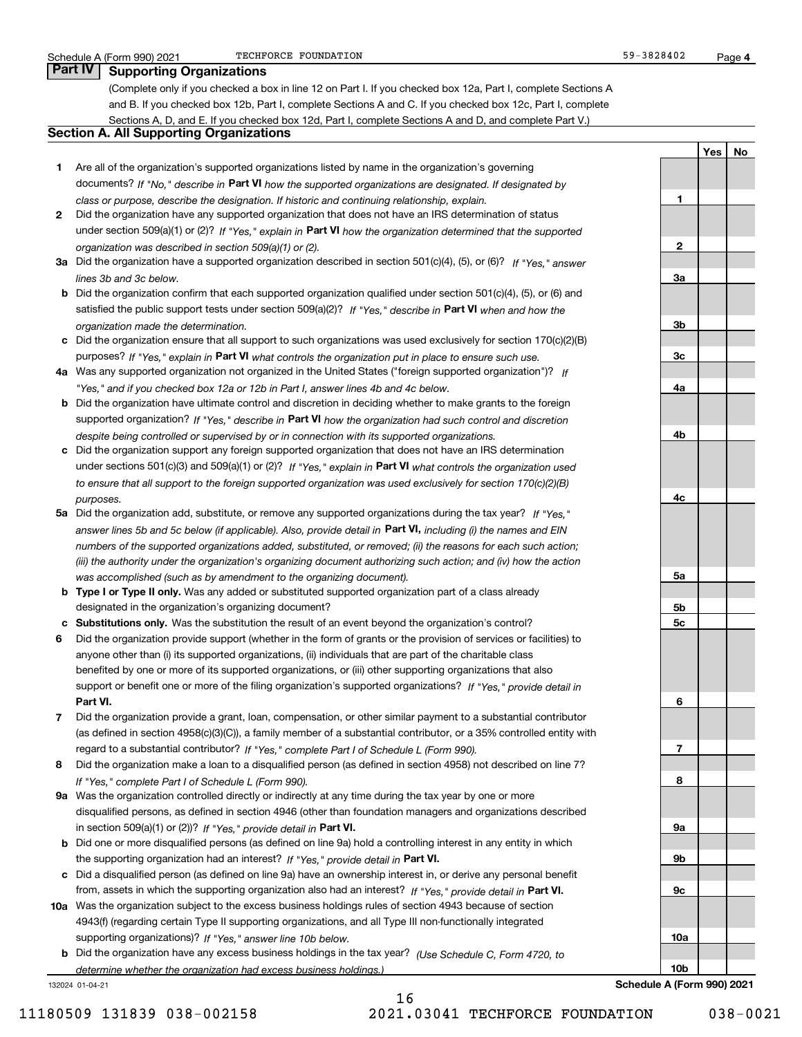Schedule A (Form 990) 2021 TECHFORCE FOUNDATION 59-3828402 Page 4

## Part IV Supporting Organizations

(Complete only if you checked a box in line 12 on Part I. If you checked box 12a, Part I, complete Sections A and B. If you checked box 12b, Part I, complete Sections A and C. If you checked box 12c, Part I, complete Sections A, D, and E. If you checked box 12d, Part I, complete Sections A and D, and complete Part V.)

### Section A. All Supporting Organizations

| | | | Yes | No |
|---|---|---|---|---|
| **1** | Are all of the organization's supported organizations listed by name in the organization's governing documents? *If "No," describe in* **Part VI** *how the supported organizations are designated. If designated by class or purpose, describe the designation. If historic and continuing relationship, explain.* | **1** | | |
| **2** | Did the organization have any supported organization that does not have an IRS determination of status under section 509(a)(1) or (2)? *If "Yes," explain in* **Part VI** *how the organization determined that the supported organization was described in section 509(a)(1) or (2).* | **2** | | |
| **3a** | Did the organization have a supported organization described in section 501(c)(4), (5), or (6)? *If "Yes," answer lines 3b and 3c below.* | **3a** | | |
| **b** | Did the organization confirm that each supported organization qualified under section 501(c)(4), (5), or (6) and satisfied the public support tests under section 509(a)(2)? *If "Yes," describe in* **Part VI** *when and how the organization made the determination.* | **3b** | | |
| **c** | Did the organization ensure that all support to such organizations was used exclusively for section 170(c)(2)(B) purposes? *If "Yes," explain in* **Part VI** *what controls the organization put in place to ensure such use.* | **3c** | | |
| **4a** | Was any supported organization not organized in the United States ("foreign supported organization")? *If "Yes," and if you checked box 12a or 12b in Part I, answer lines 4b and 4c below.* | **4a** | | |
| **b** | Did the organization have ultimate control and discretion in deciding whether to make grants to the foreign supported organization? *If "Yes," describe in* **Part VI** *how the organization had such control and discretion despite being controlled or supervised by or in connection with its supported organizations.* | **4b** | | |
| **c** | Did the organization support any foreign supported organization that does not have an IRS determination under sections 501(c)(3) and 509(a)(1) or (2)? *If "Yes," explain in* **Part VI** *what controls the organization used to ensure that all support to the foreign supported organization was used exclusively for section 170(c)(2)(B) purposes.* | **4c** | | |
| **5a** | Did the organization add, substitute, or remove any supported organizations during the tax year? *If "Yes," answer lines 5b and 5c below (if applicable). Also, provide detail in* **Part VI,** *including (i) the names and EIN numbers of the supported organizations added, substituted, or removed; (ii) the reasons for each such action; (iii) the authority under the organization's organizing document authorizing such action; and (iv) how the action was accomplished (such as by amendment to the organizing document).* | **5a** | | |
| **b** | **Type I or Type II only.** Was any added or substituted supported organization part of a class already designated in the organization's organizing document? | **5b** | | |
| **c** | **Substitutions only.** Was the substitution the result of an event beyond the organization's control? | **5c** | | |
| **6** | Did the organization provide support (whether in the form of grants or the provision of services or facilities) to anyone other than (i) its supported organizations, (ii) individuals that are part of the charitable class benefited by one or more of its supported organizations, or (iii) other supporting organizations that also support or benefit one or more of the filing organization's supported organizations? *If "Yes," provide detail in* **Part VI.** | **6** | | |
| **7** | Did the organization provide a grant, loan, compensation, or other similar payment to a substantial contributor (as defined in section 4958(c)(3)(C)), a family member of a substantial contributor, or a 35% controlled entity with regard to a substantial contributor? *If "Yes," complete Part I of Schedule L (Form 990).* | **7** | | |
| **8** | Did the organization make a loan to a disqualified person (as defined in section 4958) not described on line 7? *If "Yes," complete Part I of Schedule L (Form 990).* | **8** | | |
| **9a** | Was the organization controlled directly or indirectly at any time during the tax year by one or more disqualified persons, as defined in section 4946 (other than foundation managers and organizations described in section 509(a)(1) or (2))? *If "Yes," provide detail in* **Part VI.** | **9a** | | |
| **b** | Did one or more disqualified persons (as defined on line 9a) hold a controlling interest in any entity in which the supporting organization had an interest? *If "Yes," provide detail in* **Part VI.** | **9b** | | |
| **c** | Did a disqualified person (as defined on line 9a) have an ownership interest in, or derive any personal benefit from, assets in which the supporting organization also had an interest? *If "Yes," provide detail in* **Part VI.** | **9c** | | |
| **10a** | Was the organization subject to the excess business holdings rules of section 4943 because of section 4943(f) (regarding certain Type II supporting organizations, and all Type III non-functionally integrated supporting organizations)? *If "Yes," answer line 10b below.* | **10a** | | |
| **b** | Did the organization have any excess business holdings in the tax year? *(Use Schedule C, Form 4720, to determine whether the organization had excess business holdings.)* | **10b** | | |

132024 01-04-21 **Schedule A (Form 990) 2021**

11180509 131839 038-002158 2021.03041 TECHFORCE FOUNDATION 038-0021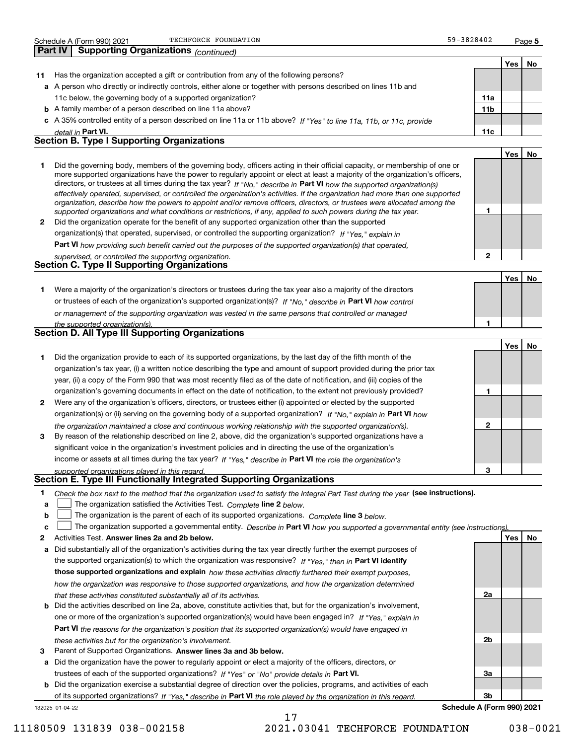Schedule A (Form 990) 2021 TECHFORCE FOUNDATION 59-3828402 Page 5

## Part IV Supporting Organizations *(continued)*

| | | | Yes | No |
|---|---|---|---|---|
| **11** | Has the organization accepted a gift or contribution from any of the following persons? | | | |
| **a** | A person who directly or indirectly controls, either alone or together with persons described on lines 11b and 11c below, the governing body of a supported organization? | **11a** | | |
| **b** | A family member of a person described on line 11a above? | **11b** | | |
| **c** | A 35% controlled entity of a person described on line 11a or 11b above? *If "Yes" to line 11a, 11b, or 11c, provide detail in* **Part VI.** | **11c** | | |

### Section B. Type I Supporting Organizations

| | | | Yes | No |
|---|---|---|---|---|
| **1** | Did the governing body, members of the governing body, officers acting in their official capacity, or membership of one or more supported organizations have the power to regularly appoint or elect at least a majority of the organization's officers, directors, or trustees at all times during the tax year? *If "No," describe in* **Part VI** *how the supported organization(s) effectively operated, supervised, or controlled the organization's activities. If the organization had more than one supported organization, describe how the powers to appoint and/or remove officers, directors, or trustees were allocated among the supported organizations and what conditions or restrictions, if any, applied to such powers during the tax year.* | **1** | | |
| **2** | Did the organization operate for the benefit of any supported organization other than the supported organization(s) that operated, supervised, or controlled the supporting organization? *If "Yes," explain in* **Part VI** *how providing such benefit carried out the purposes of the supported organization(s) that operated, supervised, or controlled the supporting organization.* | **2** | | |

### Section C. Type II Supporting Organizations

| | | | Yes | No |
|---|---|---|---|---|
| **1** | Were a majority of the organization's directors or trustees during the tax year also a majority of the directors or trustees of each of the organization's supported organization(s)? *If "No," describe in* **Part VI** *how control or management of the supporting organization was vested in the same persons that controlled or managed the supported organization(s).* | **1** | | |

### Section D. All Type III Supporting Organizations

| | | | Yes | No |
|---|---|---|---|---|
| **1** | Did the organization provide to each of its supported organizations, by the last day of the fifth month of the organization's tax year, (i) a written notice describing the type and amount of support provided during the prior tax year, (ii) a copy of the Form 990 that was most recently filed as of the date of notification, and (iii) copies of the organization's governing documents in effect on the date of notification, to the extent not previously provided? | **1** | | |
| **2** | Were any of the organization's officers, directors, or trustees either (i) appointed or elected by the supported organization(s) or (ii) serving on the governing body of a supported organization? *If "No," explain in* **Part VI** *how the organization maintained a close and continuous working relationship with the supported organization(s).* | **2** | | |
| **3** | By reason of the relationship described on line 2, above, did the organization's supported organizations have a significant voice in the organization's investment policies and in directing the use of the organization's income or assets at all times during the tax year? *If "Yes," describe in* **Part VI** *the role the organization's supported organizations played in this regard.* | **3** | | |

### Section E. Type III Functionally Integrated Supporting Organizations

**1** *Check the box next to the method that the organization used to satisfy the Integral Part Test during the year* **(see instructions).**

**a** ☐ The organization satisfied the Activities Test. *Complete* **line 2** *below.*

**b** ☐ The organization is the parent of each of its supported organizations. *Complete* **line 3** *below.*

**c** ☐ The organization supported a governmental entity. *Describe in* **Part VI** *how you supported a governmental entity (see instructions).*

| | | | Yes | No |
|---|---|---|---|---|
| **2** | Activities Test. **Answer lines 2a and 2b below.** | | | |
| **a** | Did substantially all of the organization's activities during the tax year directly further the exempt purposes of the supported organization(s) to which the organization was responsive? *If "Yes," then in* **Part VI identify those supported organizations and explain** *how these activities directly furthered their exempt purposes, how the organization was responsive to those supported organizations, and how the organization determined that these activities constituted substantially all of its activities.* | **2a** | | |
| **b** | Did the activities described on line 2a, above, constitute activities that, but for the organization's involvement, one or more of the organization's supported organization(s) would have been engaged in? *If "Yes," explain in* **Part VI** *the reasons for the organization's position that its supported organization(s) would have engaged in these activities but for the organization's involvement.* | **2b** | | |
| **3** | Parent of Supported Organizations. **Answer lines 3a and 3b below.** | | | |
| **a** | Did the organization have the power to regularly appoint or elect a majority of the officers, directors, or trustees of each of the supported organizations? *If "Yes" or "No" provide details in* **Part VI.** | **3a** | | |
| **b** | Did the organization exercise a substantial degree of direction over the policies, programs, and activities of each of its supported organizations? *If "Yes," describe in* **Part VI** *the role played by the organization in this regard.* | **3b** | | |

132025 01-04-22 **Schedule A (Form 990) 2021**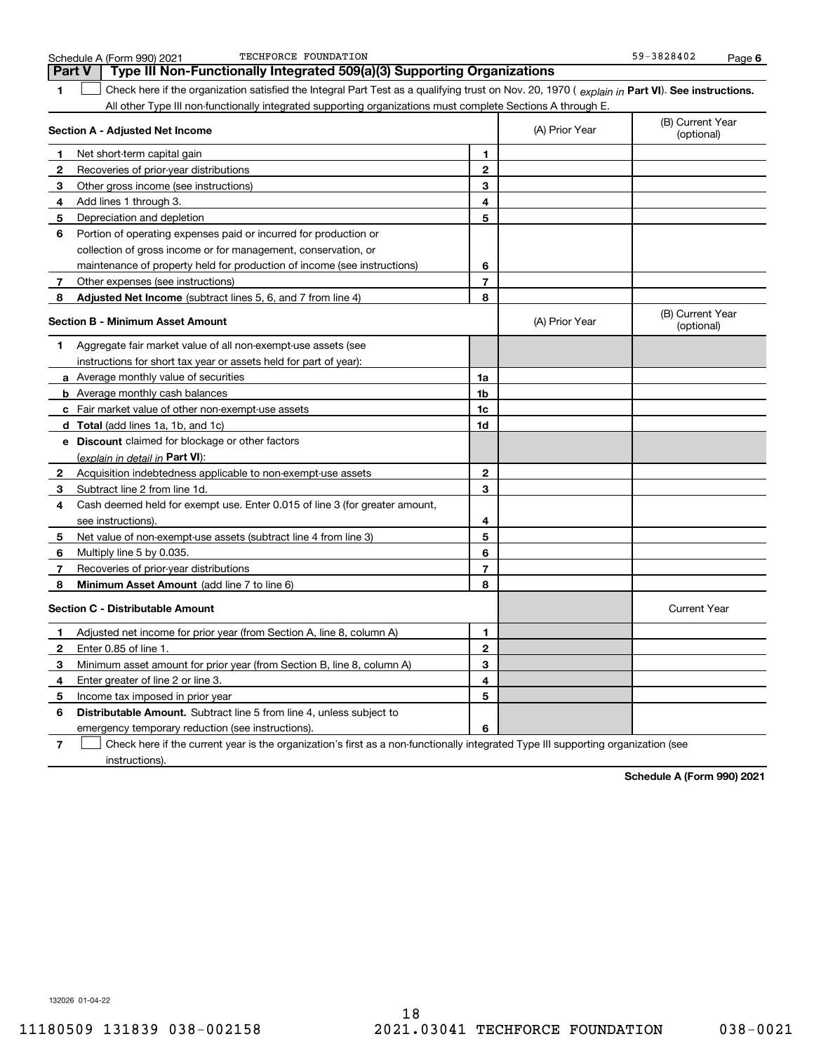Schedule A (Form 990) 2021 TECHFORCE FOUNDATION 59-3828402 Page 6

**Part V Type III Non-Functionally Integrated 509(a)(3) Supporting Organizations**

1 ☐ Check here if the organization satisfied the Integral Part Test as a qualifying trust on Nov. 20, 1970 ( *explain in* **Part VI**). **See instructions.** All other Type III non-functionally integrated supporting organizations must complete Sections A through E.

| **Section A - Adjusted Net Income** | | (A) Prior Year | (B) Current Year (optional) |
|---|---|---|---|
| **1** Net short-term capital gain | 1 | | |
| **2** Recoveries of prior-year distributions | 2 | | |
| **3** Other gross income (see instructions) | 3 | | |
| **4** Add lines 1 through 3. | 4 | | |
| **5** Depreciation and depletion | 5 | | |
| **6** Portion of operating expenses paid or incurred for production or collection of gross income or for management, conservation, or maintenance of property held for production of income (see instructions) | 6 | | |
| **7** Other expenses (see instructions) | 7 | | |
| **8** **Adjusted Net Income** (subtract lines 5, 6, and 7 from line 4) | 8 | | |

| **Section B - Minimum Asset Amount** | | (A) Prior Year | (B) Current Year (optional) |
|---|---|---|---|
| **1** Aggregate fair market value of all non-exempt-use assets (see instructions for short tax year or assets held for part of year): | | | |
| **a** Average monthly value of securities | 1a | | |
| **b** Average monthly cash balances | 1b | | |
| **c** Fair market value of other non-exempt-use assets | 1c | | |
| **d** **Total** (add lines 1a, 1b, and 1c) | 1d | | |
| **e** **Discount** claimed for blockage or other factors (*explain in detail in* **Part VI**): | | | |
| **2** Acquisition indebtedness applicable to non-exempt-use assets | 2 | | |
| **3** Subtract line 2 from line 1d. | 3 | | |
| **4** Cash deemed held for exempt use. Enter 0.015 of line 3 (for greater amount, see instructions). | 4 | | |
| **5** Net value of non-exempt-use assets (subtract line 4 from line 3) | 5 | | |
| **6** Multiply line 5 by 0.035. | 6 | | |
| **7** Recoveries of prior-year distributions | 7 | | |
| **8** **Minimum Asset Amount** (add line 7 to line 6) | 8 | | |

| **Section C - Distributable Amount** | | | Current Year |
|---|---|---|---|
| **1** Adjusted net income for prior year (from Section A, line 8, column A) | 1 | | |
| **2** Enter 0.85 of line 1. | 2 | | |
| **3** Minimum asset amount for prior year (from Section B, line 8, column A) | 3 | | |
| **4** Enter greater of line 2 or line 3. | 4 | | |
| **5** Income tax imposed in prior year | 5 | | |
| **6** **Distributable Amount.** Subtract line 5 from line 4, unless subject to emergency temporary reduction (see instructions). | 6 | | |

7 ☐ Check here if the current year is the organization's first as a non-functionally integrated Type III supporting organization (see instructions).

**Schedule A (Form 990) 2021**

132026 01-04-22

11180509 131839 038-002158 2021.03041 TECHFORCE FOUNDATION 038-0021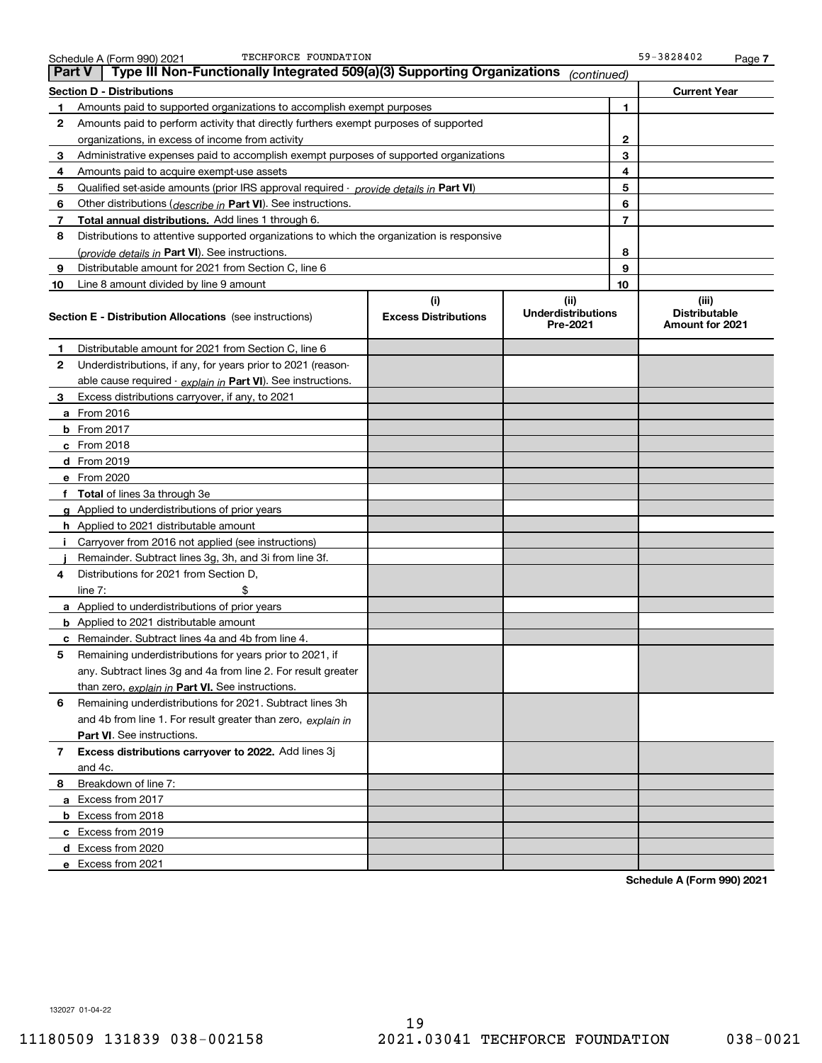Schedule A (Form 990) 2021 TECHFORCE FOUNDATION 59-3828402

## Part V Type III Non-Functionally Integrated 509(a)(3) Supporting Organizations *(continued)*

| Section D - Distributions | | Current Year |
|---|---|---|
| **1** Amounts paid to supported organizations to accomplish exempt purposes | 1 | |
| **2** Amounts paid to perform activity that directly furthers exempt purposes of supported organizations, in excess of income from activity | 2 | |
| **3** Administrative expenses paid to accomplish exempt purposes of supported organizations | 3 | |
| **4** Amounts paid to acquire exempt-use assets | 4 | |
| **5** Qualified set-aside amounts (prior IRS approval required - *provide details in* **Part VI**) | 5 | |
| **6** Other distributions (*describe in* **Part VI**). See instructions. | 6 | |
| **7** **Total annual distributions.** Add lines 1 through 6. | 7 | |
| **8** Distributions to attentive supported organizations to which the organization is responsive (*provide details in* **Part VI**). See instructions. | 8 | |
| **9** Distributable amount for 2021 from Section C, line 6 | 9 | |
| **10** Line 8 amount divided by line 9 amount | 10 | |

| Section E - Distribution Allocations (see instructions) | (i) Excess Distributions | (ii) Underdistributions Pre-2021 | (iii) Distributable Amount for 2021 |
|---|---|---|---|
| **1** Distributable amount for 2021 from Section C, line 6 | | | |
| **2** Underdistributions, if any, for years prior to 2021 (reasonable cause required - *explain in* **Part VI**). See instructions. | | | |
| **3** Excess distributions carryover, if any, to 2021 | | | |
| **a** From 2016 | | | |
| **b** From 2017 | | | |
| **c** From 2018 | | | |
| **d** From 2019 | | | |
| **e** From 2020 | | | |
| **f** **Total** of lines 3a through 3e | | | |
| **g** Applied to underdistributions of prior years | | | |
| **h** Applied to 2021 distributable amount | | | |
| **i** Carryover from 2016 not applied (see instructions) | | | |
| **j** Remainder. Subtract lines 3g, 3h, and 3i from line 3f. | | | |
| **4** Distributions for 2021 from Section D, line 7: $ | | | |
| **a** Applied to underdistributions of prior years | | | |
| **b** Applied to 2021 distributable amount | | | |
| **c** Remainder. Subtract lines 4a and 4b from line 4. | | | |
| **5** Remaining underdistributions for years prior to 2021, if any. Subtract lines 3g and 4a from line 2. For result greater than zero, *explain in* **Part VI.** See instructions. | | | |
| **6** Remaining underdistributions for 2021. Subtract lines 3h and 4b from line 1. For result greater than zero, *explain in* **Part VI**. See instructions. | | | |
| **7** **Excess distributions carryover to 2022.** Add lines 3j and 4c. | | | |
| **8** Breakdown of line 7: | | | |
| **a** Excess from 2017 | | | |
| **b** Excess from 2018 | | | |
| **c** Excess from 2019 | | | |
| **d** Excess from 2020 | | | |
| **e** Excess from 2021 | | | |

**Schedule A (Form 990) 2021**

132027 01-04-22

11180509 131839 038-002158 2021.03041 TECHFORCE FOUNDATION 038-0021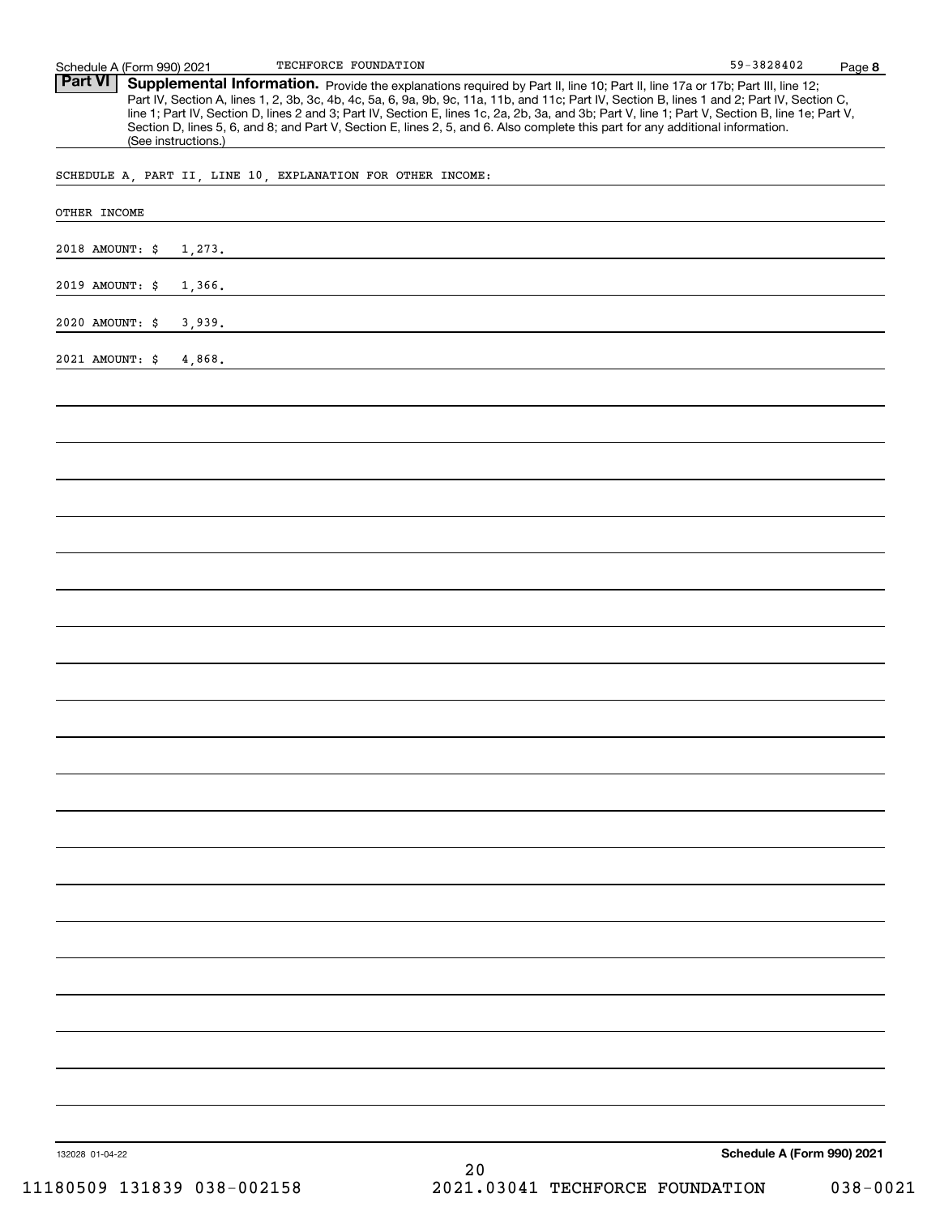**Part VI** **Supplemental Information.** Provide the explanations required by Part II, line 10; Part II, line 17a or 17b; Part III, line 12; Part IV, Section A, lines 1, 2, 3b, 3c, 4b, 4c, 5a, 6, 9a, 9b, 9c, 11a, 11b, and 11c; Part IV, Section B, lines 1 and 2; Part IV, Section C, line 1; Part IV, Section D, lines 2 and 3; Part IV, Section E, lines 1c, 2a, 2b, 3a, and 3b; Part V, line 1; Part V, Section B, line 1e; Part V, Section D, lines 5, 6, and 8; and Part V, Section E, lines 2, 5, and 6. Also complete this part for any additional information. (See instructions.)

SCHEDULE A, PART II, LINE 10, EXPLANATION FOR OTHER INCOME:

OTHER INCOME

2018 AMOUNT: $ 1,273.

2019 AMOUNT: $ 1,366.

2020 AMOUNT: $ 3,939.

2021 AMOUNT: $ 4,868.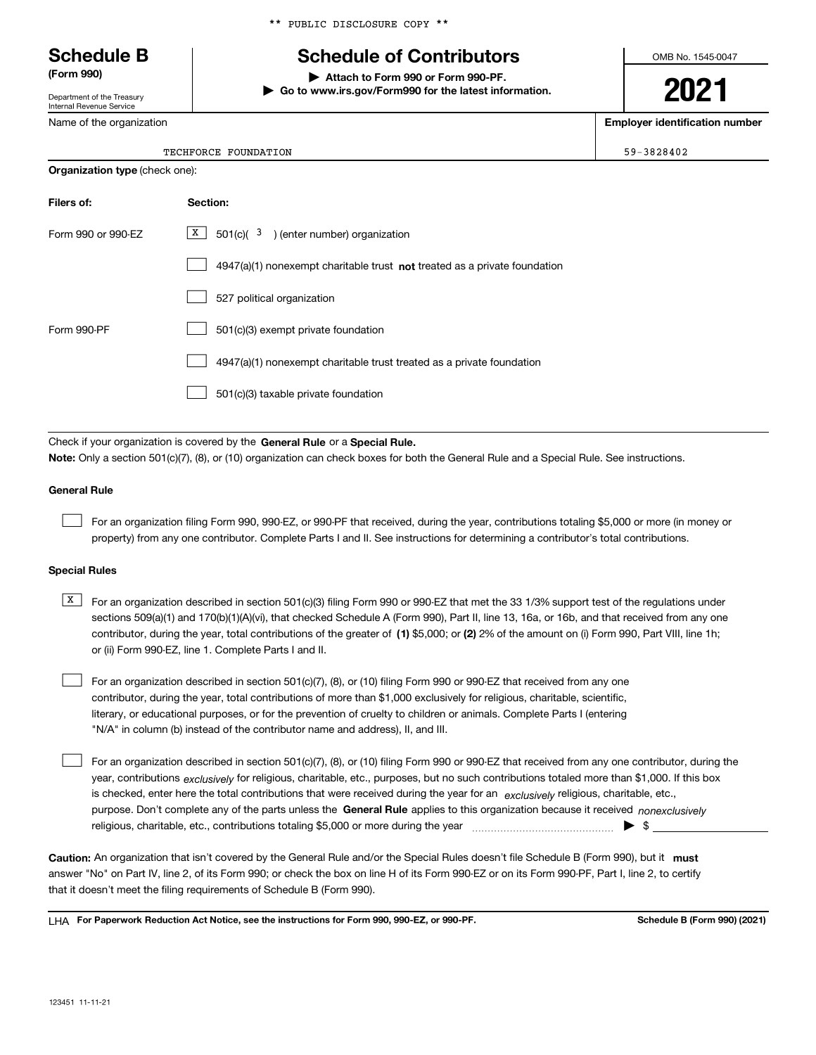** PUBLIC DISCLOSURE COPY **

# Schedule B
**(Form 990)**

Department of the Treasury
Internal Revenue Service

# Schedule of Contributors

▶ **Attach to Form 990 or Form 990-PF.**
▶ **Go to www.irs.gov/Form990 for the latest information.**

OMB No. 1545-0047

**2021**

Name of the organization: TECHFORCE FOUNDATION

**Employer identification number:** 59-3828402

**Organization type** (check one):

| Filers of: | Section: |
|---|---|
| Form 990 or 990-EZ | [X] 501(c)( 3 ) (enter number) organization |
| | [ ] 4947(a)(1) nonexempt charitable trust **not** treated as a private foundation |
| | [ ] 527 political organization |
| Form 990-PF | [ ] 501(c)(3) exempt private foundation |
| | [ ] 4947(a)(1) nonexempt charitable trust treated as a private foundation |
| | [ ] 501(c)(3) taxable private foundation |

Check if your organization is covered by the **General Rule** or a **Special Rule.**

**Note:** Only a section 501(c)(7), (8), or (10) organization can check boxes for both the General Rule and a Special Rule. See instructions.

### General Rule

[ ] For an organization filing Form 990, 990-EZ, or 990-PF that received, during the year, contributions totaling $5,000 or more (in money or property) from any one contributor. Complete Parts I and II. See instructions for determining a contributor's total contributions.

### Special Rules

[X] For an organization described in section 501(c)(3) filing Form 990 or 990-EZ that met the 33 1/3% support test of the regulations under sections 509(a)(1) and 170(b)(1)(A)(vi), that checked Schedule A (Form 990), Part II, line 13, 16a, or 16b, and that received from any one contributor, during the year, total contributions of the greater of **(1)** $5,000; or **(2)** 2% of the amount on (i) Form 990, Part VIII, line 1h; or (ii) Form 990-EZ, line 1. Complete Parts I and II.

[ ] For an organization described in section 501(c)(7), (8), or (10) filing Form 990 or 990-EZ that received from any one contributor, during the year, total contributions of more than $1,000 exclusively for religious, charitable, scientific, literary, or educational purposes, or for the prevention of cruelty to children or animals. Complete Parts I (entering "N/A" in column (b) instead of the contributor name and address), II, and III.

[ ] For an organization described in section 501(c)(7), (8), or (10) filing Form 990 or 990-EZ that received from any one contributor, during the year, contributions *exclusively* for religious, charitable, etc., purposes, but no such contributions totaled more than $1,000. If this box is checked, enter here the total contributions that were received during the year for an *exclusively* religious, charitable, etc., purpose. Don't complete any of the parts unless the **General Rule** applies to this organization because it received *nonexclusively* religious, charitable, etc., contributions totaling $5,000 or more during the year ▶ $ ______

**Caution:** An organization that isn't covered by the General Rule and/or the Special Rules doesn't file Schedule B (Form 990), but it **must** answer "No" on Part IV, line 2, of its Form 990; or check the box on line H of its Form 990-EZ or on its Form 990-PF, Part I, line 2, to certify that it doesn't meet the filing requirements of Schedule B (Form 990).

LHA **For Paperwork Reduction Act Notice, see the instructions for Form 990, 990-EZ, or 990-PF.** **Schedule B (Form 990) (2021)**

123451 11-11-21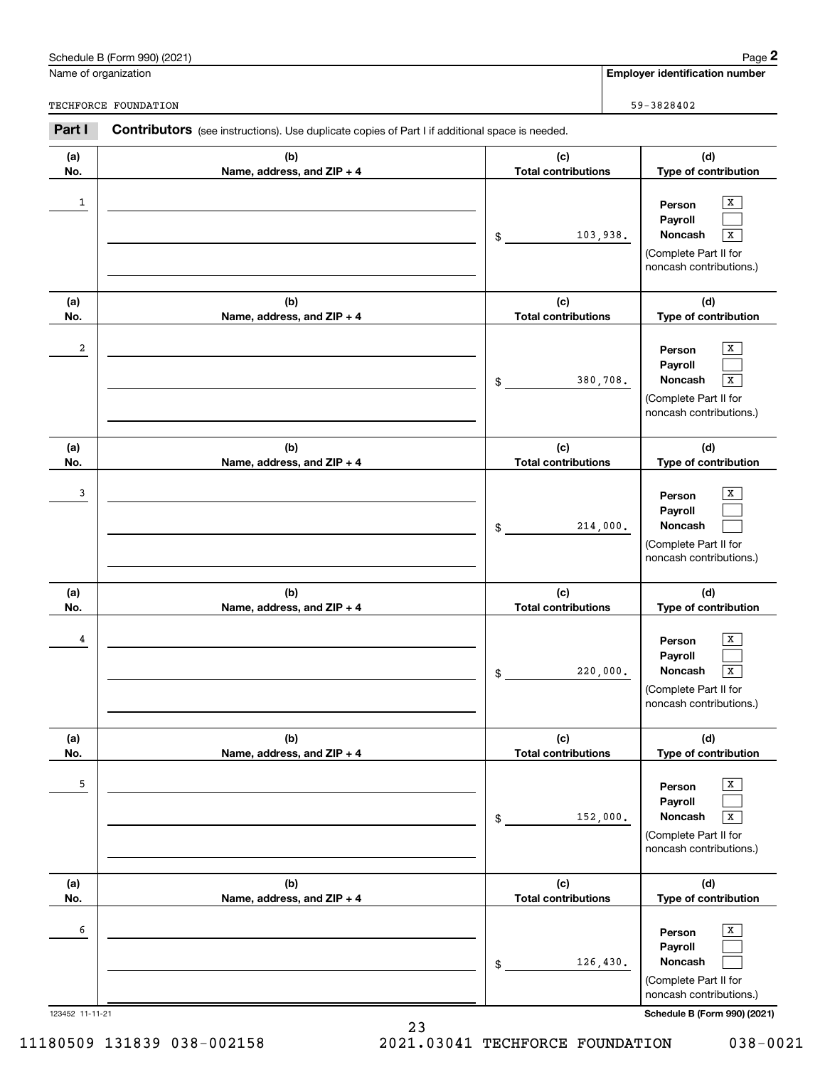Schedule B (Form 990) (2021)

Name of organization: TECHFORCE FOUNDATION

Employer identification number: 59-3828402

**Part I** **Contributors** (see instructions). Use duplicate copies of Part I if additional space is needed.

| (a) No. | (b) Name, address, and ZIP + 4 | (c) Total contributions | (d) Type of contribution |
|---|---|---|---|
| 1 | | $ 103,938. | Person [X] Payroll [ ] Noncash [X] (Complete Part II for noncash contributions.) |
| 2 | | $ 380,708. | Person [X] Payroll [ ] Noncash [X] (Complete Part II for noncash contributions.) |
| 3 | | $ 214,000. | Person [X] Payroll [ ] Noncash [ ] (Complete Part II for noncash contributions.) |
| 4 | | $ 220,000. | Person [X] Payroll [ ] Noncash [X] (Complete Part II for noncash contributions.) |
| 5 | | $ 152,000. | Person [X] Payroll [ ] Noncash [X] (Complete Part II for noncash contributions.) |
| 6 | | $ 126,430. | Person [X] Payroll [ ] Noncash [ ] (Complete Part II for noncash contributions.) |

123452 11-11-21

Schedule B (Form 990) (2021)

11180509 131839 038-002158 2021.03041 TECHFORCE FOUNDATION 038-0021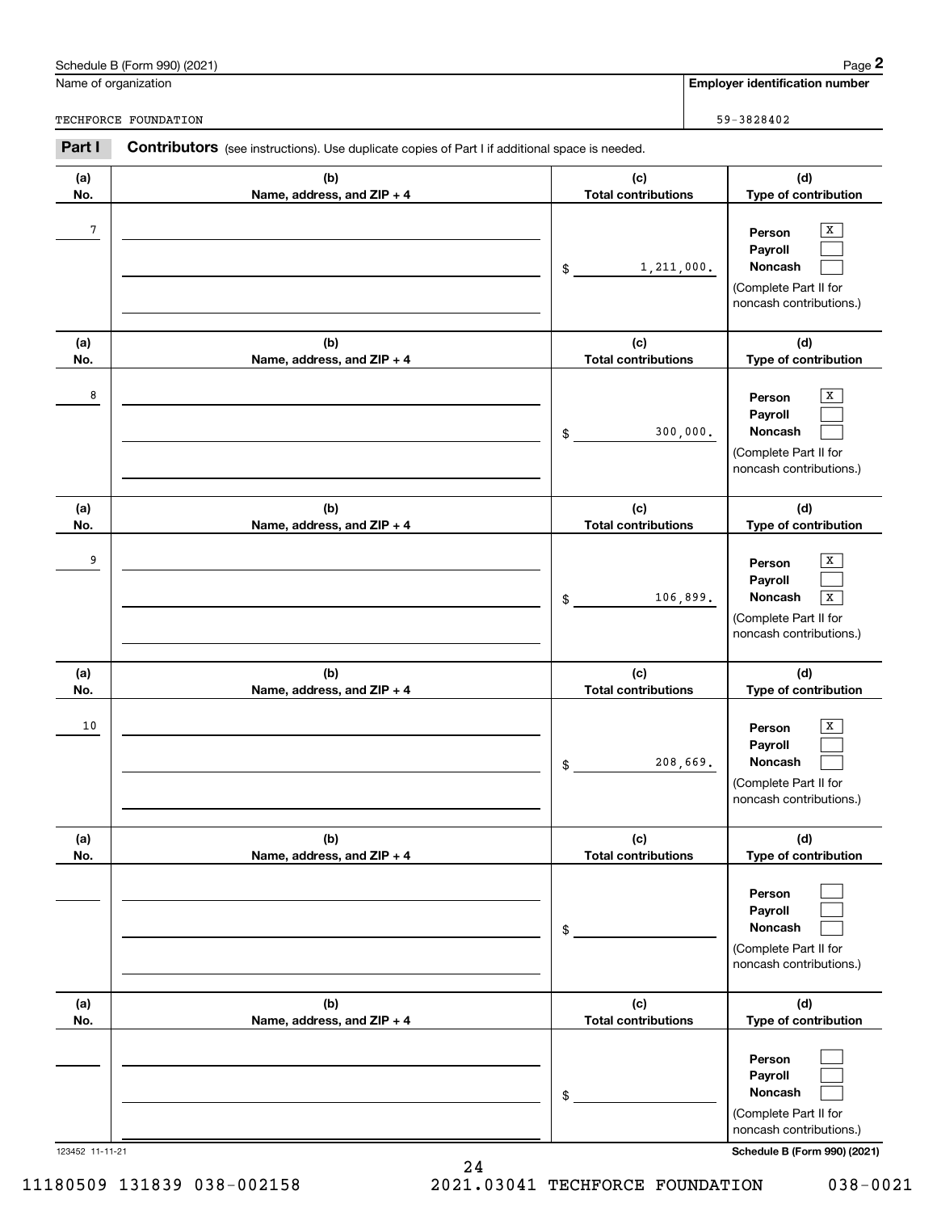Schedule B (Form 990) (2021)

Name of organization: TECHFORCE FOUNDATION

Employer identification number: 59-3828402

**Part I** **Contributors** (see instructions). Use duplicate copies of Part I if additional space is needed.

| (a) No. | (b) Name, address, and ZIP + 4 | (c) Total contributions | (d) Type of contribution |
|---|---|---|---|
| 7 | | $ 1,211,000. | Person [X] Payroll [ ] Noncash [ ] (Complete Part II for noncash contributions.) |
| 8 | | $ 300,000. | Person [X] Payroll [ ] Noncash [ ] (Complete Part II for noncash contributions.) |
| 9 | | $ 106,899. | Person [X] Payroll [ ] Noncash [X] (Complete Part II for noncash contributions.) |
| 10 | | $ 208,669. | Person [X] Payroll [ ] Noncash [ ] (Complete Part II for noncash contributions.) |
| | | $ | Person [ ] Payroll [ ] Noncash [ ] (Complete Part II for noncash contributions.) |
| | | $ | Person [ ] Payroll [ ] Noncash [ ] (Complete Part II for noncash contributions.) |

123452 11-11-21

Schedule B (Form 990) (2021)

11180509 131839 038-002158 2021.03041 TECHFORCE FOUNDATION 038-0021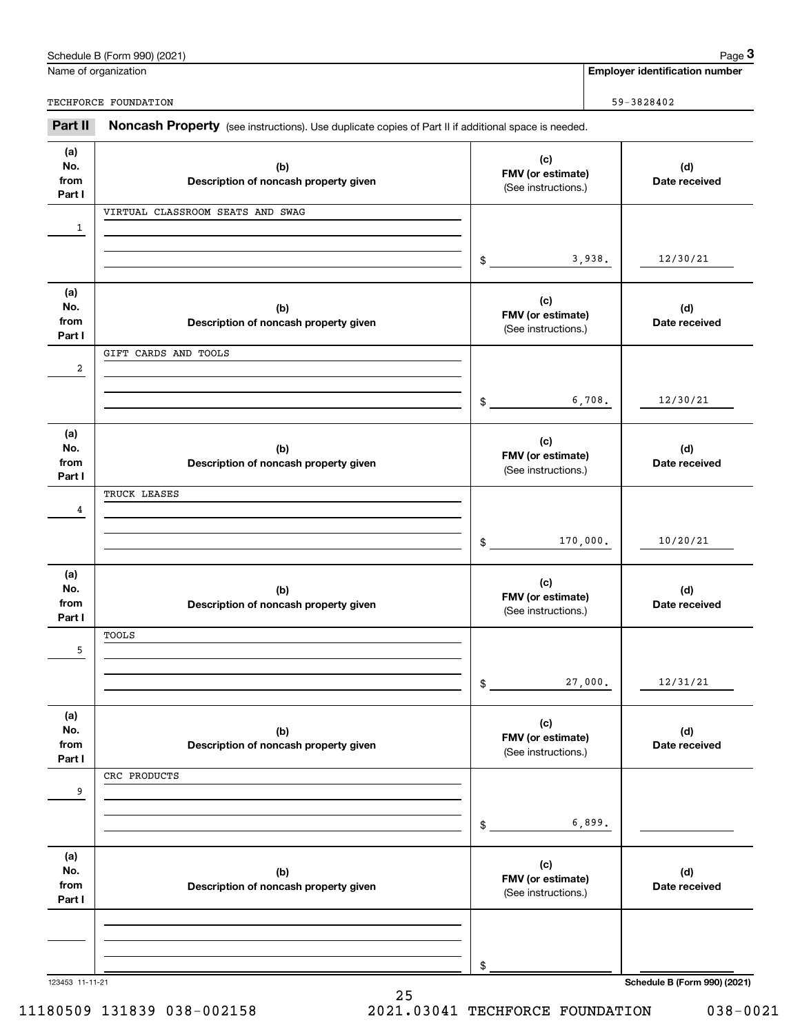Schedule B (Form 990) (2021)

Name of organization: TECHFORCE FOUNDATION

**Employer identification number**: 59-3828402

## Part II Noncash Property (see instructions). Use duplicate copies of Part II if additional space is needed.

| (a) No. from Part I | (b) Description of noncash property given | (c) FMV (or estimate) (See instructions.) | (d) Date received |
|---|---|---|---|
| 1 | VIRTUAL CLASSROOM SEATS AND SWAG | $ 3,938. | 12/30/21 |
| 2 | GIFT CARDS AND TOOLS | $ 6,708. | 12/30/21 |
| 4 | TRUCK LEASES | $ 170,000. | 10/20/21 |
| 5 | TOOLS | $ 27,000. | 12/31/21 |
| 9 | CRC PRODUCTS | $ 6,899. | |
| | | $ | |

123453 11-11-21

**Schedule B (Form 990) (2021)**

11180509 131839 038-002158 2021.03041 TECHFORCE FOUNDATION 038-0021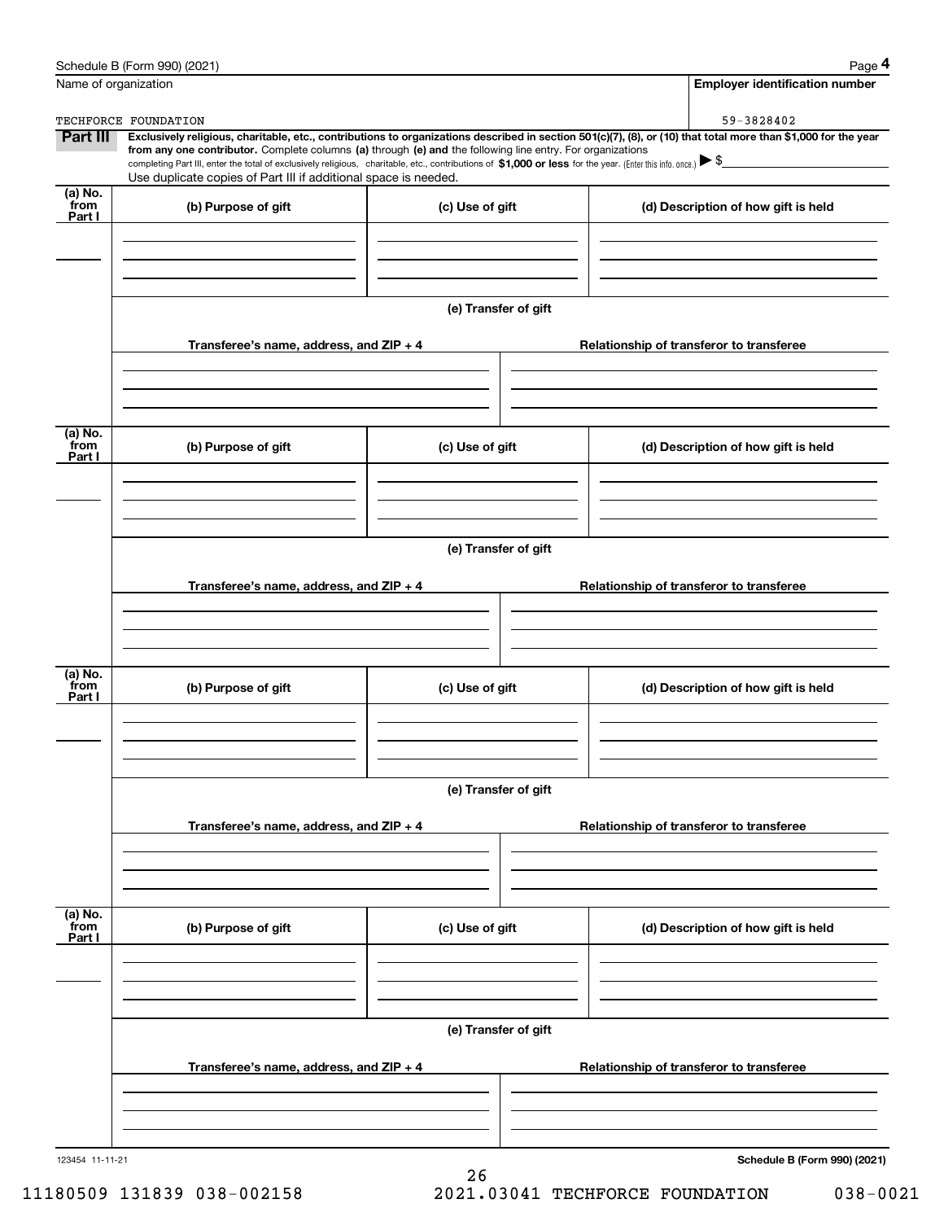Name of organization: TECHFORCE FOUNDATION

**Employer identification number:** 59-3828402

## Part III

**Exclusively religious, charitable, etc., contributions to organizations described in section 501(c)(7), (8), or (10) that total more than $1,000 for the year from any one contributor.** Complete columns **(a)** through **(e) and** the following line entry. For organizations completing Part III, enter the total of exclusively religious, charitable, etc., contributions of **$1,000 or less** for the year. (Enter this info. once.) ▶ $

Use duplicate copies of Part III if additional space is needed.

| (a) No. from Part I | (b) Purpose of gift | (c) Use of gift | (d) Description of how gift is held |
|---|---|---|---|
| | | | |

**(e) Transfer of gift**

| Transferee's name, address, and ZIP + 4 | Relationship of transferor to transferee |
|---|---|
| | |

| (a) No. from Part I | (b) Purpose of gift | (c) Use of gift | (d) Description of how gift is held |
|---|---|---|---|
| | | | |

**(e) Transfer of gift**

| Transferee's name, address, and ZIP + 4 | Relationship of transferor to transferee |
|---|---|
| | |

| (a) No. from Part I | (b) Purpose of gift | (c) Use of gift | (d) Description of how gift is held |
|---|---|---|---|
| | | | |

**(e) Transfer of gift**

| Transferee's name, address, and ZIP + 4 | Relationship of transferor to transferee |
|---|---|
| | |

| (a) No. from Part I | (b) Purpose of gift | (c) Use of gift | (d) Description of how gift is held |
|---|---|---|---|
| | | | |

**(e) Transfer of gift**

| Transferee's name, address, and ZIP + 4 | Relationship of transferor to transferee |
|---|---|
| | |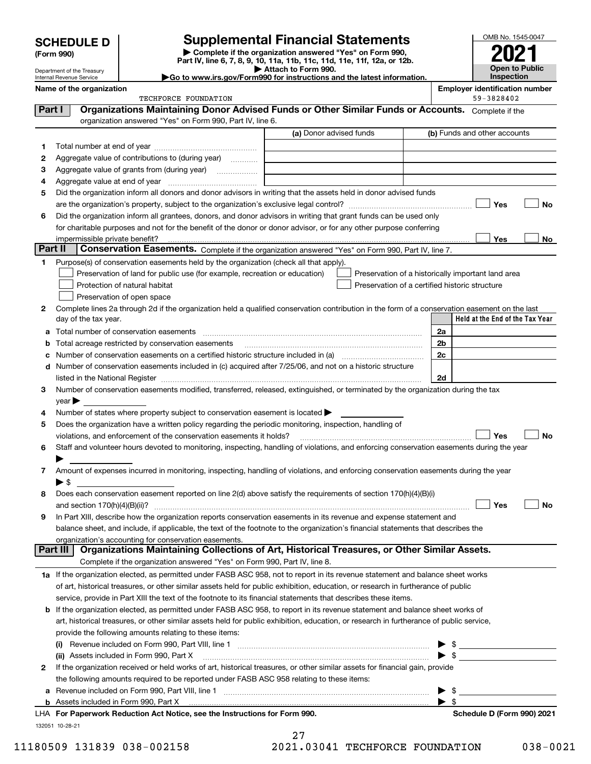# SCHEDULE D (Form 990)

Department of the Treasury
Internal Revenue Service

## Supplemental Financial Statements

▶ Complete if the organization answered "Yes" on Form 990, Part IV, line 6, 7, 8, 9, 10, 11a, 11b, 11c, 11d, 11e, 11f, 12a, or 12b.
▶ Attach to Form 990.
▶Go to www.irs.gov/Form990 for instructions and the latest information.

OMB No. 1545-0047

**2021**

**Open to Public Inspection**

**Name of the organization:** TECHFORCE FOUNDATION

**Employer identification number:** 59-3828402

## Part I — Organizations Maintaining Donor Advised Funds or Other Similar Funds or Accounts.

Complete if the organization answered "Yes" on Form 990, Part IV, line 6.

| | | (a) Donor advised funds | (b) Funds and other accounts |
|---|---|---|---|
| 1 | Total number at end of year | | |
| 2 | Aggregate value of contributions to (during year) | | |
| 3 | Aggregate value of grants from (during year) | | |
| 4 | Aggregate value at end of year | | |

5 Did the organization inform all donors and donor advisors in writing that the assets held in donor advised funds are the organization's property, subject to the organization's exclusive legal control? ☐ Yes ☐ No

6 Did the organization inform all grantees, donors, and donor advisors in writing that grant funds can be used only for charitable purposes and not for the benefit of the donor or donor advisor, or for any other purpose conferring impermissible private benefit? ☐ Yes ☐ No

## Part II — Conservation Easements.

Complete if the organization answered "Yes" on Form 990, Part IV, line 7.

1 Purpose(s) of conservation easements held by the organization (check all that apply).

- ☐ Preservation of land for public use (for example, recreation or education)
- ☐ Protection of natural habitat
- ☐ Preservation of open space
- ☐ Preservation of a historically important land area
- ☐ Preservation of a certified historic structure

2 Complete lines 2a through 2d if the organization held a qualified conservation contribution in the form of a conservation easement on the last day of the tax year.

| | | | Held at the End of the Tax Year |
|---|---|---|---|
| a | Total number of conservation easements | 2a | |
| b | Total acreage restricted by conservation easements | 2b | |
| c | Number of conservation easements on a certified historic structure included in (a) | 2c | |
| d | Number of conservation easements included in (c) acquired after 7/25/06, and not on a historic structure listed in the National Register | 2d | |

3 Number of conservation easements modified, transferred, released, extinguished, or terminated by the organization during the tax year ▶

4 Number of states where property subject to conservation easement is located ▶

5 Does the organization have a written policy regarding the periodic monitoring, inspection, handling of violations, and enforcement of the conservation easements it holds? ☐ Yes ☐ No

6 Staff and volunteer hours devoted to monitoring, inspecting, handling of violations, and enforcing conservation easements during the year ▶

7 Amount of expenses incurred in monitoring, inspecting, handling of violations, and enforcing conservation easements during the year ▶ $

8 Does each conservation easement reported on line 2(d) above satisfy the requirements of section 170(h)(4)(B)(i) and section 170(h)(4)(B)(ii)? ☐ Yes ☐ No

9 In Part XIII, describe how the organization reports conservation easements in its revenue and expense statement and balance sheet, and include, if applicable, the text of the footnote to the organization's financial statements that describes the organization's accounting for conservation easements.

## Part III — Organizations Maintaining Collections of Art, Historical Treasures, or Other Similar Assets.

Complete if the organization answered "Yes" on Form 990, Part IV, line 8.

1a If the organization elected, as permitted under FASB ASC 958, not to report in its revenue statement and balance sheet works of art, historical treasures, or other similar assets held for public exhibition, education, or research in furtherance of public service, provide in Part XIII the text of the footnote to its financial statements that describes these items.

b If the organization elected, as permitted under FASB ASC 958, to report in its revenue statement and balance sheet works of art, historical treasures, or other similar assets held for public exhibition, education, or research in furtherance of public service, provide the following amounts relating to these items:

(i) Revenue included on Form 990, Part VIII, line 1 ▶ $

(ii) Assets included in Form 990, Part X ▶ $

2 If the organization received or held works of art, historical treasures, or other similar assets for financial gain, provide the following amounts required to be reported under FASB ASC 958 relating to these items:

a Revenue included on Form 990, Part VIII, line 1 ▶ $

b Assets included in Form 990, Part X ▶ $

LHA **For Paperwork Reduction Act Notice, see the Instructions for Form 990.** **Schedule D (Form 990) 2021**

132051 10-28-21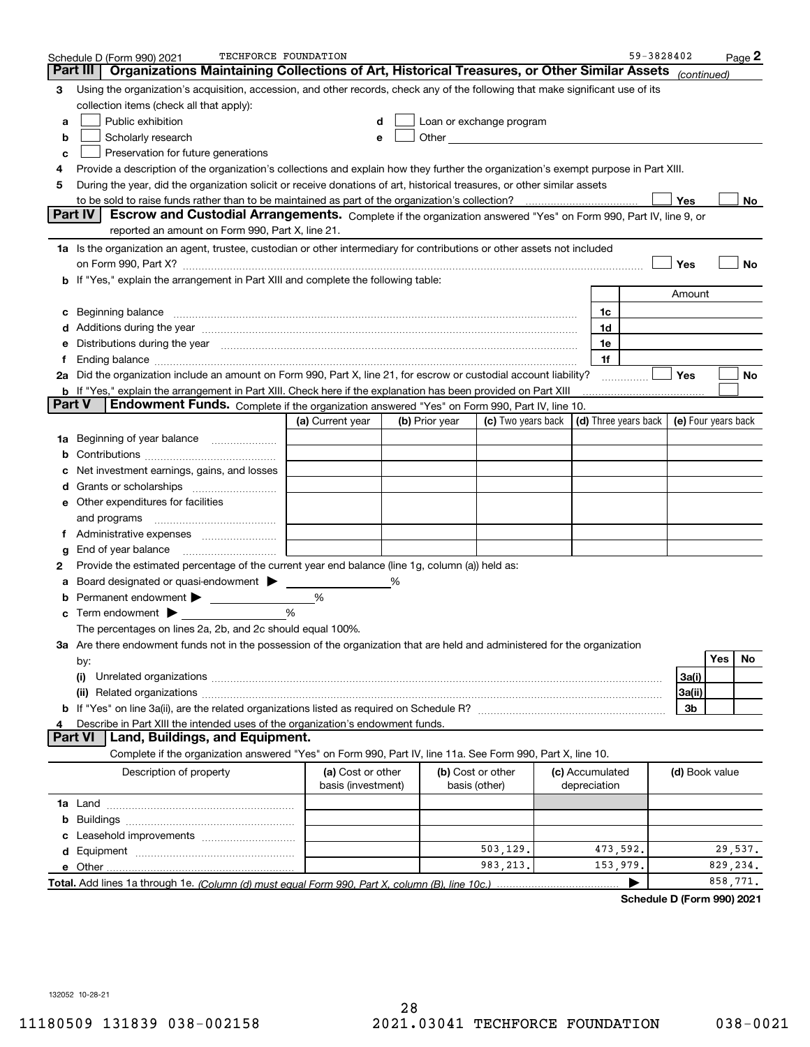Schedule D (Form 990) 2021 TECHFORCE FOUNDATION 59-3828402 Page 2

## Part III Organizations Maintaining Collections of Art, Historical Treasures, or Other Similar Assets *(continued)*

**3** Using the organization's acquisition, accession, and other records, check any of the following that make significant use of its collection items (check all that apply):

- **a** ☐ Public exhibition
- **b** ☐ Scholarly research
- **c** ☐ Preservation for future generations
- **d** ☐ Loan or exchange program
- **e** ☐ Other

**4** Provide a description of the organization's collections and explain how they further the organization's exempt purpose in Part XIII.

**5** During the year, did the organization solicit or receive donations of art, historical treasures, or other similar assets to be sold to raise funds rather than to be maintained as part of the organization's collection? ☐ Yes ☐ No

## Part IV Escrow and Custodial Arrangements.

Complete if the organization answered "Yes" on Form 990, Part IV, line 9, or reported an amount on Form 990, Part X, line 21.

**1a** Is the organization an agent, trustee, custodian or other intermediary for contributions or other assets not included on Form 990, Part X? ☐ Yes ☐ No

**b** If "Yes," explain the arrangement in Part XIII and complete the following table:

| | | Amount |
|---|---|---|
| **c** Beginning balance | 1c | |
| **d** Additions during the year | 1d | |
| **e** Distributions during the year | 1e | |
| **f** Ending balance | 1f | |

**2a** Did the organization include an amount on Form 990, Part X, line 21, for escrow or custodial account liability? ☐ Yes ☐ No

**b** If "Yes," explain the arrangement in Part XIII. Check here if the explanation has been provided on Part XIII ☐

## Part V Endowment Funds.

Complete if the organization answered "Yes" on Form 990, Part IV, line 10.

| | (a) Current year | (b) Prior year | (c) Two years back | (d) Three years back | (e) Four years back |
|---|---|---|---|---|---|
| **1a** Beginning of year balance | | | | | |
| **b** Contributions | | | | | |
| **c** Net investment earnings, gains, and losses | | | | | |
| **d** Grants or scholarships | | | | | |
| **e** Other expenditures for facilities and programs | | | | | |
| **f** Administrative expenses | | | | | |
| **g** End of year balance | | | | | |

**2** Provide the estimated percentage of the current year end balance (line 1g, column (a)) held as:

- **a** Board designated or quasi-endowment ▶ ______ %
- **b** Permanent endowment ▶ ______ %
- **c** Term endowment ▶ ______ %

The percentages on lines 2a, 2b, and 2c should equal 100%.

**3a** Are there endowment funds not in the possession of the organization that are held and administered for the organization by:

| | | Yes | No |
|---|---|---|---|
| **(i)** Unrelated organizations | 3a(i) | | |
| **(ii)** Related organizations | 3a(ii) | | |
| **b** If "Yes" on line 3a(ii), are the related organizations listed as required on Schedule R? | 3b | | |

**4** Describe in Part XIII the intended uses of the organization's endowment funds.

## Part VI Land, Buildings, and Equipment.

Complete if the organization answered "Yes" on Form 990, Part IV, line 11a. See Form 990, Part X, line 10.

| Description of property | (a) Cost or other basis (investment) | (b) Cost or other basis (other) | (c) Accumulated depreciation | (d) Book value |
|---|---|---|---|---|
| **1a** Land | | | | |
| **b** Buildings | | | | |
| **c** Leasehold improvements | | | | |
| **d** Equipment | | 503,129. | 473,592. | 29,537. |
| **e** Other | | 983,213. | 153,979. | 829,234. |
| **Total.** Add lines 1a through 1e. *(Column (d) must equal Form 990, Part X, column (B), line 10c.)* | | | ▶ | 858,771. |

Schedule D (Form 990) 2021

132052 10-28-21

11180509 131839 038-002158 2021.03041 TECHFORCE FOUNDATION 038-0021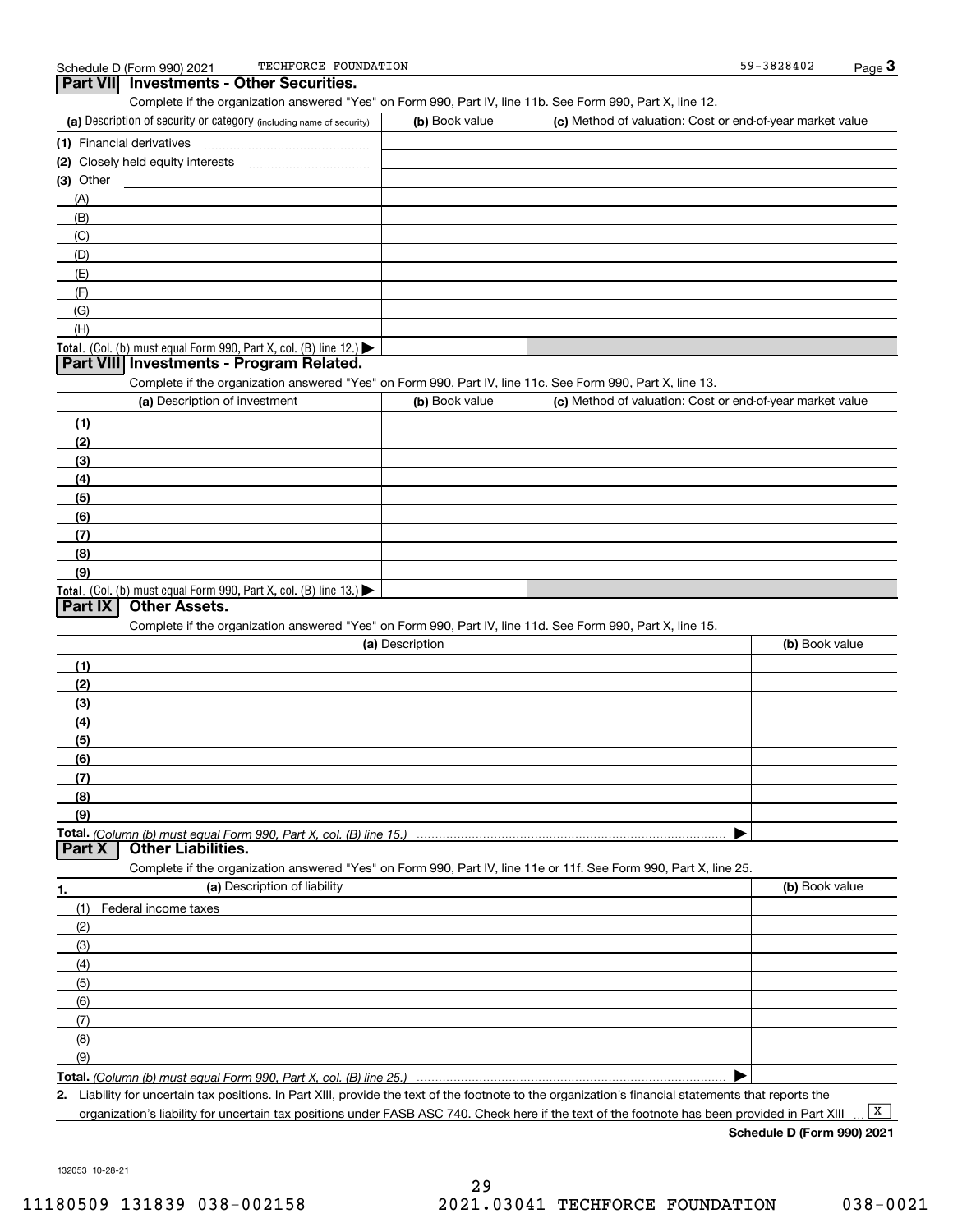Schedule D (Form 990) 2021 TECHFORCE FOUNDATION 59-3828402

## Part VII Investments - Other Securities.

Complete if the organization answered "Yes" on Form 990, Part IV, line 11b. See Form 990, Part X, line 12.

| (a) Description of security or category (including name of security) | (b) Book value | (c) Method of valuation: Cost or end-of-year market value |
|---|---|---|
| (1) Financial derivatives | | |
| (2) Closely held equity interests | | |
| (3) Other | | |
| (A) | | |
| (B) | | |
| (C) | | |
| (D) | | |
| (E) | | |
| (F) | | |
| (G) | | |
| (H) | | |
| **Total.** (Col. (b) must equal Form 990, Part X, col. (B) line 12.) ▶ | | |

## Part VIII Investments - Program Related.

Complete if the organization answered "Yes" on Form 990, Part IV, line 11c. See Form 990, Part X, line 13.

| (a) Description of investment | (b) Book value | (c) Method of valuation: Cost or end-of-year market value |
|---|---|---|
| (1) | | |
| (2) | | |
| (3) | | |
| (4) | | |
| (5) | | |
| (6) | | |
| (7) | | |
| (8) | | |
| (9) | | |
| **Total.** (Col. (b) must equal Form 990, Part X, col. (B) line 13.) ▶ | | |

## Part IX Other Assets.

Complete if the organization answered "Yes" on Form 990, Part IV, line 11d. See Form 990, Part X, line 15.

| (a) Description | (b) Book value |
|---|---|
| (1) | |
| (2) | |
| (3) | |
| (4) | |
| (5) | |
| (6) | |
| (7) | |
| (8) | |
| (9) | |
| **Total.** *(Column (b) must equal Form 990, Part X, col. (B) line 15.)* ▶ | |

## Part X Other Liabilities.

Complete if the organization answered "Yes" on Form 990, Part IV, line 11e or 11f. See Form 990, Part X, line 25.

| 1. (a) Description of liability | (b) Book value |
|---|---|
| (1) Federal income taxes | |
| (2) | |
| (3) | |
| (4) | |
| (5) | |
| (6) | |
| (7) | |
| (8) | |
| (9) | |
| **Total.** *(Column (b) must equal Form 990, Part X, col. (B) line 25.)* ▶ | |

**2.** Liability for uncertain tax positions. In Part XIII, provide the text of the footnote to the organization's financial statements that reports the organization's liability for uncertain tax positions under FASB ASC 740. Check here if the text of the footnote has been provided in Part XIII ... [X]

**Schedule D (Form 990) 2021**

132053 10-28-21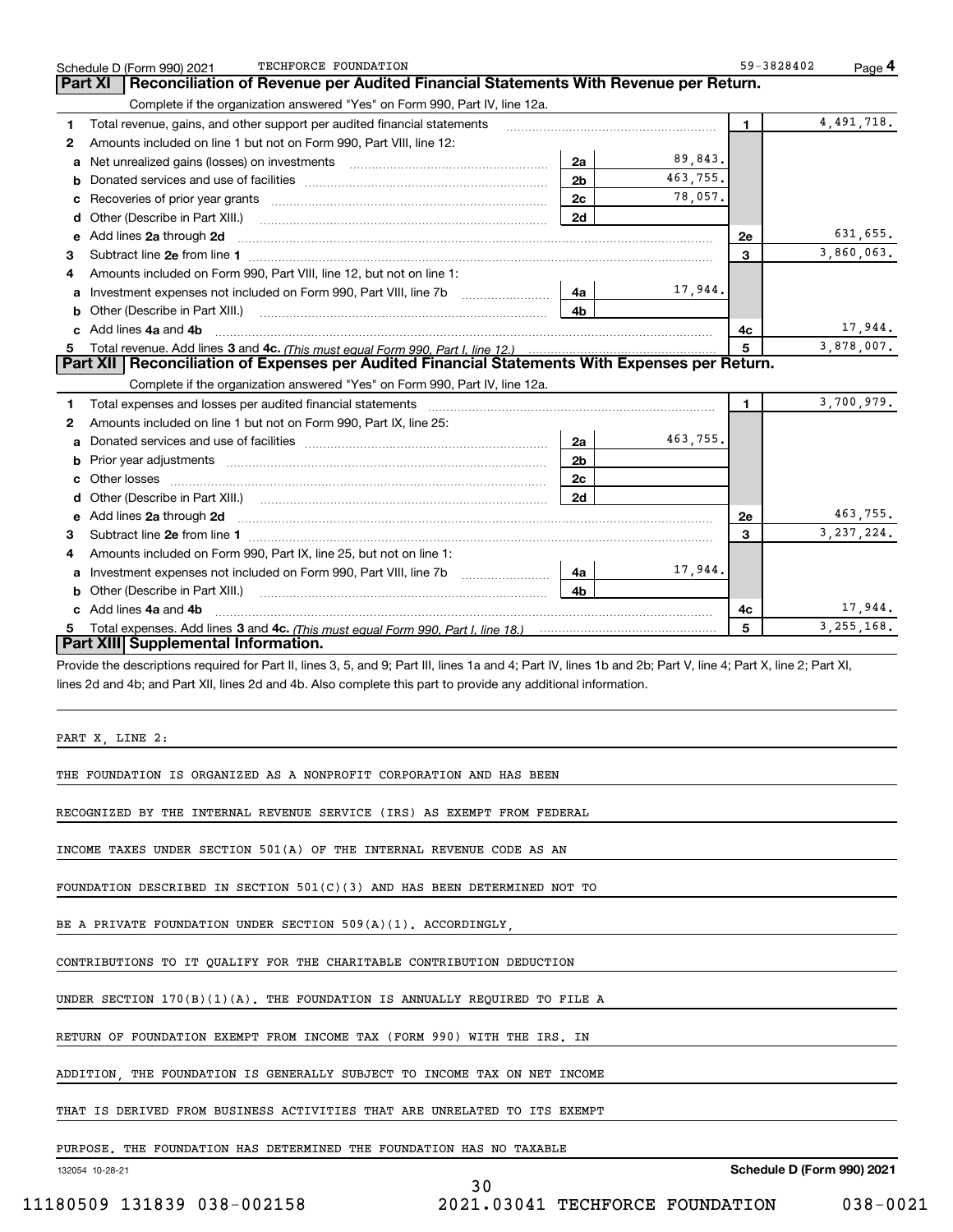Schedule D (Form 990) 2021 TECHFORCE FOUNDATION 59-3828402

## Part XI Reconciliation of Revenue per Audited Financial Statements With Revenue per Return.

Complete if the organization answered "Yes" on Form 990, Part IV, line 12a.

| | | | | | |
|---|---|---|---|---|---|
| 1 | Total revenue, gains, and other support per audited financial statements | | | 1 | 4,491,718. |
| 2 | Amounts included on line 1 but not on Form 990, Part VIII, line 12: | | | | |
| a | Net unrealized gains (losses) on investments | 2a | 89,843. | | |
| b | Donated services and use of facilities | 2b | 463,755. | | |
| c | Recoveries of prior year grants | 2c | 78,057. | | |
| d | Other (Describe in Part XIII.) | 2d | | | |
| e | Add lines **2a** through **2d** | | | 2e | 631,655. |
| 3 | Subtract line **2e** from line **1** | | | 3 | 3,860,063. |
| 4 | Amounts included on Form 990, Part VIII, line 12, but not on line 1: | | | | |
| a | Investment expenses not included on Form 990, Part VIII, line 7b | 4a | 17,944. | | |
| b | Other (Describe in Part XIII.) | 4b | | | |
| c | Add lines **4a** and **4b** | | | 4c | 17,944. |
| 5 | Total revenue. Add lines **3** and **4c.** *(This must equal Form 990, Part I, line 12.)* | | | 5 | 3,878,007. |

## Part XII Reconciliation of Expenses per Audited Financial Statements With Expenses per Return.

Complete if the organization answered "Yes" on Form 990, Part IV, line 12a.

| | | | | | |
|---|---|---|---|---|---|
| 1 | Total expenses and losses per audited financial statements | | | 1 | 3,700,979. |
| 2 | Amounts included on line 1 but not on Form 990, Part IX, line 25: | | | | |
| a | Donated services and use of facilities | 2a | 463,755. | | |
| b | Prior year adjustments | 2b | | | |
| c | Other losses | 2c | | | |
| d | Other (Describe in Part XIII.) | 2d | | | |
| e | Add lines **2a** through **2d** | | | 2e | 463,755. |
| 3 | Subtract line **2e** from line **1** | | | 3 | 3,237,224. |
| 4 | Amounts included on Form 990, Part IX, line 25, but not on line 1: | | | | |
| a | Investment expenses not included on Form 990, Part VIII, line 7b | 4a | 17,944. | | |
| b | Other (Describe in Part XIII.) | 4b | | | |
| c | Add lines **4a** and **4b** | | | 4c | 17,944. |
| 5 | Total expenses. Add lines **3** and **4c.** *(This must equal Form 990, Part I, line 18.)* | | | 5 | 3,255,168. |

## Part XIII Supplemental Information.

Provide the descriptions required for Part II, lines 3, 5, and 9; Part III, lines 1a and 4; Part IV, lines 1b and 2b; Part V, line 4; Part X, line 2; Part XI, lines 2d and 4b; and Part XII, lines 2d and 4b. Also complete this part to provide any additional information.

PART X, LINE 2:

THE FOUNDATION IS ORGANIZED AS A NONPROFIT CORPORATION AND HAS BEEN RECOGNIZED BY THE INTERNAL REVENUE SERVICE (IRS) AS EXEMPT FROM FEDERAL INCOME TAXES UNDER SECTION 501(A) OF THE INTERNAL REVENUE CODE AS AN FOUNDATION DESCRIBED IN SECTION 501(C)(3) AND HAS BEEN DETERMINED NOT TO BE A PRIVATE FOUNDATION UNDER SECTION 509(A)(1). ACCORDINGLY, CONTRIBUTIONS TO IT QUALIFY FOR THE CHARITABLE CONTRIBUTION DEDUCTION UNDER SECTION 170(B)(1)(A). THE FOUNDATION IS ANNUALLY REQUIRED TO FILE A RETURN OF FOUNDATION EXEMPT FROM INCOME TAX (FORM 990) WITH THE IRS. IN ADDITION, THE FOUNDATION IS GENERALLY SUBJECT TO INCOME TAX ON NET INCOME THAT IS DERIVED FROM BUSINESS ACTIVITIES THAT ARE UNRELATED TO ITS EXEMPT PURPOSE. THE FOUNDATION HAS DETERMINED THE FOUNDATION HAS NO TAXABLE

132054 10-28-21 **Schedule D (Form 990) 2021**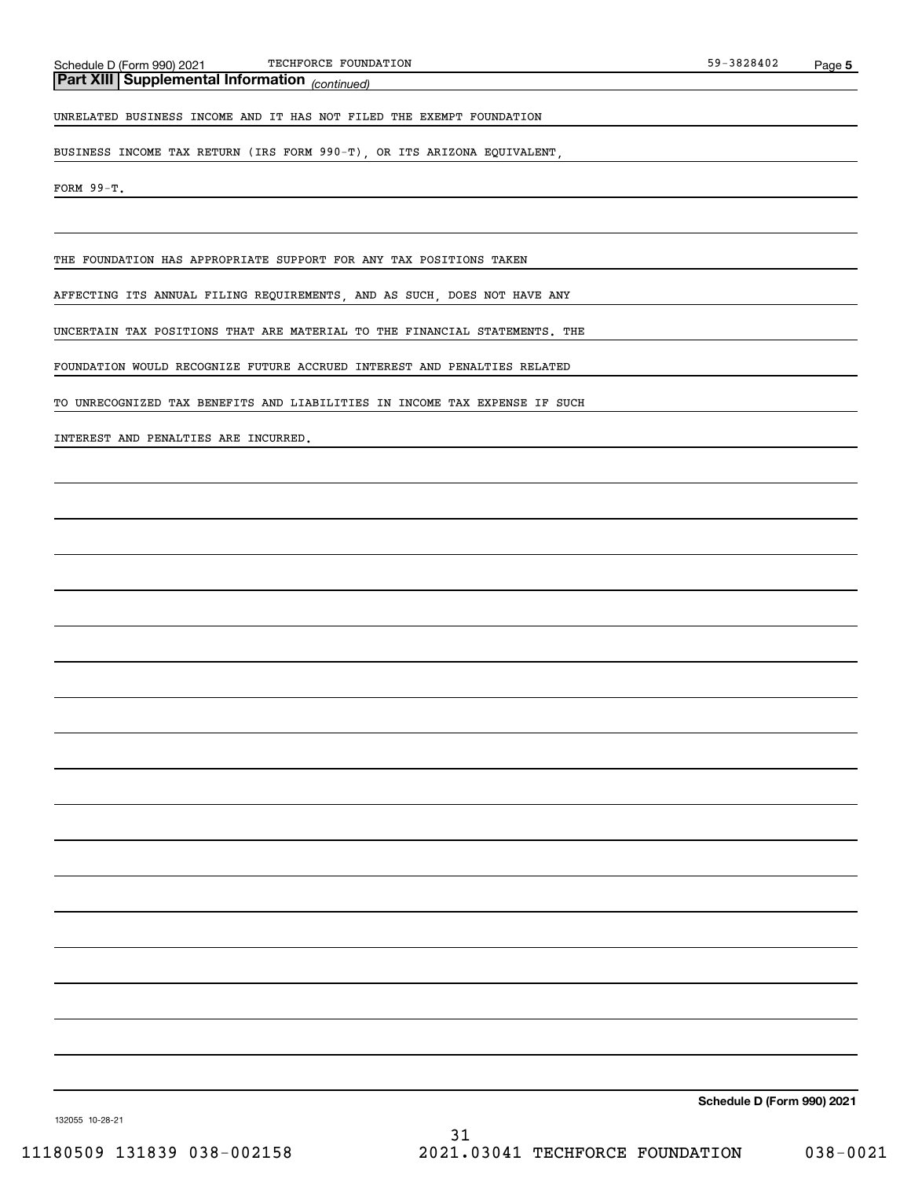## Part XIII Supplemental Information *(continued)*

UNRELATED BUSINESS INCOME AND IT HAS NOT FILED THE EXEMPT FOUNDATION BUSINESS INCOME TAX RETURN (IRS FORM 990-T), OR ITS ARIZONA EQUIVALENT, FORM 99-T.

THE FOUNDATION HAS APPROPRIATE SUPPORT FOR ANY TAX POSITIONS TAKEN AFFECTING ITS ANNUAL FILING REQUIREMENTS, AND AS SUCH, DOES NOT HAVE ANY UNCERTAIN TAX POSITIONS THAT ARE MATERIAL TO THE FINANCIAL STATEMENTS. THE FOUNDATION WOULD RECOGNIZE FUTURE ACCRUED INTEREST AND PENALTIES RELATED TO UNRECOGNIZED TAX BENEFITS AND LIABILITIES IN INCOME TAX EXPENSE IF SUCH INTEREST AND PENALTIES ARE INCURRED.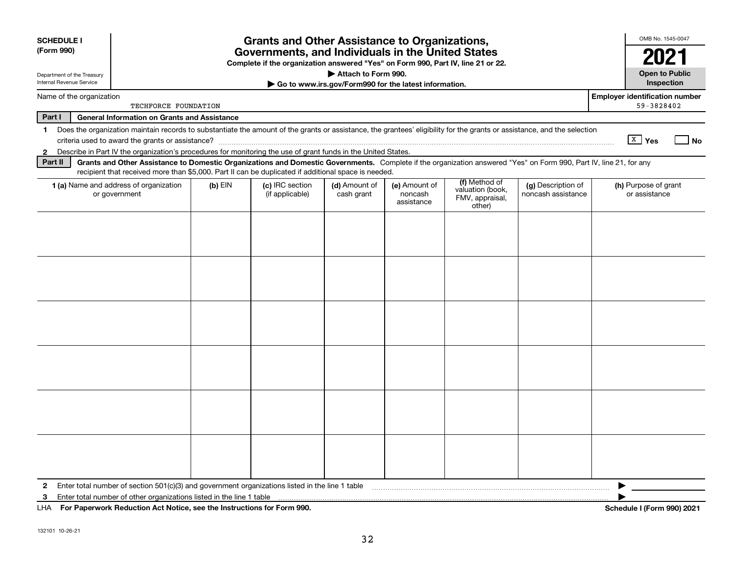**SCHEDULE I**
**(Form 990)**

Department of the Treasury
Internal Revenue Service

# Grants and Other Assistance to Organizations, Governments, and Individuals in the United States

**Complete if the organization answered "Yes" on Form 990, Part IV, line 21 or 22.**

**▶ Attach to Form 990.**

**▶ Go to www.irs.gov/Form990 for the latest information.**

OMB No. 1545-0047

**2021**

**Open to Public Inspection**

Name of the organization: TECHFORCE FOUNDATION

**Employer identification number:** 59-3828402

**Part I — General Information on Grants and Assistance**

1 Does the organization maintain records to substantiate the amount of the grants or assistance, the grantees' eligibility for the grants or assistance, and the selection criteria used to award the grants or assistance? [X] Yes [ ] No

2 Describe in Part IV the organization's procedures for monitoring the use of grant funds in the United States.

**Part II — Grants and Other Assistance to Domestic Organizations and Domestic Governments.** Complete if the organization answered "Yes" on Form 990, Part IV, line 21, for any recipient that received more than $5,000. Part II can be duplicated if additional space is needed.

| 1 (a) Name and address of organization or government | (b) EIN | (c) IRC section (if applicable) | (d) Amount of cash grant | (e) Amount of noncash assistance | (f) Method of valuation (book, FMV, appraisal, other) | (g) Description of noncash assistance | (h) Purpose of grant or assistance |
|---|---|---|---|---|---|---|---|
| | | | | | | | |
| | | | | | | | |
| | | | | | | | |
| | | | | | | | |
| | | | | | | | |
| | | | | | | | |

2 Enter total number of section 501(c)(3) and government organizations listed in the line 1 table ▶

3 Enter total number of other organizations listed in the line 1 table ▶

LHA **For Paperwork Reduction Act Notice, see the Instructions for Form 990.** **Schedule I (Form 990) 2021**

132101 10-26-21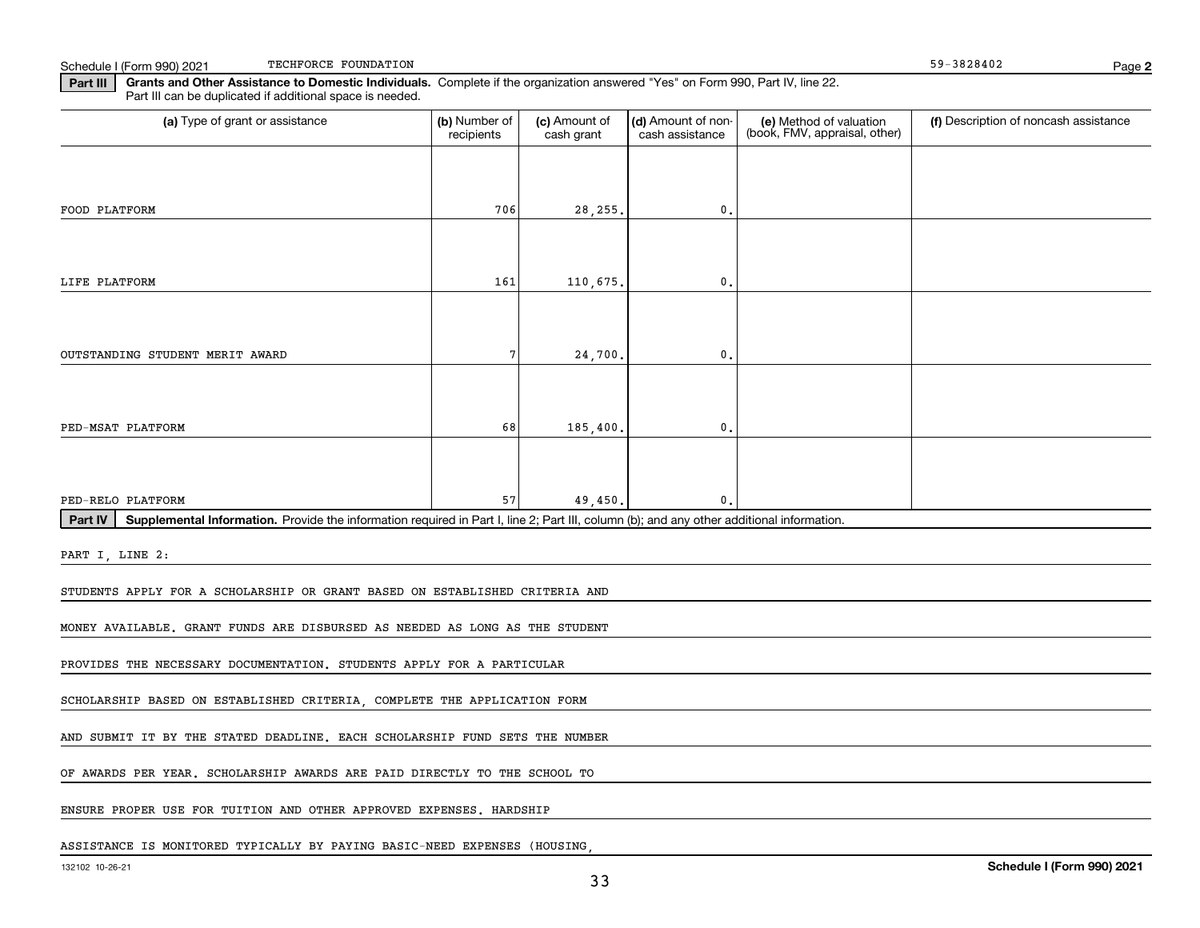Schedule I (Form 990) 2021 TECHFORCE FOUNDATION 59-3828402 Page **2**

**Part III** **Grants and Other Assistance to Domestic Individuals.** Complete if the organization answered "Yes" on Form 990, Part IV, line 22. Part III can be duplicated if additional space is needed.

| (a) Type of grant or assistance | (b) Number of recipients | (c) Amount of cash grant | (d) Amount of non-cash assistance | (e) Method of valuation (book, FMV, appraisal, other) | (f) Description of noncash assistance |
|---|---|---|---|---|---|
| FOOD PLATFORM | 706 | 28,255. | 0. | | |
| LIFE PLATFORM | 161 | 110,675. | 0. | | |
| OUTSTANDING STUDENT MERIT AWARD | 7 | 24,700. | 0. | | |
| PED-MSAT PLATFORM | 68 | 185,400. | 0. | | |
| PED-RELO PLATFORM | 57 | 49,450. | 0. | | |

**Part IV** **Supplemental Information.** Provide the information required in Part I, line 2; Part III, column (b); and any other additional information.

PART I, LINE 2:

STUDENTS APPLY FOR A SCHOLARSHIP OR GRANT BASED ON ESTABLISHED CRITERIA AND MONEY AVAILABLE. GRANT FUNDS ARE DISBURSED AS NEEDED AS LONG AS THE STUDENT PROVIDES THE NECESSARY DOCUMENTATION. STUDENTS APPLY FOR A PARTICULAR SCHOLARSHIP BASED ON ESTABLISHED CRITERIA, COMPLETE THE APPLICATION FORM AND SUBMIT IT BY THE STATED DEADLINE. EACH SCHOLARSHIP FUND SETS THE NUMBER OF AWARDS PER YEAR. SCHOLARSHIP AWARDS ARE PAID DIRECTLY TO THE SCHOOL TO ENSURE PROPER USE FOR TUITION AND OTHER APPROVED EXPENSES. HARDSHIP ASSISTANCE IS MONITORED TYPICALLY BY PAYING BASIC-NEED EXPENSES (HOUSING,

132102 10-26-21 **Schedule I (Form 990) 2021**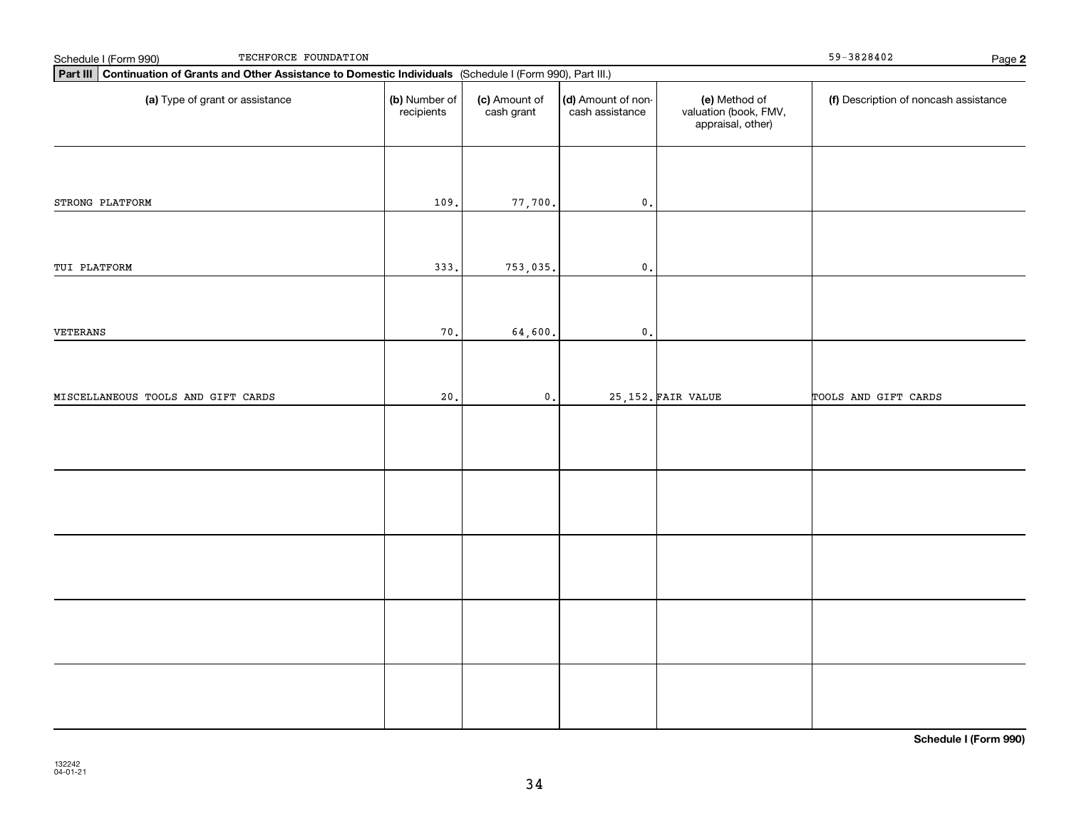Schedule I (Form 990) TECHFORCE FOUNDATION 59-3828402

**Part III Continuation of Grants and Other Assistance to Domestic Individuals** (Schedule I (Form 990), Part III.)

| (a) Type of grant or assistance | (b) Number of recipients | (c) Amount of cash grant | (d) Amount of non-cash assistance | (e) Method of valuation (book, FMV, appraisal, other) | (f) Description of noncash assistance |
|---|---|---|---|---|---|
| STRONG PLATFORM | 109. | 77,700. | 0. | | |
| TUI PLATFORM | 333. | 753,035. | 0. | | |
| VETERANS | 70. | 64,600. | 0. | | |
| MISCELLANEOUS TOOLS AND GIFT CARDS | 20. | 0. | 25,152. | FAIR VALUE | TOOLS AND GIFT CARDS |
| | | | | | |
| | | | | | |
| | | | | | |
| | | | | | |
| | | | | | |

**Schedule I (Form 990)**

132242
04-01-21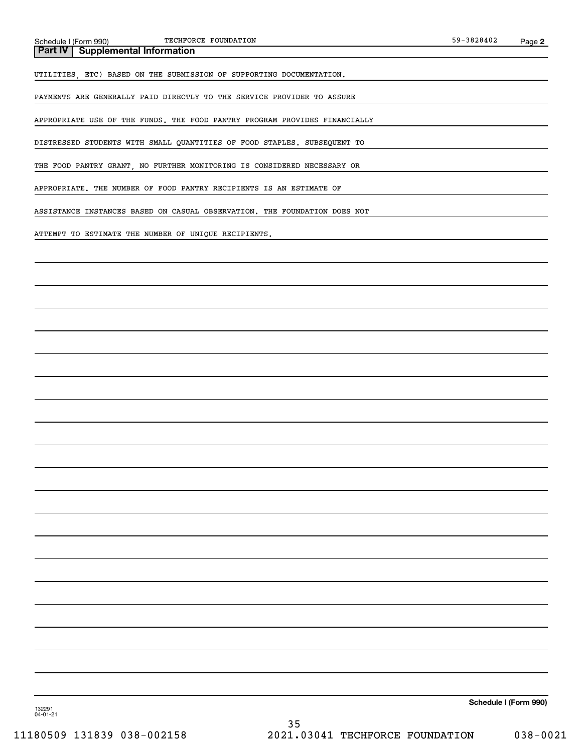## Part IV Supplemental Information

UTILITIES, ETC) BASED ON THE SUBMISSION OF SUPPORTING DOCUMENTATION.

PAYMENTS ARE GENERALLY PAID DIRECTLY TO THE SERVICE PROVIDER TO ASSURE

APPROPRIATE USE OF THE FUNDS. THE FOOD PANTRY PROGRAM PROVIDES FINANCIALLY

DISTRESSED STUDENTS WITH SMALL QUANTITIES OF FOOD STAPLES. SUBSEQUENT TO

THE FOOD PANTRY GRANT, NO FURTHER MONITORING IS CONSIDERED NECESSARY OR

APPROPRIATE. THE NUMBER OF FOOD PANTRY RECIPIENTS IS AN ESTIMATE OF

ASSISTANCE INSTANCES BASED ON CASUAL OBSERVATION. THE FOUNDATION DOES NOT

ATTEMPT TO ESTIMATE THE NUMBER OF UNIQUE RECIPIENTS.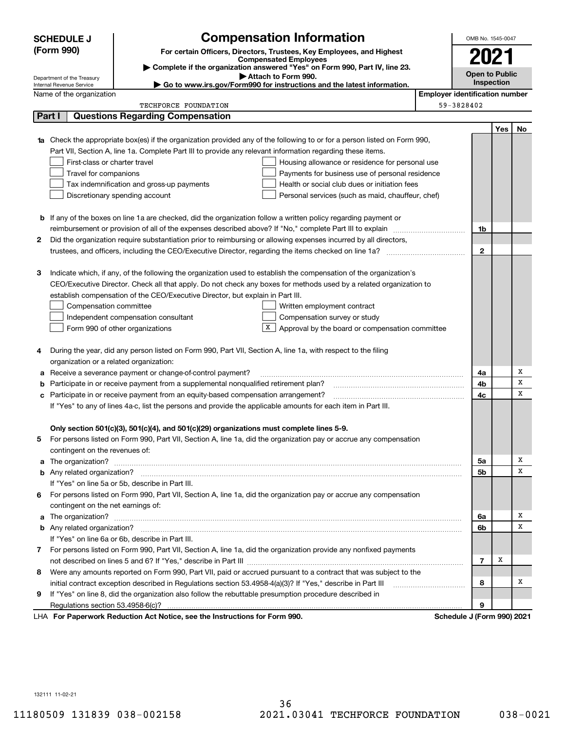**SCHEDULE J (Form 990)**

Department of the Treasury
Internal Revenue Service

# Compensation Information

**For certain Officers, Directors, Trustees, Key Employees, and Highest Compensated Employees**

▶ **Complete if the organization answered "Yes" on Form 990, Part IV, line 23.**

▶ **Attach to Form 990.**

▶ **Go to www.irs.gov/Form990 for instructions and the latest information.**

OMB No. 1545-0047

**2021**

**Open to Public Inspection**

Name of the organization: TECHFORCE FOUNDATION

Employer identification number: 59-3828402

## Part I | Questions Regarding Compensation

| | | | Yes | No |
|---|---|---|---|---|
| **1a** | Check the appropriate box(es) if the organization provided any of the following to or for a person listed on Form 990, Part VII, Section A, line 1a. Complete Part III to provide any relevant information regarding these items.<br>☐ First-class or charter travel ☐ Housing allowance or residence for personal use<br>☐ Travel for companions ☐ Payments for business use of personal residence<br>☐ Tax indemnification and gross-up payments ☐ Health or social club dues or initiation fees<br>☐ Discretionary spending account ☐ Personal services (such as maid, chauffeur, chef) | | | |
| **b** | If any of the boxes on line 1a are checked, did the organization follow a written policy regarding payment or reimbursement or provision of all of the expenses described above? If "No," complete Part III to explain | 1b | | |
| **2** | Did the organization require substantiation prior to reimbursing or allowing expenses incurred by all directors, trustees, and officers, including the CEO/Executive Director, regarding the items checked on line 1a? | 2 | | |
| **3** | Indicate which, if any, of the following the organization used to establish the compensation of the organization's CEO/Executive Director. Check all that apply. Do not check any boxes for methods used by a related organization to establish compensation of the CEO/Executive Director, but explain in Part III.<br>☐ Compensation committee ☐ Written employment contract<br>☐ Independent compensation consultant ☐ Compensation survey or study<br>☐ Form 990 of other organizations ☒ Approval by the board or compensation committee | | | |
| **4** | During the year, did any person listed on Form 990, Part VII, Section A, line 1a, with respect to the filing organization or a related organization: | | | |
| **a** | Receive a severance payment or change-of-control payment? | 4a | | X |
| **b** | Participate in or receive payment from a supplemental nonqualified retirement plan? | 4b | | X |
| **c** | Participate in or receive payment from an equity-based compensation arrangement? | 4c | | X |
| | If "Yes" to any of lines 4a-c, list the persons and provide the applicable amounts for each item in Part III. | | | |
| | **Only section 501(c)(3), 501(c)(4), and 501(c)(29) organizations must complete lines 5-9.** | | | |
| **5** | For persons listed on Form 990, Part VII, Section A, line 1a, did the organization pay or accrue any compensation contingent on the revenues of: | | | |
| **a** | The organization? | 5a | | X |
| **b** | Any related organization? | 5b | | X |
| | If "Yes" on line 5a or 5b, describe in Part III. | | | |
| **6** | For persons listed on Form 990, Part VII, Section A, line 1a, did the organization pay or accrue any compensation contingent on the net earnings of: | | | |
| **a** | The organization? | 6a | | X |
| **b** | Any related organization? | 6b | | X |
| | If "Yes" on line 6a or 6b, describe in Part III. | | | |
| **7** | For persons listed on Form 990, Part VII, Section A, line 1a, did the organization provide any nonfixed payments not described on lines 5 and 6? If "Yes," describe in Part III | 7 | X | |
| **8** | Were any amounts reported on Form 990, Part VII, paid or accrued pursuant to a contract that was subject to the initial contract exception described in Regulations section 53.4958-4(a)(3)? If "Yes," describe in Part III | 8 | | X |
| **9** | If "Yes" on line 8, did the organization also follow the rebuttable presumption procedure described in Regulations section 53.4958-6(c)? | 9 | | |

LHA **For Paperwork Reduction Act Notice, see the Instructions for Form 990.** **Schedule J (Form 990) 2021**

132111 11-02-21

11180509 131839 038-002158 2021.03041 TECHFORCE FOUNDATION 038-0021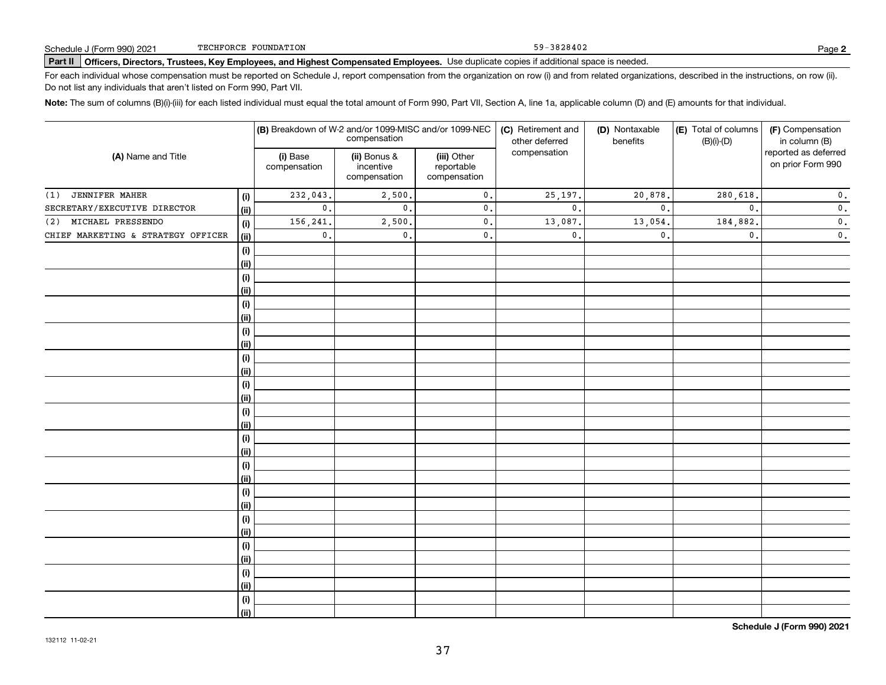Schedule J (Form 990) 2021 TECHFORCE FOUNDATION 59-3828402

**Part II** **Officers, Directors, Trustees, Key Employees, and Highest Compensated Employees.** Use duplicate copies if additional space is needed.

For each individual whose compensation must be reported on Schedule J, report compensation from the organization on row (i) and from related organizations, described in the instructions, on row (ii). Do not list any individuals that aren't listed on Form 990, Part VII.

**Note:** The sum of columns (B)(i)-(iii) for each listed individual must equal the total amount of Form 990, Part VII, Section A, line 1a, applicable column (D) and (E) amounts for that individual.

| (A) Name and Title | | (B) Breakdown of W-2 and/or 1099-MISC and/or 1099-NEC compensation | | | (C) Retirement and other deferred compensation | (D) Nontaxable benefits | (E) Total of columns (B)(i)-(D) | (F) Compensation in column (B) reported as deferred on prior Form 990 |
|---|---|---|---|---|---|---|---|---|
| | | (i) Base compensation | (ii) Bonus & incentive compensation | (iii) Other reportable compensation | | | | |
| (1) JENNIFER MAHER | (i) | 232,043. | 2,500. | 0. | 25,197. | 20,878. | 280,618. | 0. |
| SECRETARY/EXECUTIVE DIRECTOR | (ii) | 0. | 0. | 0. | 0. | 0. | 0. | 0. |
| (2) MICHAEL PRESSENDO | (i) | 156,241. | 2,500. | 0. | 13,087. | 13,054. | 184,882. | 0. |
| CHIEF MARKETING & STRATEGY OFFICER | (ii) | 0. | 0. | 0. | 0. | 0. | 0. | 0. |
| | (i) | | | | | | | |
| | (ii) | | | | | | | |
| | (i) | | | | | | | |
| | (ii) | | | | | | | |
| | (i) | | | | | | | |
| | (ii) | | | | | | | |
| | (i) | | | | | | | |
| | (ii) | | | | | | | |
| | (i) | | | | | | | |
| | (ii) | | | | | | | |
| | (i) | | | | | | | |
| | (ii) | | | | | | | |
| | (i) | | | | | | | |
| | (ii) | | | | | | | |
| | (i) | | | | | | | |
| | (ii) | | | | | | | |
| | (i) | | | | | | | |
| | (ii) | | | | | | | |
| | (i) | | | | | | | |
| | (ii) | | | | | | | |
| | (i) | | | | | | | |
| | (ii) | | | | | | | |
| | (i) | | | | | | | |
| | (ii) | | | | | | | |
| | (i) | | | | | | | |
| | (ii) | | | | | | | |
| | (i) | | | | | | | |
| | (ii) | | | | | | | |

**Schedule J (Form 990) 2021**

132112 11-02-21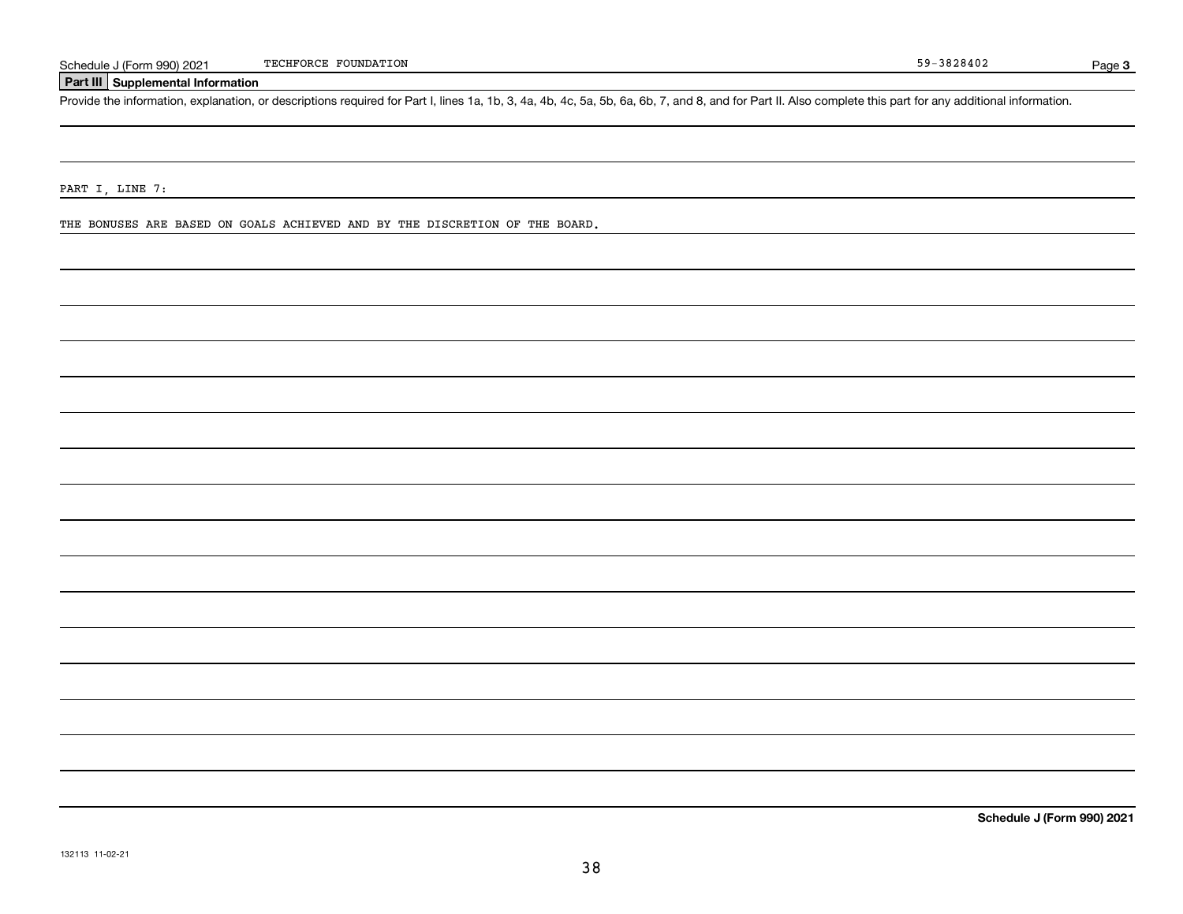Schedule J (Form 990) 2021 TECHFORCE FOUNDATION 59-3828402 Page **3**

## Part III Supplemental Information

Provide the information, explanation, or descriptions required for Part I, lines 1a, 1b, 3, 4a, 4b, 4c, 5a, 5b, 6a, 6b, 7, and 8, and for Part II. Also complete this part for any additional information.

PART I, LINE 7:

THE BONUSES ARE BASED ON GOALS ACHIEVED AND BY THE DISCRETION OF THE BOARD.

**Schedule J (Form 990) 2021**

132113 11-02-21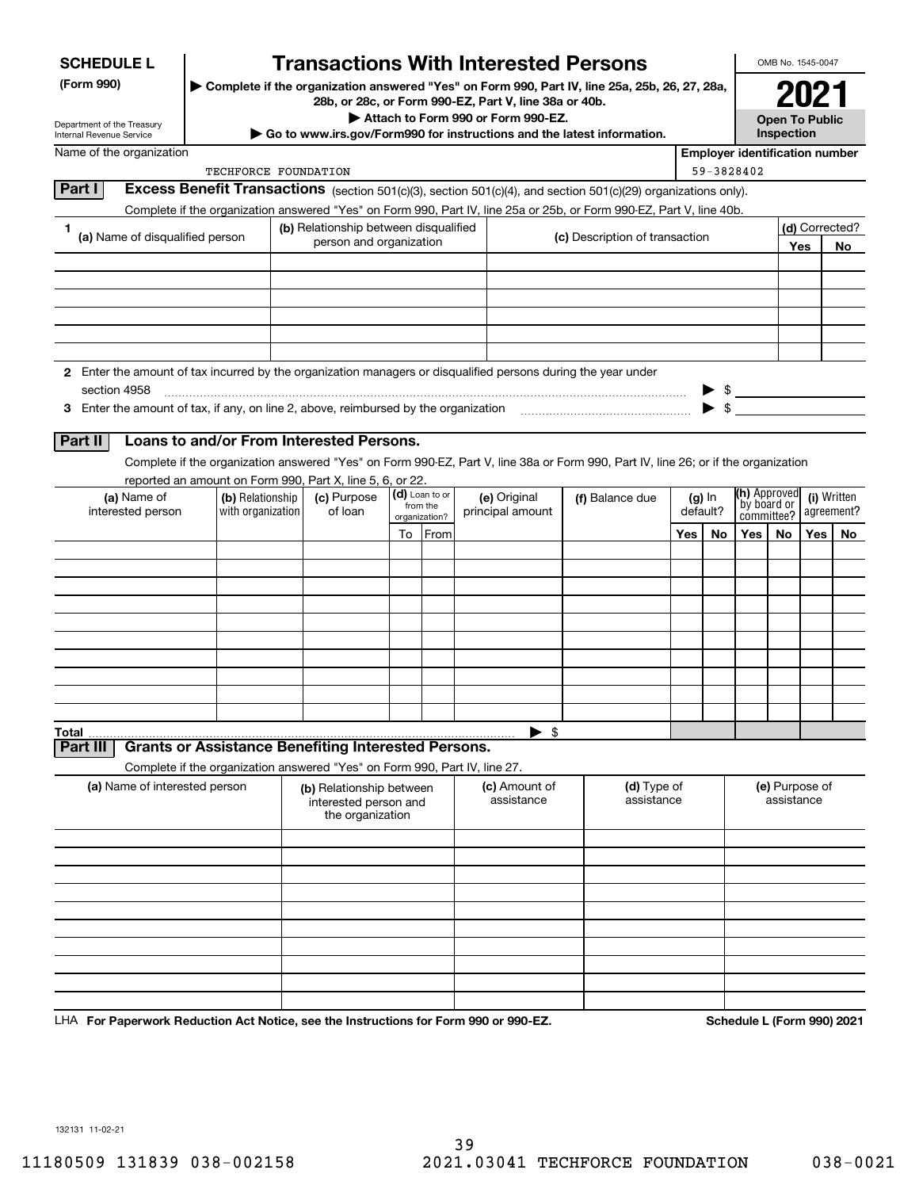**SCHEDULE L (Form 990)**

Department of the Treasury
Internal Revenue Service

# Transactions With Interested Persons

▶ Complete if the organization answered "Yes" on Form 990, Part IV, line 25a, 25b, 26, 27, 28a, 28b, or 28c, or Form 990-EZ, Part V, line 38a or 40b.
▶ Attach to Form 990 or Form 990-EZ.
▶ Go to www.irs.gov/Form990 for instructions and the latest information.

OMB No. 1545-0047

**2021**

**Open To Public Inspection**

Name of the organization: TECHFORCE FOUNDATION

Employer identification number: 59-3828402

## Part I Excess Benefit Transactions (section 501(c)(3), section 501(c)(4), and section 501(c)(29) organizations only).

Complete if the organization answered "Yes" on Form 990, Part IV, line 25a or 25b, or Form 990-EZ, Part V, line 40b.

| 1 (a) Name of disqualified person | (b) Relationship between disqualified person and organization | (c) Description of transaction | (d) Corrected? Yes | No |
|---|---|---|---|---|
| | | | | |
| | | | | |
| | | | | |
| | | | | |
| | | | | |
| | | | | |

2 Enter the amount of tax incurred by the organization managers or disqualified persons during the year under section 4958 ▶ $

3 Enter the amount of tax, if any, on line 2, above, reimbursed by the organization ▶ $

## Part II Loans to and/or From Interested Persons.

Complete if the organization answered "Yes" on Form 990-EZ, Part V, line 38a or Form 990, Part IV, line 26; or if the organization reported an amount on Form 990, Part X, line 5, 6, or 22.

| (a) Name of interested person | (b) Relationship with organization | (c) Purpose of loan | (d) Loan to or from the organization? To | From | (e) Original principal amount | (f) Balance due | (g) In default? Yes | No | (h) Approved by board or committee? Yes | No | (i) Written agreement? Yes | No |
|---|---|---|---|---|---|---|---|---|---|---|---|---|
| | | | | | | | | | | | | |
| | | | | | | | | | | | | |
| | | | | | | | | | | | | |
| | | | | | | | | | | | | |
| | | | | | | | | | | | | |
| | | | | | | | | | | | | |
| | | | | | | | | | | | | |
| | | | | | | | | | | | | |
| | | | | | | | | | | | | |
| | | | | | | | | | | | | |
| **Total** | | | | | ▶ $ | | | | | | | |

## Part III Grants or Assistance Benefiting Interested Persons.

Complete if the organization answered "Yes" on Form 990, Part IV, line 27.

| (a) Name of interested person | (b) Relationship between interested person and the organization | (c) Amount of assistance | (d) Type of assistance | (e) Purpose of assistance |
|---|---|---|---|---|
| | | | | |
| | | | | |
| | | | | |
| | | | | |
| | | | | |
| | | | | |
| | | | | |
| | | | | |
| | | | | |
| | | | | |

LHA **For Paperwork Reduction Act Notice, see the Instructions for Form 990 or 990-EZ.** **Schedule L (Form 990) 2021**

132131 11-02-21

11180509 131839 038-002158 2021.03041 TECHFORCE FOUNDATION 038-0021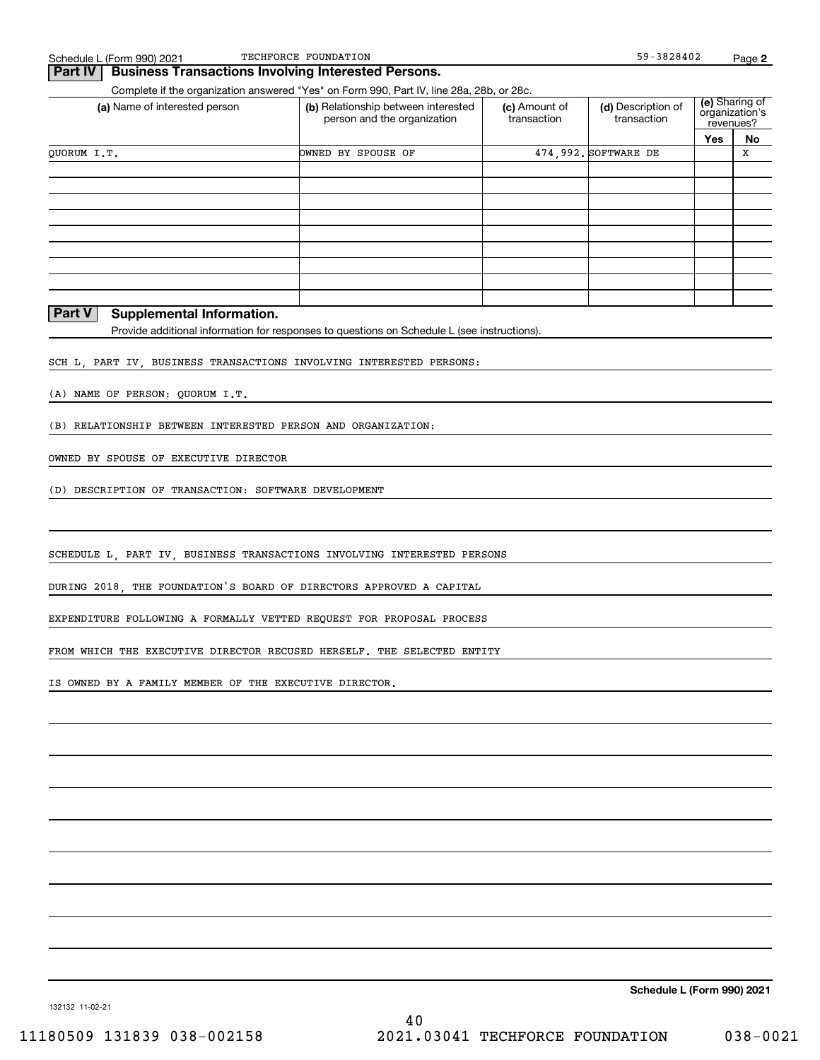Schedule L (Form 990) 2021 TECHFORCE FOUNDATION 59-3828402 Page **2**

## Part IV Business Transactions Involving Interested Persons.

Complete if the organization answered "Yes" on Form 990, Part IV, line 28a, 28b, or 28c.

| (a) Name of interested person | (b) Relationship between interested person and the organization | (c) Amount of transaction | (d) Description of transaction | (e) Sharing of organization's revenues? | |
|---|---|---|---|---|---|
| | | | | Yes | No |
| QUORUM I.T. | OWNED BY SPOUSE OF | 474,992. | SOFTWARE DE | | X |
| | | | | | |
| | | | | | |
| | | | | | |
| | | | | | |
| | | | | | |
| | | | | | |
| | | | | | |
| | | | | | |

## Part V Supplemental Information.

Provide additional information for responses to questions on Schedule L (see instructions).

SCH L, PART IV, BUSINESS TRANSACTIONS INVOLVING INTERESTED PERSONS:

(A) NAME OF PERSON: QUORUM I.T.

(B) RELATIONSHIP BETWEEN INTERESTED PERSON AND ORGANIZATION:

OWNED BY SPOUSE OF EXECUTIVE DIRECTOR

(D) DESCRIPTION OF TRANSACTION: SOFTWARE DEVELOPMENT

SCHEDULE L, PART IV, BUSINESS TRANSACTIONS INVOLVING INTERESTED PERSONS

DURING 2018, THE FOUNDATION'S BOARD OF DIRECTORS APPROVED A CAPITAL

EXPENDITURE FOLLOWING A FORMALLY VETTED REQUEST FOR PROPOSAL PROCESS

FROM WHICH THE EXECUTIVE DIRECTOR RECUSED HERSELF. THE SELECTED ENTITY

IS OWNED BY A FAMILY MEMBER OF THE EXECUTIVE DIRECTOR.

132132 11-02-21

Schedule L (Form 990) 2021

11180509 131839 038-002158 2021.03041 TECHFORCE FOUNDATION 038-0021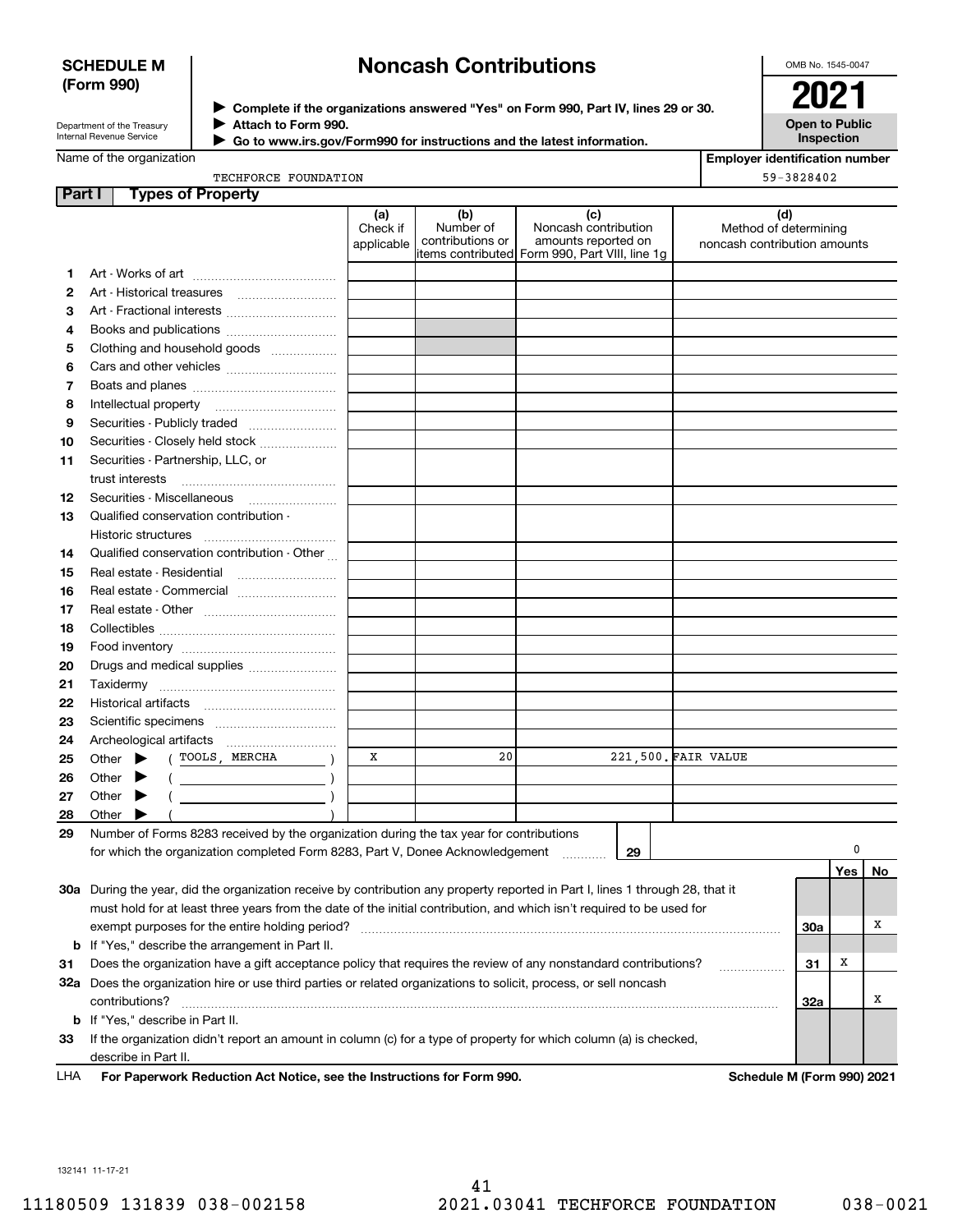# SCHEDULE M (Form 990)

# Noncash Contributions

▶ Complete if the organizations answered "Yes" on Form 990, Part IV, lines 29 or 30.
▶ Attach to Form 990.
▶ Go to www.irs.gov/Form990 for instructions and the latest information.

OMB No. 1545-0047

**2021**

**Open to Public Inspection**

Department of the Treasury
Internal Revenue Service

Name of the organization: TECHFORCE FOUNDATION

Employer identification number: 59-3828402

## Part I Types of Property

| | | (a) Check if applicable | (b) Number of contributions or items contributed | (c) Noncash contribution amounts reported on Form 990, Part VIII, line 1g | (d) Method of determining noncash contribution amounts |
|---|---|---|---|---|---|
| 1 | Art - Works of art | | | | |
| 2 | Art - Historical treasures | | | | |
| 3 | Art - Fractional interests | | | | |
| 4 | Books and publications | | | | |
| 5 | Clothing and household goods | | | | |
| 6 | Cars and other vehicles | | | | |
| 7 | Boats and planes | | | | |
| 8 | Intellectual property | | | | |
| 9 | Securities - Publicly traded | | | | |
| 10 | Securities - Closely held stock | | | | |
| 11 | Securities - Partnership, LLC, or trust interests | | | | |
| 12 | Securities - Miscellaneous | | | | |
| 13 | Qualified conservation contribution - Historic structures | | | | |
| 14 | Qualified conservation contribution - Other | | | | |
| 15 | Real estate - Residential | | | | |
| 16 | Real estate - Commercial | | | | |
| 17 | Real estate - Other | | | | |
| 18 | Collectibles | | | | |
| 19 | Food inventory | | | | |
| 20 | Drugs and medical supplies | | | | |
| 21 | Taxidermy | | | | |
| 22 | Historical artifacts | | | | |
| 23 | Scientific specimens | | | | |
| 24 | Archeological artifacts | | | | |
| 25 | Other ▶ ( TOOLS, MERCHA ) | X | 20 | 221,500. | FAIR VALUE |
| 26 | Other ▶ ( ) | | | | |
| 27 | Other ▶ ( ) | | | | |
| 28 | Other ▶ ( ) | | | | |

29 Number of Forms 8283 received by the organization during the tax year for contributions for which the organization completed Form 8283, Part V, Donee Acknowledgement ..... 29 | 0

| | | | Yes | No |
|---|---|---|---|---|
| 30a | During the year, did the organization receive by contribution any property reported in Part I, lines 1 through 28, that it must hold for at least three years from the date of the initial contribution, and which isn't required to be used for exempt purposes for the entire holding period? | 30a | | X |
| b | If "Yes," describe the arrangement in Part II. | | | |
| 31 | Does the organization have a gift acceptance policy that requires the review of any nonstandard contributions? | 31 | X | |
| 32a | Does the organization hire or use third parties or related organizations to solicit, process, or sell noncash contributions? | 32a | | X |
| b | If "Yes," describe in Part II. | | | |
| 33 | If the organization didn't report an amount in column (c) for a type of property for which column (a) is checked, describe in Part II. | | | |

LHA **For Paperwork Reduction Act Notice, see the Instructions for Form 990.** **Schedule M (Form 990) 2021**

132141 11-17-21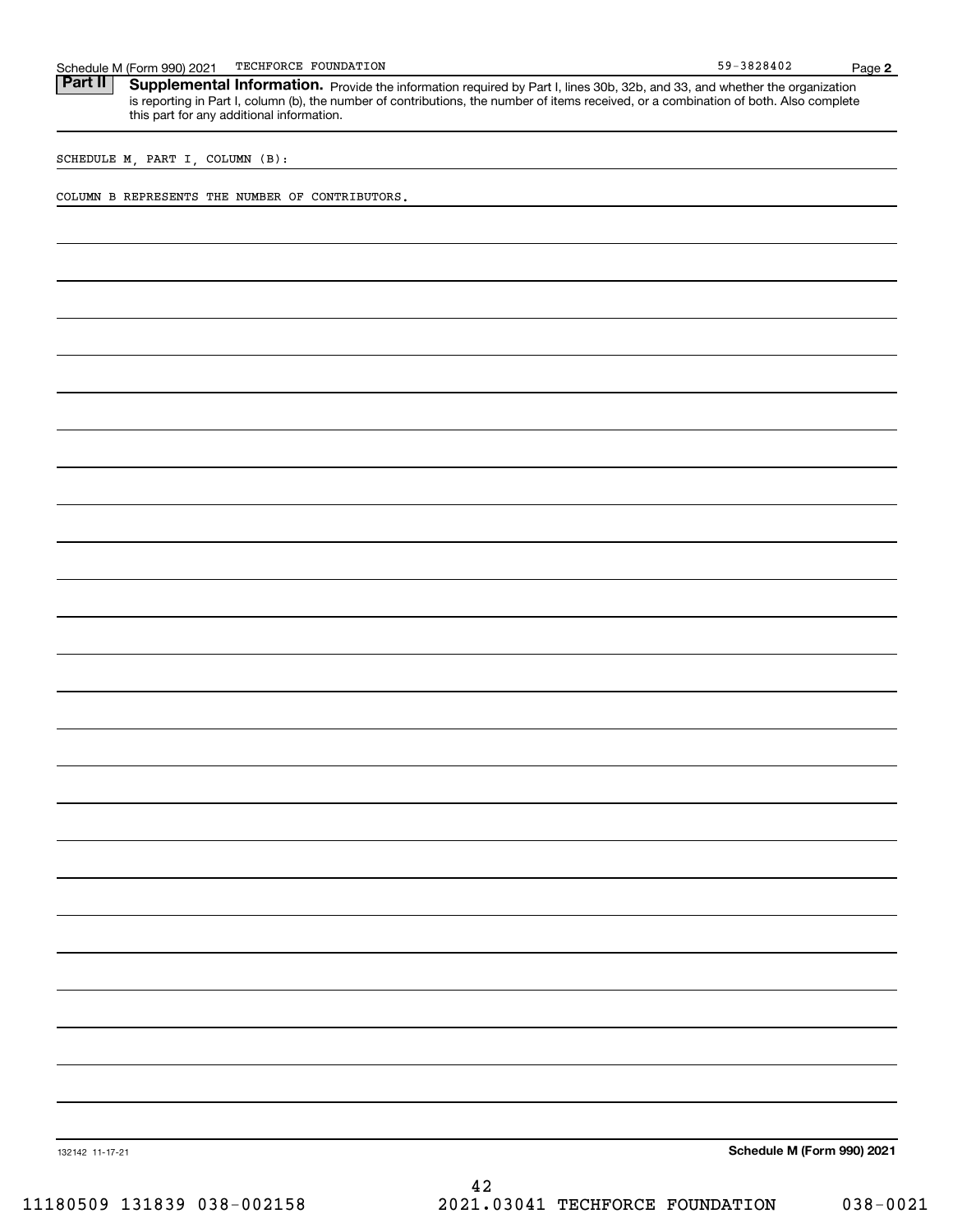Schedule M (Form 990) 2021 TECHFORCE FOUNDATION 59-3828402

## Part II Supplemental Information.

Provide the information required by Part I, lines 30b, 32b, and 33, and whether the organization is reporting in Part I, column (b), the number of contributions, the number of items received, or a combination of both. Also complete this part for any additional information.

SCHEDULE M, PART I, COLUMN (B):

COLUMN B REPRESENTS THE NUMBER OF CONTRIBUTORS.

132142 11-17-21

**Schedule M (Form 990) 2021**

11180509 131839 038-002158 2021.03041 TECHFORCE FOUNDATION 038-0021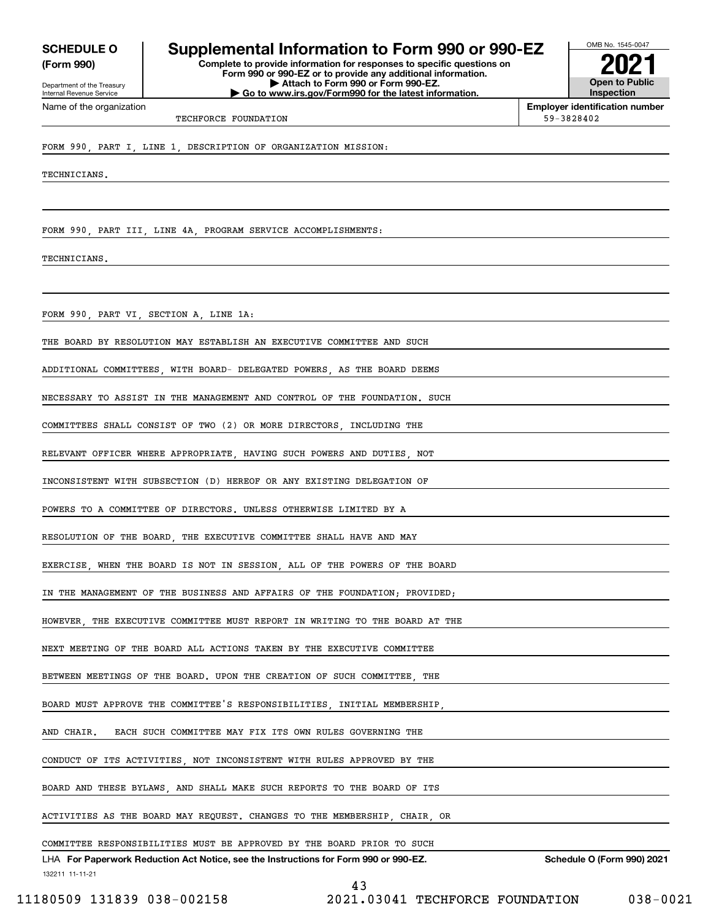**SCHEDULE O (Form 990)**

Department of the Treasury
Internal Revenue Service

# Supplemental Information to Form 990 or 990-EZ

**Complete to provide information for responses to specific questions on Form 990 or 990-EZ or to provide any additional information.**
**▶ Attach to Form 990 or Form 990-EZ.**
**▶ Go to www.irs.gov/Form990 for the latest information.**

OMB No. 1545-0047

**2021**

**Open to Public Inspection**

Name of the organization: TECHFORCE FOUNDATION

**Employer identification number:** 59-3828402

FORM 990, PART I, LINE 1, DESCRIPTION OF ORGANIZATION MISSION:

TECHNICIANS.

FORM 990, PART III, LINE 4A, PROGRAM SERVICE ACCOMPLISHMENTS:

TECHNICIANS.

FORM 990, PART VI, SECTION A, LINE 1A:

THE BOARD BY RESOLUTION MAY ESTABLISH AN EXECUTIVE COMMITTEE AND SUCH ADDITIONAL COMMITTEES, WITH BOARD- DELEGATED POWERS, AS THE BOARD DEEMS NECESSARY TO ASSIST IN THE MANAGEMENT AND CONTROL OF THE FOUNDATION. SUCH COMMITTEES SHALL CONSIST OF TWO (2) OR MORE DIRECTORS, INCLUDING THE RELEVANT OFFICER WHERE APPROPRIATE, HAVING SUCH POWERS AND DUTIES, NOT INCONSISTENT WITH SUBSECTION (D) HEREOF OR ANY EXISTING DELEGATION OF POWERS TO A COMMITTEE OF DIRECTORS. UNLESS OTHERWISE LIMITED BY A RESOLUTION OF THE BOARD, THE EXECUTIVE COMMITTEE SHALL HAVE AND MAY EXERCISE, WHEN THE BOARD IS NOT IN SESSION, ALL OF THE POWERS OF THE BOARD IN THE MANAGEMENT OF THE BUSINESS AND AFFAIRS OF THE FOUNDATION; PROVIDED; HOWEVER, THE EXECUTIVE COMMITTEE MUST REPORT IN WRITING TO THE BOARD AT THE NEXT MEETING OF THE BOARD ALL ACTIONS TAKEN BY THE EXECUTIVE COMMITTEE BETWEEN MEETINGS OF THE BOARD. UPON THE CREATION OF SUCH COMMITTEE, THE BOARD MUST APPROVE THE COMMITTEE'S RESPONSIBILITIES, INITIAL MEMBERSHIP, AND CHAIR.   EACH SUCH COMMITTEE MAY FIX ITS OWN RULES GOVERNING THE CONDUCT OF ITS ACTIVITIES, NOT INCONSISTENT WITH RULES APPROVED BY THE BOARD AND THESE BYLAWS, AND SHALL MAKE SUCH REPORTS TO THE BOARD OF ITS ACTIVITIES AS THE BOARD MAY REQUEST. CHANGES TO THE MEMBERSHIP, CHAIR, OR COMMITTEE RESPONSIBILITIES MUST BE APPROVED BY THE BOARD PRIOR TO SUCH

LHA **For Paperwork Reduction Act Notice, see the Instructions for Form 990 or 990-EZ.** **Schedule O (Form 990) 2021**

132211 11-11-21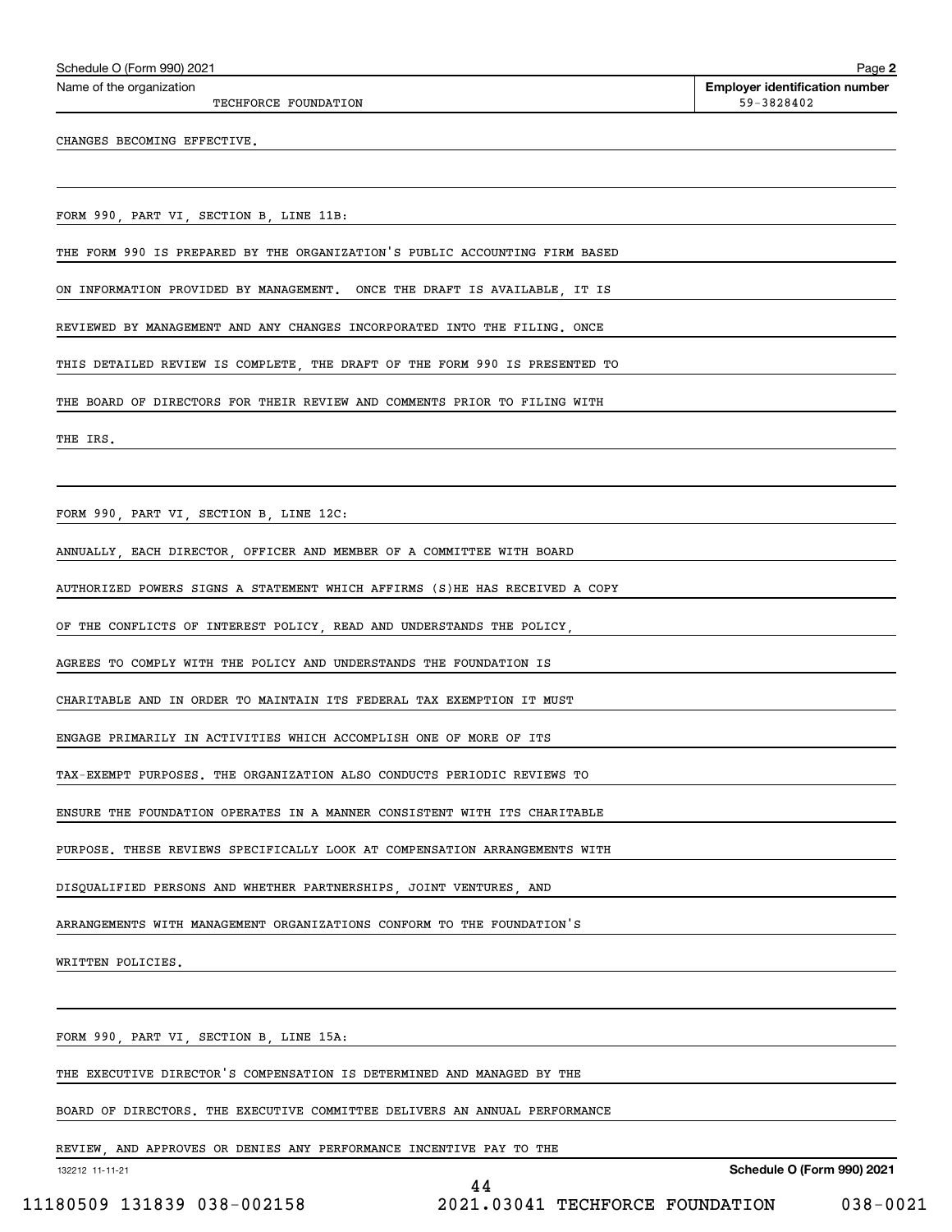Name of the organization: TECHFORCE FOUNDATION

Employer identification number: 59-3828402

CHANGES BECOMING EFFECTIVE.

FORM 990, PART VI, SECTION B, LINE 11B:

THE FORM 990 IS PREPARED BY THE ORGANIZATION'S PUBLIC ACCOUNTING FIRM BASED ON INFORMATION PROVIDED BY MANAGEMENT. ONCE THE DRAFT IS AVAILABLE, IT IS REVIEWED BY MANAGEMENT AND ANY CHANGES INCORPORATED INTO THE FILING. ONCE THIS DETAILED REVIEW IS COMPLETE, THE DRAFT OF THE FORM 990 IS PRESENTED TO THE BOARD OF DIRECTORS FOR THEIR REVIEW AND COMMENTS PRIOR TO FILING WITH THE IRS.

FORM 990, PART VI, SECTION B, LINE 12C:

ANNUALLY, EACH DIRECTOR, OFFICER AND MEMBER OF A COMMITTEE WITH BOARD AUTHORIZED POWERS SIGNS A STATEMENT WHICH AFFIRMS (S)HE HAS RECEIVED A COPY OF THE CONFLICTS OF INTEREST POLICY, READ AND UNDERSTANDS THE POLICY, AGREES TO COMPLY WITH THE POLICY AND UNDERSTANDS THE FOUNDATION IS CHARITABLE AND IN ORDER TO MAINTAIN ITS FEDERAL TAX EXEMPTION IT MUST ENGAGE PRIMARILY IN ACTIVITIES WHICH ACCOMPLISH ONE OF MORE OF ITS TAX-EXEMPT PURPOSES. THE ORGANIZATION ALSO CONDUCTS PERIODIC REVIEWS TO ENSURE THE FOUNDATION OPERATES IN A MANNER CONSISTENT WITH ITS CHARITABLE PURPOSE. THESE REVIEWS SPECIFICALLY LOOK AT COMPENSATION ARRANGEMENTS WITH DISQUALIFIED PERSONS AND WHETHER PARTNERSHIPS, JOINT VENTURES, AND ARRANGEMENTS WITH MANAGEMENT ORGANIZATIONS CONFORM TO THE FOUNDATION'S WRITTEN POLICIES.

FORM 990, PART VI, SECTION B, LINE 15A:

THE EXECUTIVE DIRECTOR'S COMPENSATION IS DETERMINED AND MANAGED BY THE BOARD OF DIRECTORS. THE EXECUTIVE COMMITTEE DELIVERS AN ANNUAL PERFORMANCE REVIEW, AND APPROVES OR DENIES ANY PERFORMANCE INCENTIVE PAY TO THE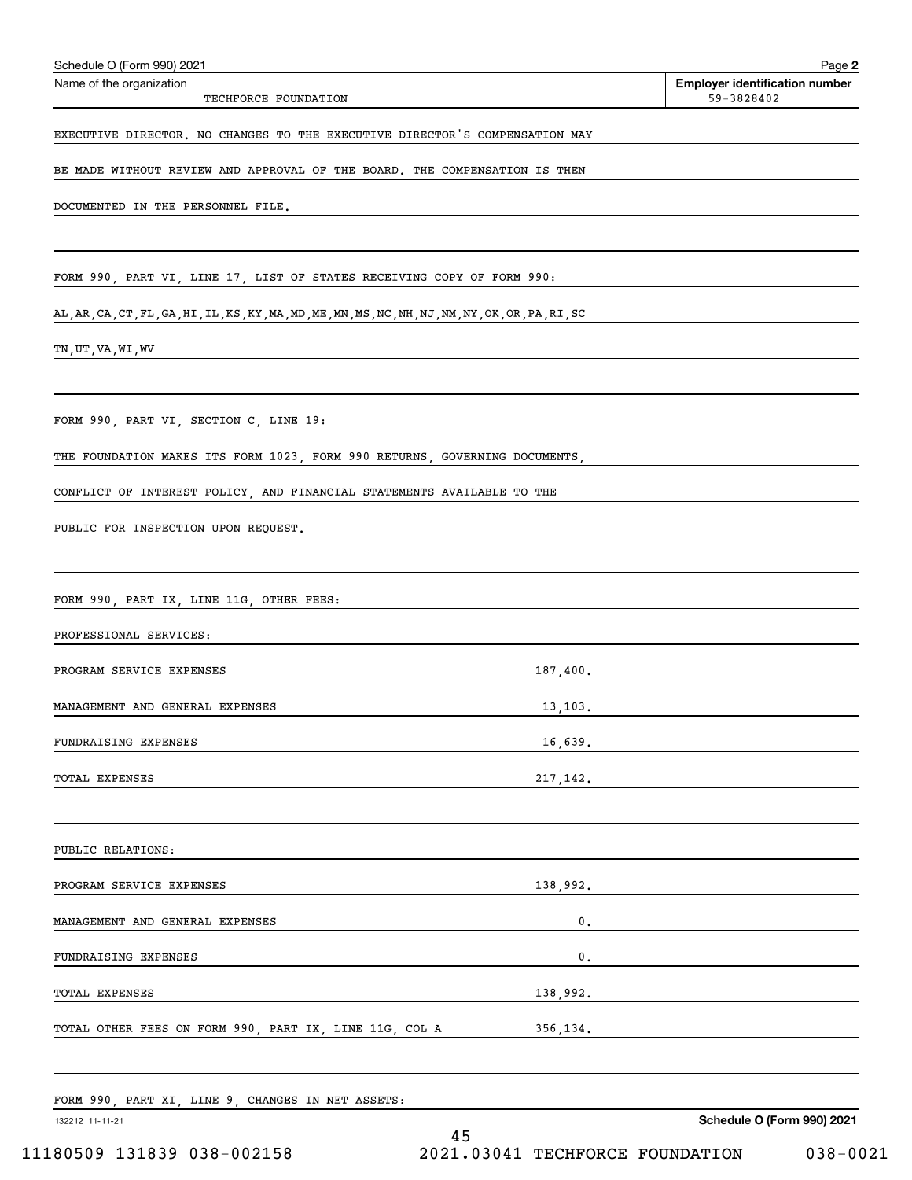Schedule O (Form 990) 2021

Name of the organization: TECHFORCE FOUNDATION

Employer identification number: 59-3828402

EXECUTIVE DIRECTOR. NO CHANGES TO THE EXECUTIVE DIRECTOR'S COMPENSATION MAY BE MADE WITHOUT REVIEW AND APPROVAL OF THE BOARD. THE COMPENSATION IS THEN DOCUMENTED IN THE PERSONNEL FILE.

FORM 990, PART VI, LINE 17, LIST OF STATES RECEIVING COPY OF FORM 990:

AL,AR,CA,CT,FL,GA,HI,IL,KS,KY,MA,MD,ME,MN,MS,NC,NH,NJ,NM,NY,OK,OR,PA,RI,SC TN,UT,VA,WI,WV

FORM 990, PART VI, SECTION C, LINE 19:

THE FOUNDATION MAKES ITS FORM 1023, FORM 990 RETURNS, GOVERNING DOCUMENTS, CONFLICT OF INTEREST POLICY, AND FINANCIAL STATEMENTS AVAILABLE TO THE PUBLIC FOR INSPECTION UPON REQUEST.

FORM 990, PART IX, LINE 11G, OTHER FEES:

PROFESSIONAL SERVICES:

| | |
|---|---|
| PROGRAM SERVICE EXPENSES | 187,400. |
| MANAGEMENT AND GENERAL EXPENSES | 13,103. |
| FUNDRAISING EXPENSES | 16,639. |
| TOTAL EXPENSES | 217,142. |

PUBLIC RELATIONS:

| | |
|---|---|
| PROGRAM SERVICE EXPENSES | 138,992. |
| MANAGEMENT AND GENERAL EXPENSES | 0. |
| FUNDRAISING EXPENSES | 0. |
| TOTAL EXPENSES | 138,992. |
| TOTAL OTHER FEES ON FORM 990, PART IX, LINE 11G, COL A | 356,134. |

FORM 990, PART XI, LINE 9, CHANGES IN NET ASSETS: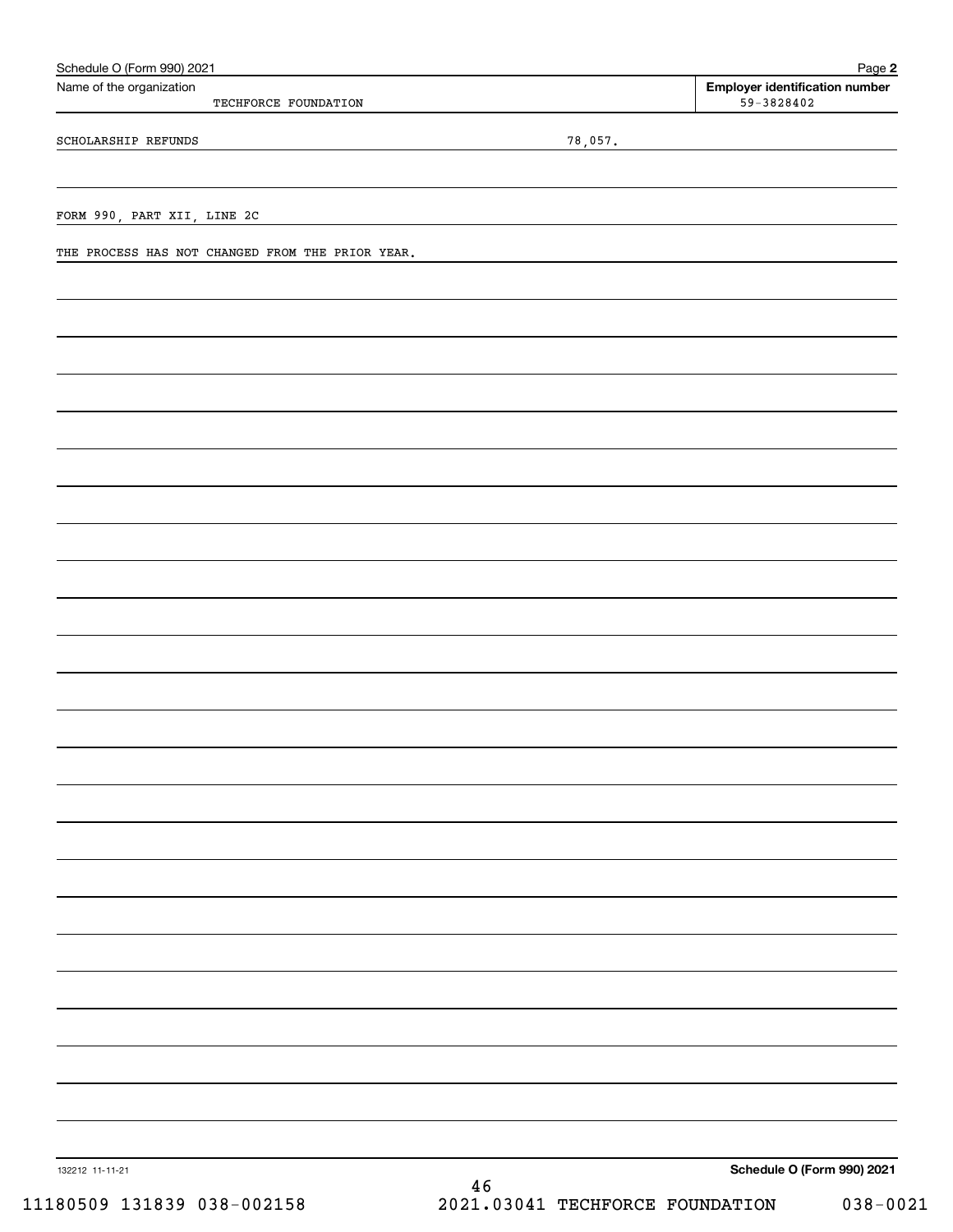Schedule O (Form 990) 2021

Name of the organization: TECHFORCE FOUNDATION

Employer identification number: 59-3828402

| | |
|---|---|
| SCHOLARSHIP REFUNDS | 78,057. |

FORM 990, PART XII, LINE 2C

THE PROCESS HAS NOT CHANGED FROM THE PRIOR YEAR.